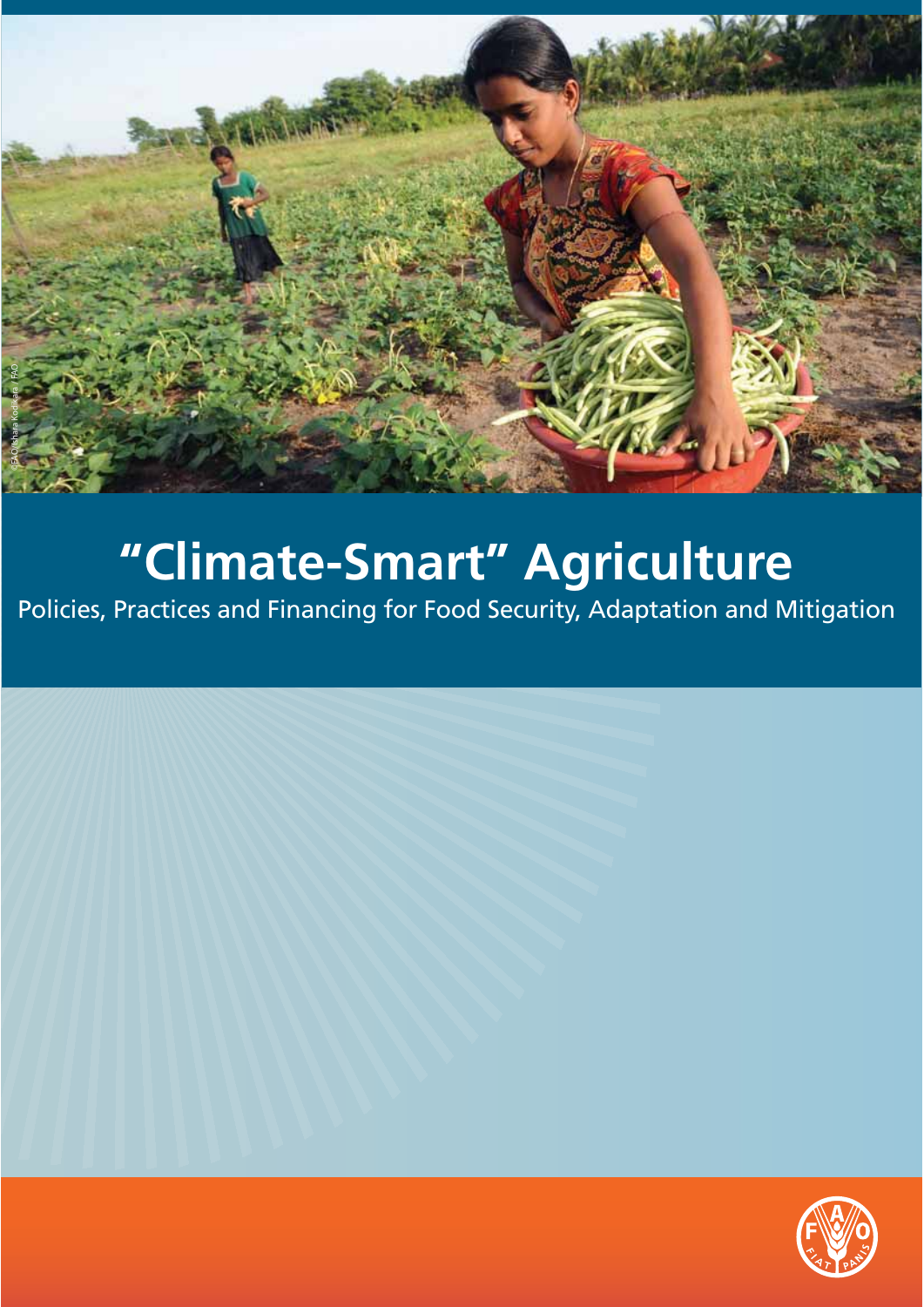# "Climate-Smart" Agriculture

Policies, Practices and Financing for Food Security, Adaptation and Mitigation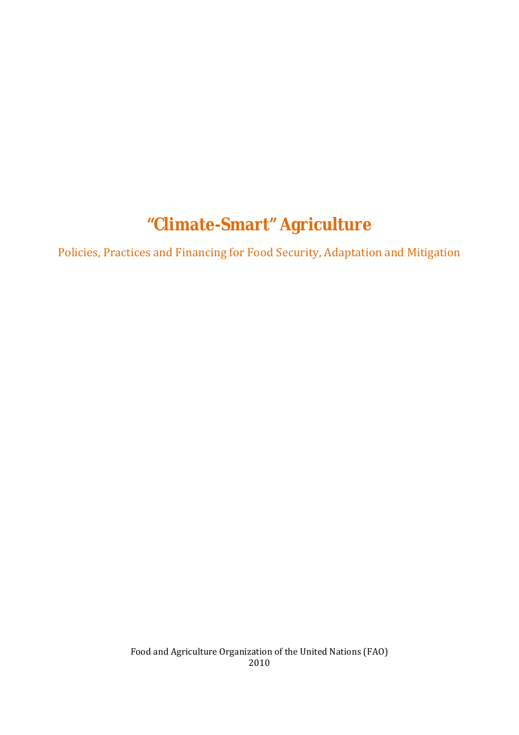# "Climate-Smart" Agriculture

Policies, Practices and Financing for Food Security, Adaptation and Mitigation

Food and Agriculture Organization of the United Nations (FAO)
2010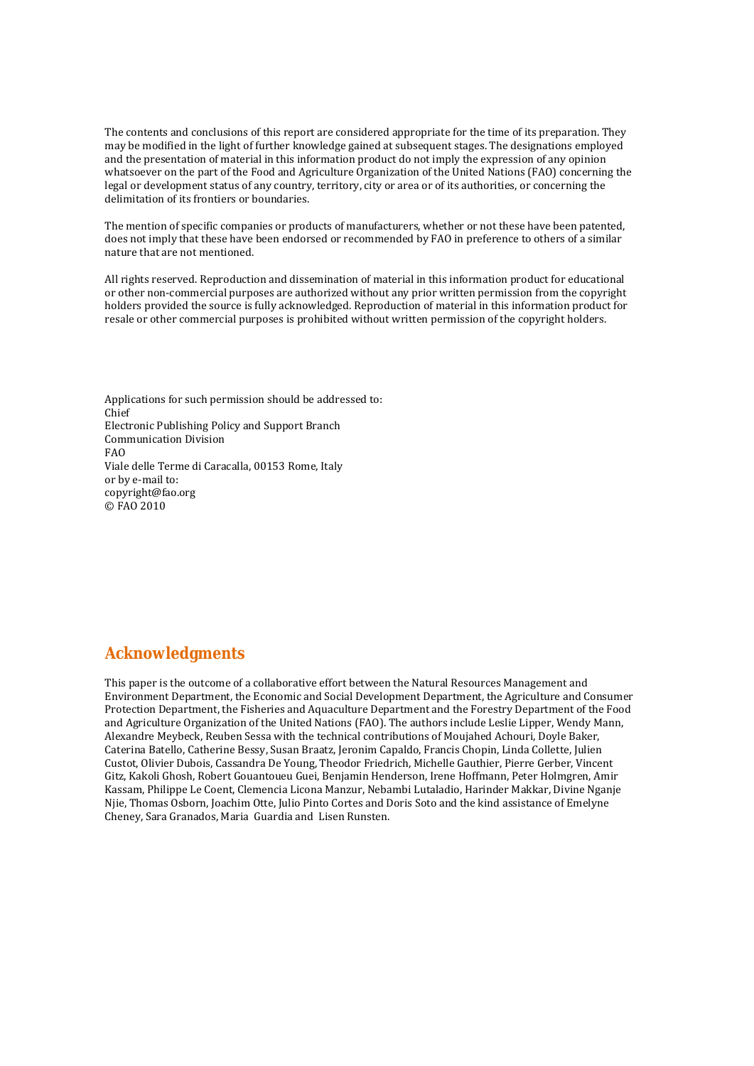The contents and conclusions of this report are considered appropriate for the time of its preparation. They may be modified in the light of further knowledge gained at subsequent stages. The designations employed and the presentation of material in this information product do not imply the expression of any opinion whatsoever on the part of the Food and Agriculture Organization of the United Nations (FAO) concerning the legal or development status of any country, territory, city or area or of its authorities, or concerning the delimitation of its frontiers or boundaries.

The mention of specific companies or products of manufacturers, whether or not these have been patented, does not imply that these have been endorsed or recommended by FAO in preference to others of a similar nature that are not mentioned.

All rights reserved. Reproduction and dissemination of material in this information product for educational or other non-commercial purposes are authorized without any prior written permission from the copyright holders provided the source is fully acknowledged. Reproduction of material in this information product for resale or other commercial purposes is prohibited without written permission of the copyright holders.

Applications for such permission should be addressed to:
Chief
Electronic Publishing Policy and Support Branch
Communication Division
FAO
Viale delle Terme di Caracalla, 00153 Rome, Italy
or by e-mail to:
copyright@fao.org
© FAO 2010

## Acknowledgments

This paper is the outcome of a collaborative effort between the Natural Resources Management and Environment Department, the Economic and Social Development Department, the Agriculture and Consumer Protection Department, the Fisheries and Aquaculture Department and the Forestry Department of the Food and Agriculture Organization of the United Nations (FAO). The authors include Leslie Lipper, Wendy Mann, Alexandre Meybeck, Reuben Sessa with the technical contributions of Moujahed Achouri, Doyle Baker, Caterina Batello, Catherine Bessy, Susan Braatz, Jeronim Capaldo, Francis Chopin, Linda Collette, Julien Custot, Olivier Dubois, Cassandra De Young, Theodor Friedrich, Michelle Gauthier, Pierre Gerber, Vincent Gitz, Kakoli Ghosh, Robert Gouantoueu Guei, Benjamin Henderson, Irene Hoffmann, Peter Holmgren, Amir Kassam, Philippe Le Coent, Clemencia Licona Manzur, Nebambi Lutaladio, Harinder Makkar, Divine Nganje Njie, Thomas Osborn, Joachim Otte, Julio Pinto Cortes and Doris Soto and the kind assistance of Emelyne Cheney, Sara Granados, Maria Guardia and Lisen Runsten.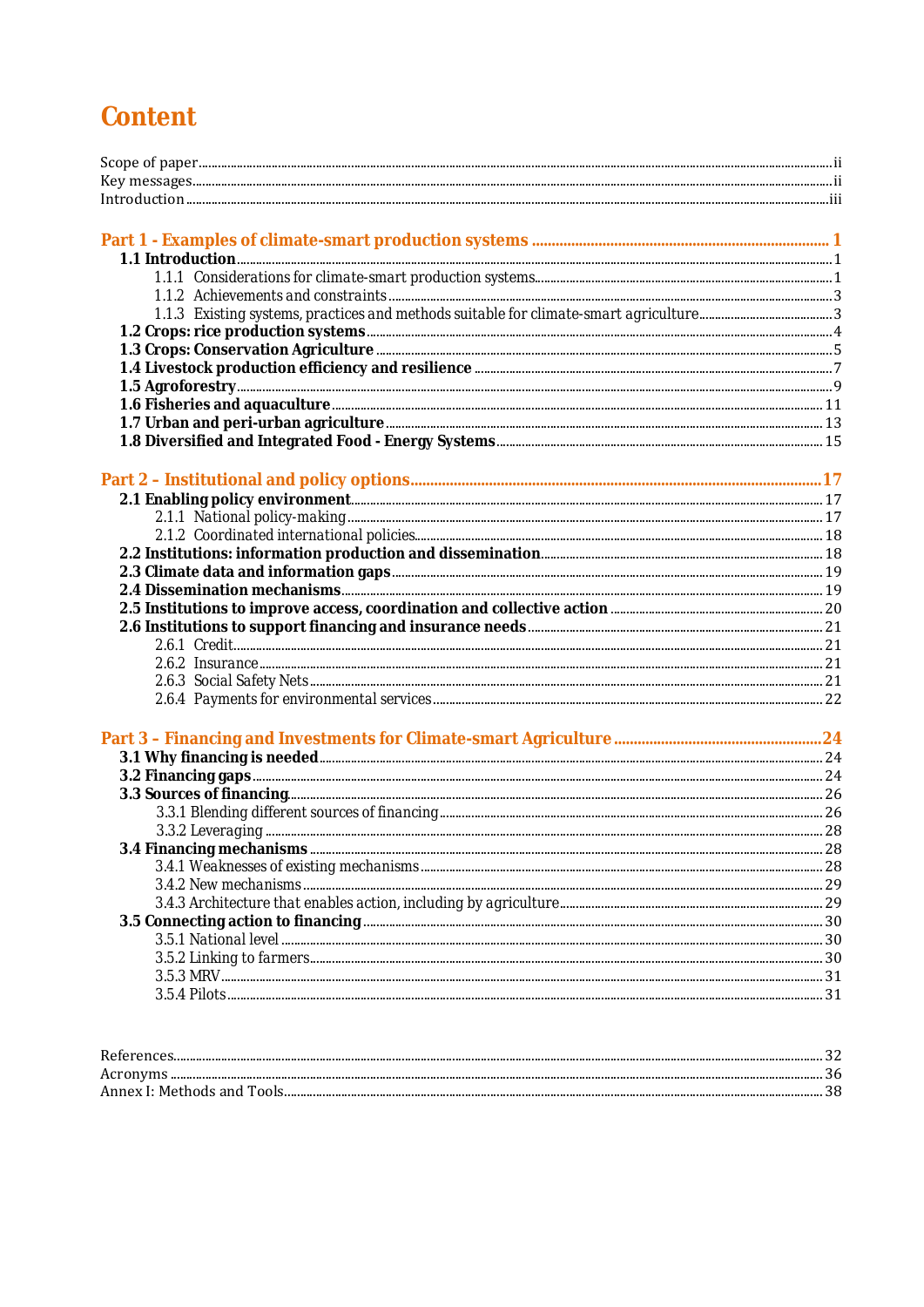# Content

Scope of paper ..... ii
Key messages ..... ii
Introduction ..... iii

**Part 1 - Examples of climate-smart production systems ..... 1**

**1.1 Introduction ..... 1**

1.1.1 Considerations for climate-smart production systems ..... 1
1.1.2 Achievements and constraints ..... 3
1.1.3 Existing systems, practices and methods suitable for climate-smart agriculture ..... 3

**1.2 Crops: rice production systems ..... 4**
**1.3 Crops: Conservation Agriculture ..... 5**
**1.4 Livestock production efficiency and resilience ..... 7**
**1.5 Agroforestry ..... 9**
**1.6 Fisheries and aquaculture ..... 11**
**1.7 Urban and peri-urban agriculture ..... 13**
**1.8 Diversified and Integrated Food - Energy Systems ..... 15**

**Part 2 – Institutional and policy options ..... 17**

**2.1 Enabling policy environment ..... 17**

2.1.1 National policy-making ..... 17
2.1.2 Coordinated international policies ..... 18

**2.2 Institutions: information production and dissemination ..... 18**
**2.3 Climate data and information gaps ..... 19**
**2.4 Dissemination mechanisms ..... 19**
**2.5 Institutions to improve access, coordination and collective action ..... 20**
**2.6 Institutions to support financing and insurance needs ..... 21**

2.6.1 Credit ..... 21
2.6.2 Insurance ..... 21
2.6.3 Social Safety Nets ..... 21
2.6.4 Payments for environmental services ..... 22

**Part 3 – Financing and Investments for Climate-smart Agriculture ..... 24**

**3.1 Why financing is needed ..... 24**
**3.2 Financing gaps ..... 24**
**3.3 Sources of financing ..... 26**

3.3.1 Blending different sources of financing ..... 26
3.3.2 Leveraging ..... 28

**3.4 Financing mechanisms ..... 28**

3.4.1 Weaknesses of existing mechanisms ..... 28
3.4.2 New mechanisms ..... 29
3.4.3 Architecture that enables action, including by agriculture ..... 29

**3.5 Connecting action to financing ..... 30**

3.5.1 National level ..... 30
3.5.2 Linking to farmers ..... 30
3.5.3 MRV ..... 31
3.5.4 Pilots ..... 31

References ..... 32
Acronyms ..... 36
Annex I: Methods and Tools ..... 38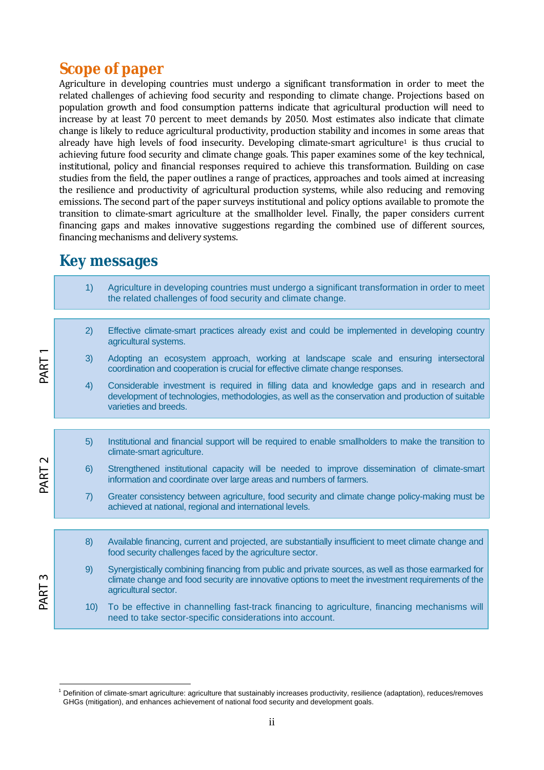## Scope of paper

Agriculture in developing countries must undergo a significant transformation in order to meet the related challenges of achieving food security and responding to climate change. Projections based on population growth and food consumption patterns indicate that agricultural production will need to increase by at least 70 percent to meet demands by 2050. Most estimates also indicate that climate change is likely to reduce agricultural productivity, production stability and incomes in some areas that already have high levels of food insecurity. Developing climate-smart agriculture[1] is thus crucial to achieving future food security and climate change goals. This paper examines some of the key technical, institutional, policy and financial responses required to achieve this transformation. Building on case studies from the field, the paper outlines a range of practices, approaches and tools aimed at increasing the resilience and productivity of agricultural production systems, while also reducing and removing emissions. The second part of the paper surveys institutional and policy options available to promote the transition to climate-smart agriculture at the smallholder level. Finally, the paper considers current financing gaps and makes innovative suggestions regarding the combined use of different sources, financing mechanisms and delivery systems.

## Key messages

1) Agriculture in developing countries must undergo a significant transformation in order to meet the related challenges of food security and climate change.

**PART 1**

2) Effective climate-smart practices already exist and could be implemented in developing country agricultural systems.
3) Adopting an ecosystem approach, working at landscape scale and ensuring intersectoral coordination and cooperation is crucial for effective climate change responses.
4) Considerable investment is required in filling data and knowledge gaps and in research and development of technologies, methodologies, as well as the conservation and production of suitable varieties and breeds.

**PART 2**

5) Institutional and financial support will be required to enable smallholders to make the transition to climate-smart agriculture.
6) Strengthened institutional capacity will be needed to improve dissemination of climate-smart information and coordinate over large areas and numbers of farmers.
7) Greater consistency between agriculture, food security and climate change policy-making must be achieved at national, regional and international levels.

**PART 3**

8) Available financing, current and projected, are substantially insufficient to meet climate change and food security challenges faced by the agriculture sector.
9) Synergistically combining financing from public and private sources, as well as those earmarked for climate change and food security are innovative options to meet the investment requirements of the agricultural sector.
10) To be effective in channelling fast-track financing to agriculture, financing mechanisms will need to take sector-specific considerations into account.

---

[1] Definition of climate-smart agriculture: agriculture that sustainably increases productivity, resilience (adaptation), reduces/removes GHGs (mitigation), and enhances achievement of national food security and development goals.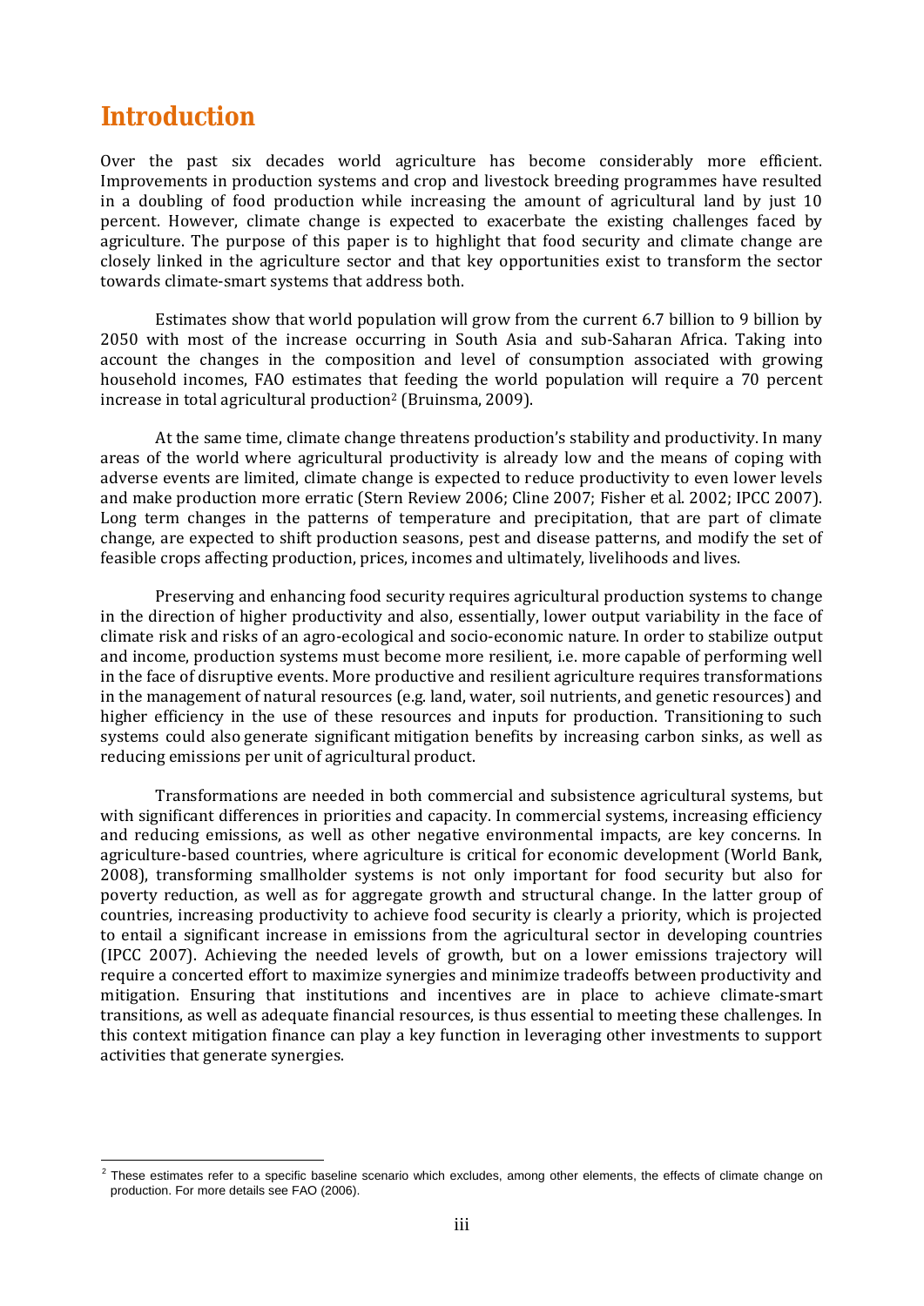# Introduction

Over the past six decades world agriculture has become considerably more efficient. Improvements in production systems and crop and livestock breeding programmes have resulted in a doubling of food production while increasing the amount of agricultural land by just 10 percent. However, climate change is expected to exacerbate the existing challenges faced by agriculture. The purpose of this paper is to highlight that food security and climate change are closely linked in the agriculture sector and that key opportunities exist to transform the sector towards climate-smart systems that address both.

Estimates show that world population will grow from the current 6.7 billion to 9 billion by 2050 with most of the increase occurring in South Asia and sub-Saharan Africa. Taking into account the changes in the composition and level of consumption associated with growing household incomes, FAO estimates that feeding the world population will require a 70 percent increase in total agricultural production[2] (Bruinsma, 2009).

At the same time, climate change threatens production's stability and productivity. In many areas of the world where agricultural productivity is already low and the means of coping with adverse events are limited, climate change is expected to reduce productivity to even lower levels and make production more erratic (Stern Review 2006; Cline 2007; Fisher et al. 2002; IPCC 2007). Long term changes in the patterns of temperature and precipitation, that are part of climate change, are expected to shift production seasons, pest and disease patterns, and modify the set of feasible crops affecting production, prices, incomes and ultimately, livelihoods and lives.

Preserving and enhancing food security requires agricultural production systems to change in the direction of higher productivity and also, essentially, lower output variability in the face of climate risk and risks of an agro-ecological and socio-economic nature. In order to stabilize output and income, production systems must become more resilient, i.e. more capable of performing well in the face of disruptive events. More productive and resilient agriculture requires transformations in the management of natural resources (e.g. land, water, soil nutrients, and genetic resources) and higher efficiency in the use of these resources and inputs for production. Transitioning to such systems could also generate significant mitigation benefits by increasing carbon sinks, as well as reducing emissions per unit of agricultural product.

Transformations are needed in both commercial and subsistence agricultural systems, but with significant differences in priorities and capacity. In commercial systems, increasing efficiency and reducing emissions, as well as other negative environmental impacts, are key concerns. In agriculture-based countries, where agriculture is critical for economic development (World Bank, 2008), transforming smallholder systems is not only important for food security but also for poverty reduction, as well as for aggregate growth and structural change. In the latter group of countries, increasing productivity to achieve food security is clearly a priority, which is projected to entail a significant increase in emissions from the agricultural sector in developing countries (IPCC 2007). Achieving the needed levels of growth, but on a lower emissions trajectory will require a concerted effort to maximize synergies and minimize tradeoffs between productivity and mitigation. Ensuring that institutions and incentives are in place to achieve climate-smart transitions, as well as adequate financial resources, is thus essential to meeting these challenges. In this context mitigation finance can play a key function in leveraging other investments to support activities that generate synergies.

---

[2] These estimates refer to a specific baseline scenario which excludes, among other elements, the effects of climate change on production. For more details see FAO (2006).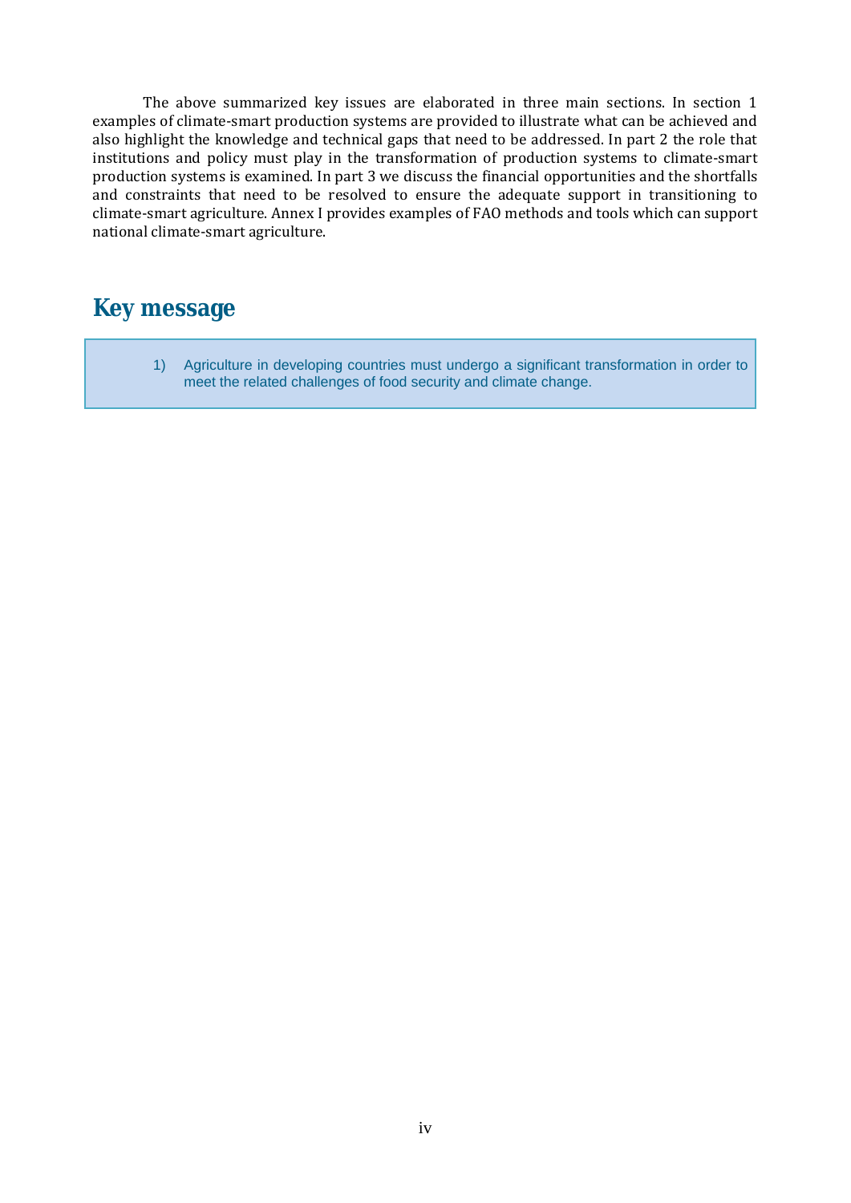The above summarized key issues are elaborated in three main sections. In section 1 examples of climate-smart production systems are provided to illustrate what can be achieved and also highlight the knowledge and technical gaps that need to be addressed. In part 2 the role that institutions and policy must play in the transformation of production systems to climate-smart production systems is examined. In part 3 we discuss the financial opportunities and the shortfalls and constraints that need to be resolved to ensure the adequate support in transitioning to climate-smart agriculture. Annex I provides examples of FAO methods and tools which can support national climate-smart agriculture.

## Key message

> 1) Agriculture in developing countries must undergo a significant transformation in order to meet the related challenges of food security and climate change.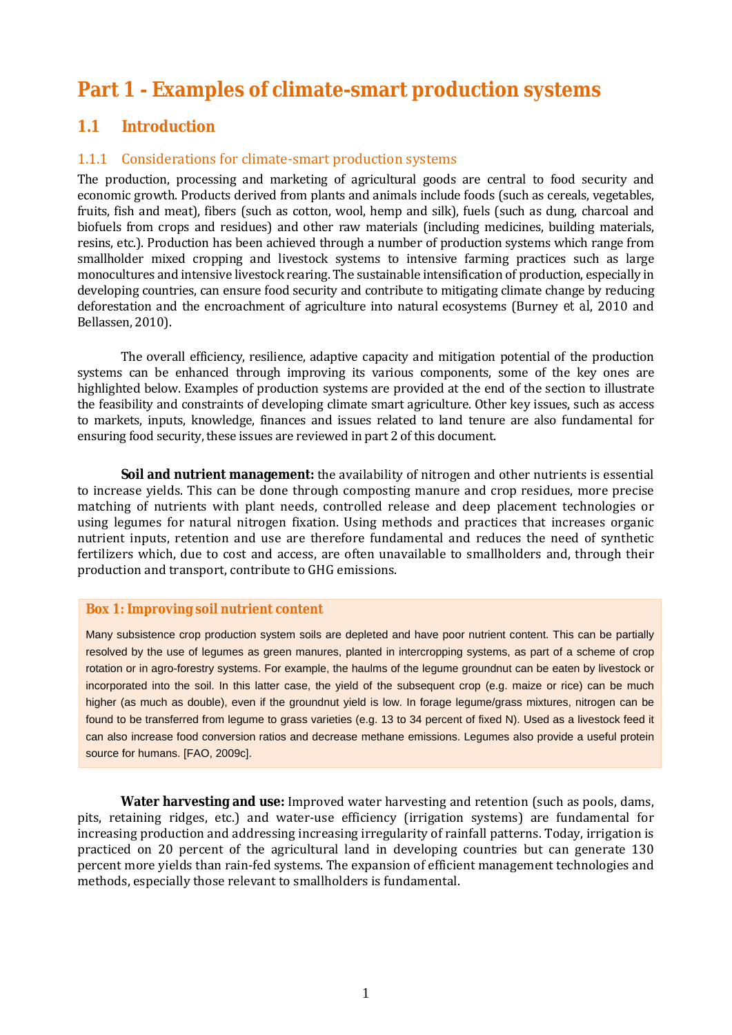# Part 1 - Examples of climate-smart production systems

## 1.1 Introduction

### 1.1.1 Considerations for climate-smart production systems

The production, processing and marketing of agricultural goods are central to food security and economic growth. Products derived from plants and animals include foods (such as cereals, vegetables, fruits, fish and meat), fibers (such as cotton, wool, hemp and silk), fuels (such as dung, charcoal and biofuels from crops and residues) and other raw materials (including medicines, building materials, resins, etc.). Production has been achieved through a number of production systems which range from smallholder mixed cropping and livestock systems to intensive farming practices such as large monocultures and intensive livestock rearing. The sustainable intensification of production, especially in developing countries, can ensure food security and contribute to mitigating climate change by reducing deforestation and the encroachment of agriculture into natural ecosystems (Burney et al, 2010 and Bellassen, 2010).

The overall efficiency, resilience, adaptive capacity and mitigation potential of the production systems can be enhanced through improving its various components, some of the key ones are highlighted below. Examples of production systems are provided at the end of the section to illustrate the feasibility and constraints of developing climate smart agriculture. Other key issues, such as access to markets, inputs, knowledge, finances and issues related to land tenure are also fundamental for ensuring food security, these issues are reviewed in part 2 of this document.

**Soil and nutrient management:** the availability of nitrogen and other nutrients is essential to increase yields. This can be done through composting manure and crop residues, more precise matching of nutrients with plant needs, controlled release and deep placement technologies or using legumes for natural nitrogen fixation. Using methods and practices that increases organic nutrient inputs, retention and use are therefore fundamental and reduces the need of synthetic fertilizers which, due to cost and access, are often unavailable to smallholders and, through their production and transport, contribute to GHG emissions.

> **Box 1: Improving soil nutrient content**
>
> Many subsistence crop production system soils are depleted and have poor nutrient content. This can be partially resolved by the use of legumes as green manures, planted in intercropping systems, as part of a scheme of crop rotation or in agro-forestry systems. For example, the haulms of the legume groundnut can be eaten by livestock or incorporated into the soil. In this latter case, the yield of the subsequent crop (e.g. maize or rice) can be much higher (as much as double), even if the groundnut yield is low. In forage legume/grass mixtures, nitrogen can be found to be transferred from legume to grass varieties (e.g. 13 to 34 percent of fixed N). Used as a livestock feed it can also increase food conversion ratios and decrease methane emissions. Legumes also provide a useful protein source for humans. [FAO, 2009c].

**Water harvesting and use:** Improved water harvesting and retention (such as pools, dams, pits, retaining ridges, etc.) and water-use efficiency (irrigation systems) are fundamental for increasing production and addressing increasing irregularity of rainfall patterns. Today, irrigation is practiced on 20 percent of the agricultural land in developing countries but can generate 130 percent more yields than rain-fed systems. The expansion of efficient management technologies and methods, especially those relevant to smallholders is fundamental.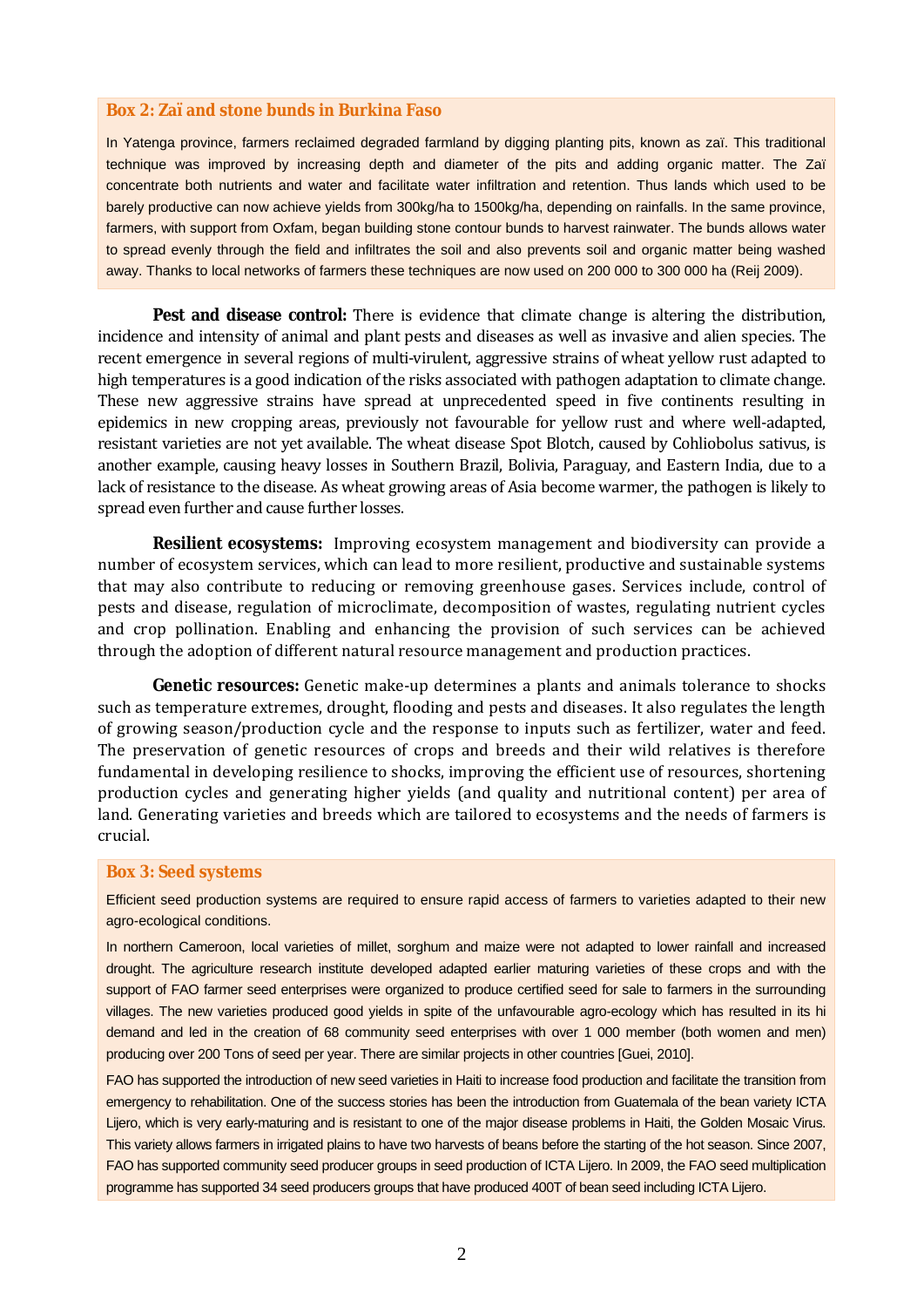**Box 2: Zaï and stone bunds in Burkina Faso**

In Yatenga province, farmers reclaimed degraded farmland by digging planting pits, known as zaï. This traditional technique was improved by increasing depth and diameter of the pits and adding organic matter. The Zaï concentrate both nutrients and water and facilitate water infiltration and retention. Thus lands which used to be barely productive can now achieve yields from 300kg/ha to 1500kg/ha, depending on rainfalls. In the same province, farmers, with support from Oxfam, began building stone contour bunds to harvest rainwater. The bunds allows water to spread evenly through the field and infiltrates the soil and also prevents soil and organic matter being washed away. Thanks to local networks of farmers these techniques are now used on 200 000 to 300 000 ha (Reij 2009).

**Pest and disease control:** There is evidence that climate change is altering the distribution, incidence and intensity of animal and plant pests and diseases as well as invasive and alien species. The recent emergence in several regions of multi-virulent, aggressive strains of wheat yellow rust adapted to high temperatures is a good indication of the risks associated with pathogen adaptation to climate change. These new aggressive strains have spread at unprecedented speed in five continents resulting in epidemics in new cropping areas, previously not favourable for yellow rust and where well-adapted, resistant varieties are not yet available. The wheat disease Spot Blotch, caused by Cohliobolus sativus, is another example, causing heavy losses in Southern Brazil, Bolivia, Paraguay, and Eastern India, due to a lack of resistance to the disease. As wheat growing areas of Asia become warmer, the pathogen is likely to spread even further and cause further losses.

**Resilient ecosystems:** Improving ecosystem management and biodiversity can provide a number of ecosystem services, which can lead to more resilient, productive and sustainable systems that may also contribute to reducing or removing greenhouse gases. Services include, control of pests and disease, regulation of microclimate, decomposition of wastes, regulating nutrient cycles and crop pollination. Enabling and enhancing the provision of such services can be achieved through the adoption of different natural resource management and production practices.

**Genetic resources:** Genetic make-up determines a plants and animals tolerance to shocks such as temperature extremes, drought, flooding and pests and diseases. It also regulates the length of growing season/production cycle and the response to inputs such as fertilizer, water and feed. The preservation of genetic resources of crops and breeds and their wild relatives is therefore fundamental in developing resilience to shocks, improving the efficient use of resources, shortening production cycles and generating higher yields (and quality and nutritional content) per area of land. Generating varieties and breeds which are tailored to ecosystems and the needs of farmers is crucial.

**Box 3: Seed systems**

Efficient seed production systems are required to ensure rapid access of farmers to varieties adapted to their new agro-ecological conditions.

In northern Cameroon, local varieties of millet, sorghum and maize were not adapted to lower rainfall and increased drought. The agriculture research institute developed adapted earlier maturing varieties of these crops and with the support of FAO farmer seed enterprises were organized to produce certified seed for sale to farmers in the surrounding villages. The new varieties produced good yields in spite of the unfavourable agro-ecology which has resulted in its hi demand and led in the creation of 68 community seed enterprises with over 1 000 member (both women and men) producing over 200 Tons of seed per year. There are similar projects in other countries [Guei, 2010].

FAO has supported the introduction of new seed varieties in Haiti to increase food production and facilitate the transition from emergency to rehabilitation. One of the success stories has been the introduction from Guatemala of the bean variety ICTA Lijero, which is very early-maturing and is resistant to one of the major disease problems in Haiti, the Golden Mosaic Virus. This variety allows farmers in irrigated plains to have two harvests of beans before the starting of the hot season. Since 2007, FAO has supported community seed producer groups in seed production of ICTA Lijero. In 2009, the FAO seed multiplication programme has supported 34 seed producers groups that have produced 400T of bean seed including ICTA Lijero.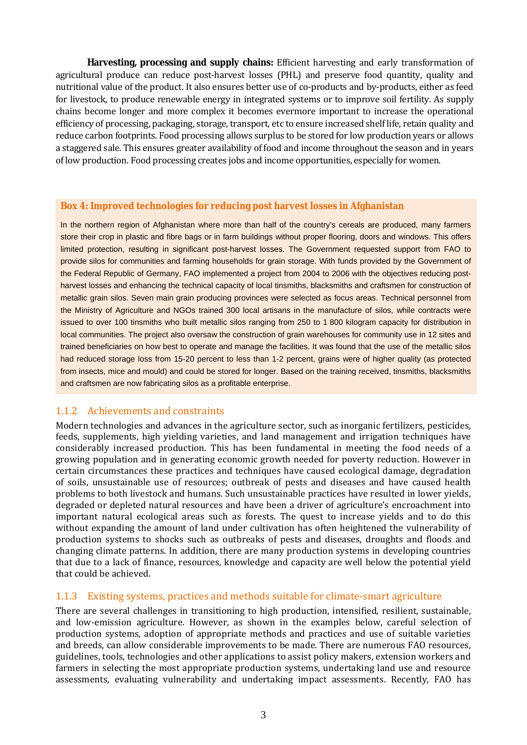**Harvesting, processing and supply chains:** Efficient harvesting and early transformation of agricultural produce can reduce post-harvest losses (PHL) and preserve food quantity, quality and nutritional value of the product. It also ensures better use of co-products and by-products, either as feed for livestock, to produce renewable energy in integrated systems or to improve soil fertility. As supply chains become longer and more complex it becomes evermore important to increase the operational efficiency of processing, packaging, storage, transport, etc to ensure increased shelf life, retain quality and reduce carbon footprints. Food processing allows surplus to be stored for low production years or allows a staggered sale. This ensures greater availability of food and income throughout the season and in years of low production. Food processing creates jobs and income opportunities, especially for women.

**Box 4: Improved technologies for reducing post harvest losses in Afghanistan**

In the northern region of Afghanistan where more than half of the country's cereals are produced, many farmers store their crop in plastic and fibre bags or in farm buildings without proper flooring, doors and windows. This offers limited protection, resulting in significant post-harvest losses. The Government requested support from FAO to provide silos for communities and farming households for grain storage. With funds provided by the Government of the Federal Republic of Germany, FAO implemented a project from 2004 to 2006 with the objectives reducing post-harvest losses and enhancing the technical capacity of local tinsmiths, blacksmiths and craftsmen for construction of metallic grain silos. Seven main grain producing provinces were selected as focus areas. Technical personnel from the Ministry of Agriculture and NGOs trained 300 local artisans in the manufacture of silos, while contracts were issued to over 100 tinsmiths who built metallic silos ranging from 250 to 1 800 kilogram capacity for distribution in local communities. The project also oversaw the construction of grain warehouses for community use in 12 sites and trained beneficiaries on how best to operate and manage the facilities. It was found that the use of the metallic silos had reduced storage loss from 15-20 percent to less than 1-2 percent, grains were of higher quality (as protected from insects, mice and mould) and could be stored for longer. Based on the training received, tinsmiths, blacksmiths and craftsmen are now fabricating silos as a profitable enterprise.

### 1.1.2 Achievements and constraints

Modern technologies and advances in the agriculture sector, such as inorganic fertilizers, pesticides, feeds, supplements, high yielding varieties, and land management and irrigation techniques have considerably increased production. This has been fundamental in meeting the food needs of a growing population and in generating economic growth needed for poverty reduction. However in certain circumstances these practices and techniques have caused ecological damage, degradation of soils, unsustainable use of resources; outbreak of pests and diseases and have caused health problems to both livestock and humans. Such unsustainable practices have resulted in lower yields, degraded or depleted natural resources and have been a driver of agriculture's encroachment into important natural ecological areas such as forests. The quest to increase yields and to do this without expanding the amount of land under cultivation has often heightened the vulnerability of production systems to shocks such as outbreaks of pests and diseases, droughts and floods and changing climate patterns. In addition, there are many production systems in developing countries that due to a lack of finance, resources, knowledge and capacity are well below the potential yield that could be achieved.

### 1.1.3 Existing systems, practices and methods suitable for climate-smart agriculture

There are several challenges in transitioning to high production, intensified, resilient, sustainable, and low-emission agriculture. However, as shown in the examples below, careful selection of production systems, adoption of appropriate methods and practices and use of suitable varieties and breeds, can allow considerable improvements to be made. There are numerous FAO resources, guidelines, tools, technologies and other applications to assist policy makers, extension workers and farmers in selecting the most appropriate production systems, undertaking land use and resource assessments, evaluating vulnerability and undertaking impact assessments. Recently, FAO has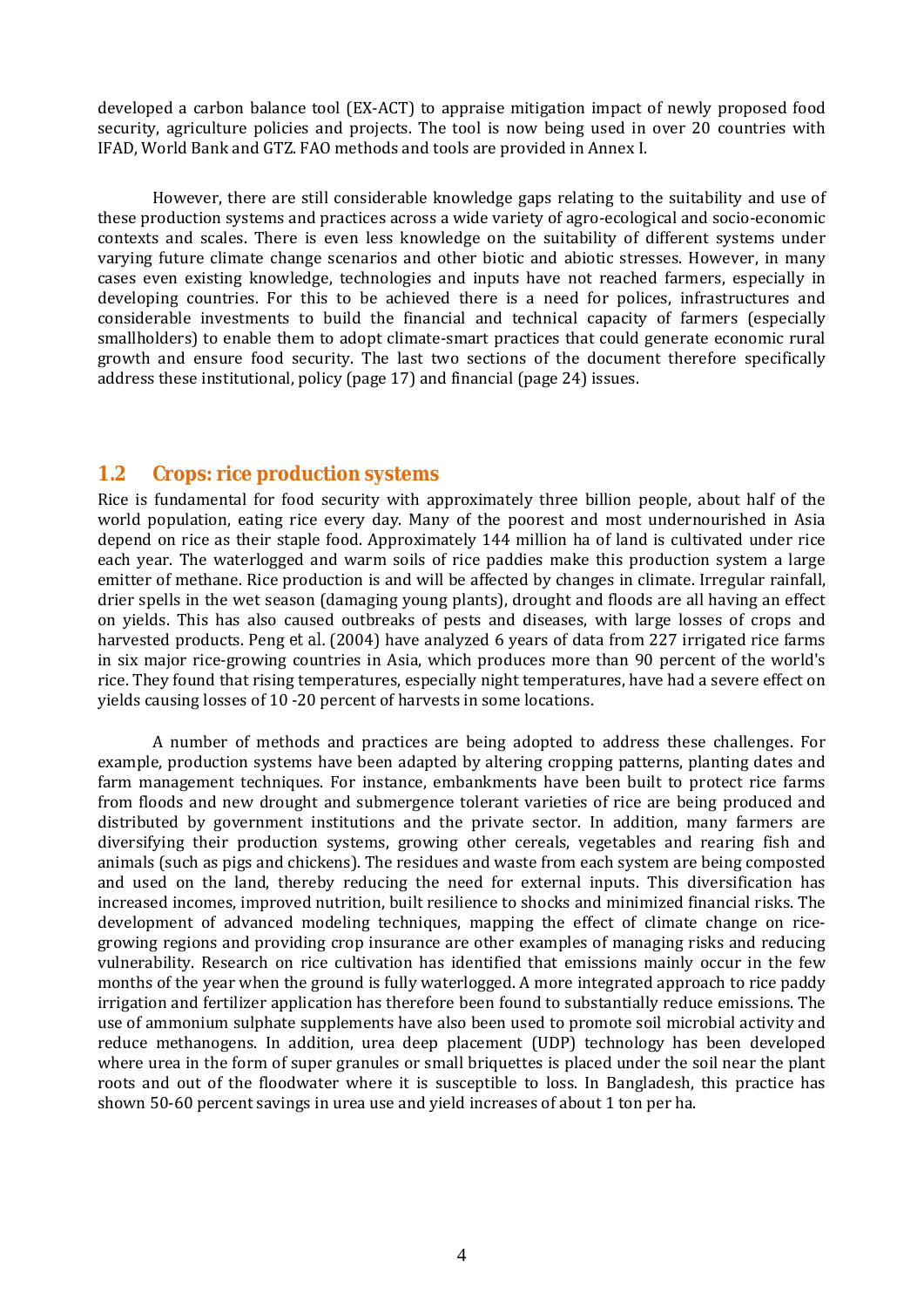developed a carbon balance tool (EX-ACT) to appraise mitigation impact of newly proposed food security, agriculture policies and projects. The tool is now being used in over 20 countries with IFAD, World Bank and GTZ. FAO methods and tools are provided in Annex I.

However, there are still considerable knowledge gaps relating to the suitability and use of these production systems and practices across a wide variety of agro-ecological and socio-economic contexts and scales. There is even less knowledge on the suitability of different systems under varying future climate change scenarios and other biotic and abiotic stresses. However, in many cases even existing knowledge, technologies and inputs have not reached farmers, especially in developing countries. For this to be achieved there is a need for polices, infrastructures and considerable investments to build the financial and technical capacity of farmers (especially smallholders) to enable them to adopt climate-smart practices that could generate economic rural growth and ensure food security. The last two sections of the document therefore specifically address these institutional, policy (page 17) and financial (page 24) issues.

## 1.2 Crops: rice production systems

Rice is fundamental for food security with approximately three billion people, about half of the world population, eating rice every day. Many of the poorest and most undernourished in Asia depend on rice as their staple food. Approximately 144 million ha of land is cultivated under rice each year. The waterlogged and warm soils of rice paddies make this production system a large emitter of methane. Rice production is and will be affected by changes in climate. Irregular rainfall, drier spells in the wet season (damaging young plants), drought and floods are all having an effect on yields. This has also caused outbreaks of pests and diseases, with large losses of crops and harvested products. Peng et al. (2004) have analyzed 6 years of data from 227 irrigated rice farms in six major rice-growing countries in Asia, which produces more than 90 percent of the world's rice. They found that rising temperatures, especially night temperatures, have had a severe effect on yields causing losses of 10 -20 percent of harvests in some locations.

A number of methods and practices are being adopted to address these challenges. For example, production systems have been adapted by altering cropping patterns, planting dates and farm management techniques. For instance, embankments have been built to protect rice farms from floods and new drought and submergence tolerant varieties of rice are being produced and distributed by government institutions and the private sector. In addition, many farmers are diversifying their production systems, growing other cereals, vegetables and rearing fish and animals (such as pigs and chickens). The residues and waste from each system are being composted and used on the land, thereby reducing the need for external inputs. This diversification has increased incomes, improved nutrition, built resilience to shocks and minimized financial risks. The development of advanced modeling techniques, mapping the effect of climate change on rice-growing regions and providing crop insurance are other examples of managing risks and reducing vulnerability. Research on rice cultivation has identified that emissions mainly occur in the few months of the year when the ground is fully waterlogged. A more integrated approach to rice paddy irrigation and fertilizer application has therefore been found to substantially reduce emissions. The use of ammonium sulphate supplements have also been used to promote soil microbial activity and reduce methanogens. In addition, urea deep placement (UDP) technology has been developed where urea in the form of super granules or small briquettes is placed under the soil near the plant roots and out of the floodwater where it is susceptible to loss. In Bangladesh, this practice has shown 50-60 percent savings in urea use and yield increases of about 1 ton per ha.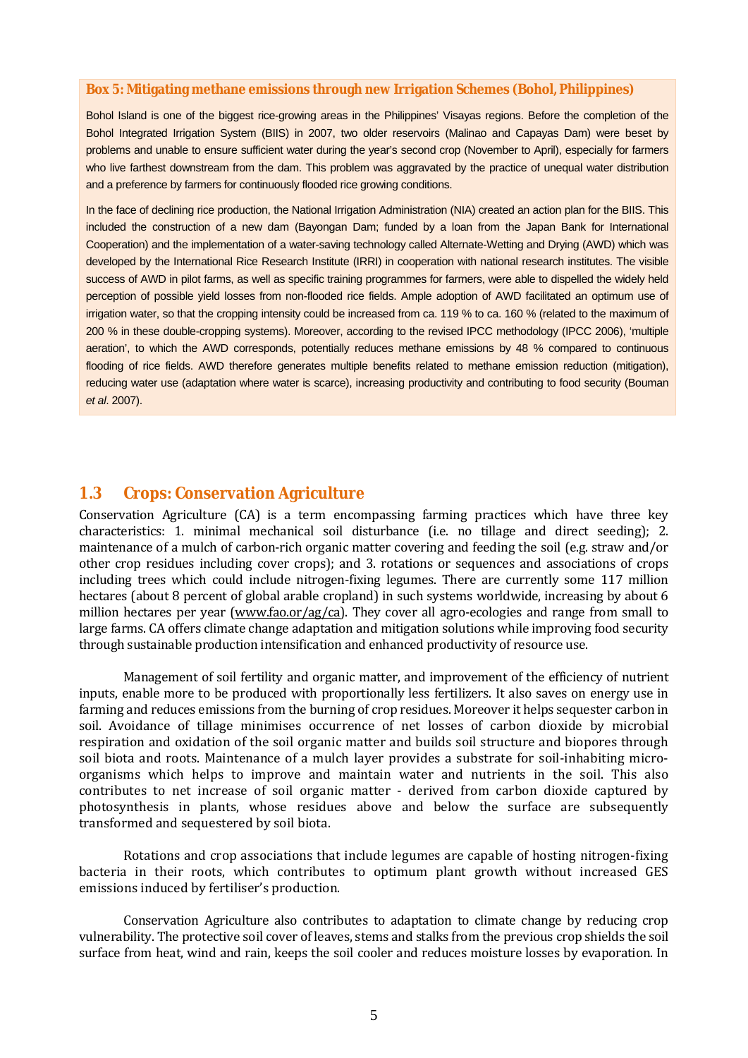**Box 5: Mitigating methane emissions through new Irrigation Schemes (Bohol, Philippines)**

Bohol Island is one of the biggest rice-growing areas in the Philippines' Visayas regions. Before the completion of the Bohol Integrated Irrigation System (BIIS) in 2007, two older reservoirs (Malinao and Capayas Dam) were beset by problems and unable to ensure sufficient water during the year's second crop (November to April), especially for farmers who live farthest downstream from the dam. This problem was aggravated by the practice of unequal water distribution and a preference by farmers for continuously flooded rice growing conditions.

In the face of declining rice production, the National Irrigation Administration (NIA) created an action plan for the BIIS. This included the construction of a new dam (Bayongan Dam; funded by a loan from the Japan Bank for International Cooperation) and the implementation of a water-saving technology called Alternate-Wetting and Drying (AWD) which was developed by the International Rice Research Institute (IRRI) in cooperation with national research institutes. The visible success of AWD in pilot farms, as well as specific training programmes for farmers, were able to dispelled the widely held perception of possible yield losses from non-flooded rice fields. Ample adoption of AWD facilitated an optimum use of irrigation water, so that the cropping intensity could be increased from ca. 119 % to ca. 160 % (related to the maximum of 200 % in these double-cropping systems). Moreover, according to the revised IPCC methodology (IPCC 2006), 'multiple aeration', to which the AWD corresponds, potentially reduces methane emissions by 48 % compared to continuous flooding of rice fields. AWD therefore generates multiple benefits related to methane emission reduction (mitigation), reducing water use (adaptation where water is scarce), increasing productivity and contributing to food security (Bouman *et al*. 2007).

## 1.3 Crops: Conservation Agriculture

Conservation Agriculture (CA) is a term encompassing farming practices which have three key characteristics: 1. minimal mechanical soil disturbance (i.e. no tillage and direct seeding); 2. maintenance of a mulch of carbon-rich organic matter covering and feeding the soil (e.g. straw and/or other crop residues including cover crops); and 3. rotations or sequences and associations of crops including trees which could include nitrogen-fixing legumes. There are currently some 117 million hectares (about 8 percent of global arable cropland) in such systems worldwide, increasing by about 6 million hectares per year (www.fao.or/ag/ca). They cover all agro-ecologies and range from small to large farms. CA offers climate change adaptation and mitigation solutions while improving food security through sustainable production intensification and enhanced productivity of resource use.

Management of soil fertility and organic matter, and improvement of the efficiency of nutrient inputs, enable more to be produced with proportionally less fertilizers. It also saves on energy use in farming and reduces emissions from the burning of crop residues. Moreover it helps sequester carbon in soil. Avoidance of tillage minimises occurrence of net losses of carbon dioxide by microbial respiration and oxidation of the soil organic matter and builds soil structure and biopores through soil biota and roots. Maintenance of a mulch layer provides a substrate for soil-inhabiting micro-organisms which helps to improve and maintain water and nutrients in the soil. This also contributes to net increase of soil organic matter - derived from carbon dioxide captured by photosynthesis in plants, whose residues above and below the surface are subsequently transformed and sequestered by soil biota.

Rotations and crop associations that include legumes are capable of hosting nitrogen-fixing bacteria in their roots, which contributes to optimum plant growth without increased GES emissions induced by fertiliser's production.

Conservation Agriculture also contributes to adaptation to climate change by reducing crop vulnerability. The protective soil cover of leaves, stems and stalks from the previous crop shields the soil surface from heat, wind and rain, keeps the soil cooler and reduces moisture losses by evaporation. In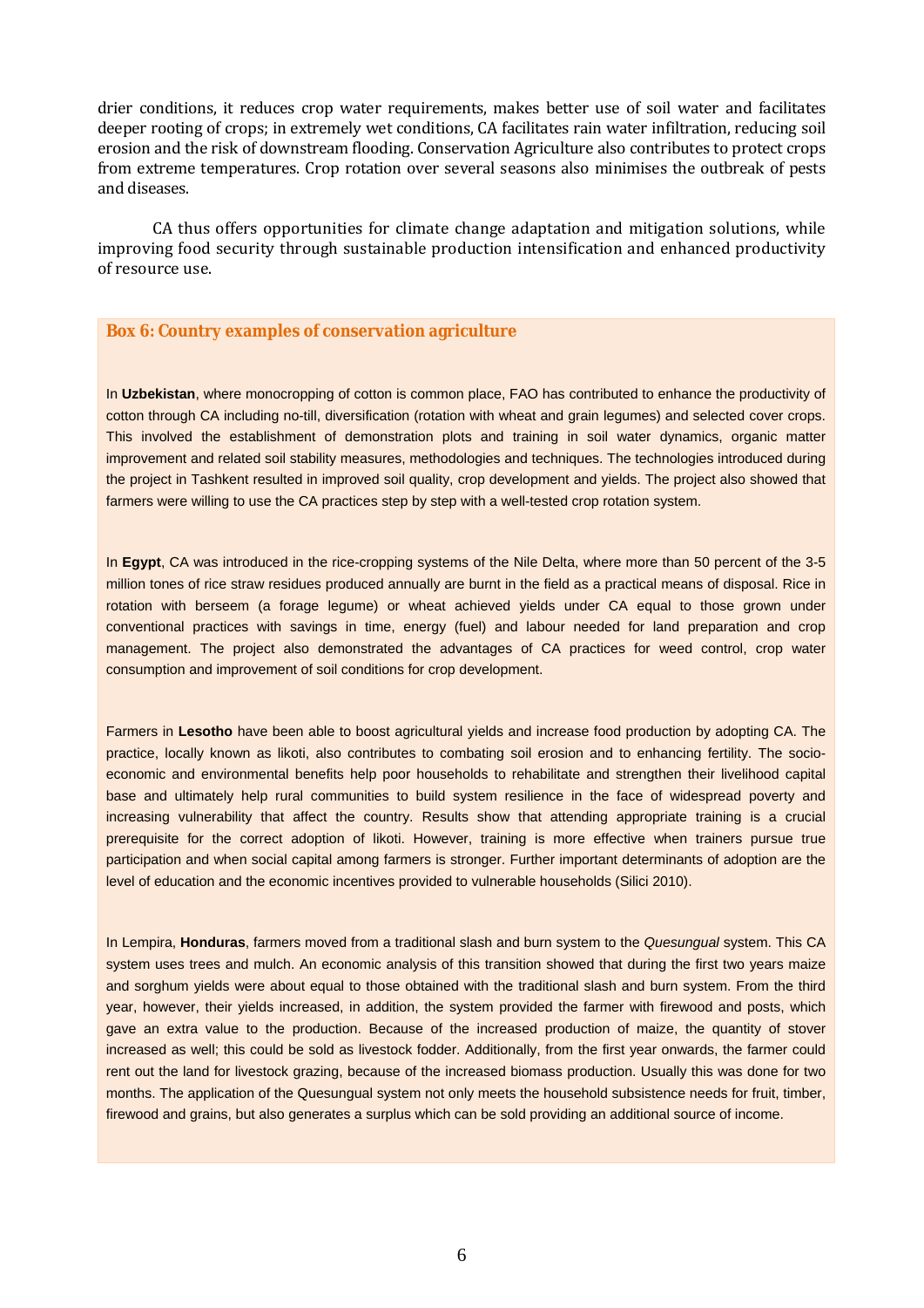drier conditions, it reduces crop water requirements, makes better use of soil water and facilitates deeper rooting of crops; in extremely wet conditions, CA facilitates rain water infiltration, reducing soil erosion and the risk of downstream flooding. Conservation Agriculture also contributes to protect crops from extreme temperatures. Crop rotation over several seasons also minimises the outbreak of pests and diseases.

CA thus offers opportunities for climate change adaptation and mitigation solutions, while improving food security through sustainable production intensification and enhanced productivity of resource use.

**Box 6: Country examples of conservation agriculture**

In **Uzbekistan**, where monocropping of cotton is common place, FAO has contributed to enhance the productivity of cotton through CA including no-till, diversification (rotation with wheat and grain legumes) and selected cover crops. This involved the establishment of demonstration plots and training in soil water dynamics, organic matter improvement and related soil stability measures, methodologies and techniques. The technologies introduced during the project in Tashkent resulted in improved soil quality, crop development and yields. The project also showed that farmers were willing to use the CA practices step by step with a well-tested crop rotation system.

In **Egypt**, CA was introduced in the rice-cropping systems of the Nile Delta, where more than 50 percent of the 3-5 million tones of rice straw residues produced annually are burnt in the field as a practical means of disposal. Rice in rotation with berseem (a forage legume) or wheat achieved yields under CA equal to those grown under conventional practices with savings in time, energy (fuel) and labour needed for land preparation and crop management. The project also demonstrated the advantages of CA practices for weed control, crop water consumption and improvement of soil conditions for crop development.

Farmers in **Lesotho** have been able to boost agricultural yields and increase food production by adopting CA. The practice, locally known as likoti, also contributes to combating soil erosion and to enhancing fertility. The socio-economic and environmental benefits help poor households to rehabilitate and strengthen their livelihood capital base and ultimately help rural communities to build system resilience in the face of widespread poverty and increasing vulnerability that affect the country. Results show that attending appropriate training is a crucial prerequisite for the correct adoption of likoti. However, training is more effective when trainers pursue true participation and when social capital among farmers is stronger. Further important determinants of adoption are the level of education and the economic incentives provided to vulnerable households (Silici 2010).

In Lempira, **Honduras**, farmers moved from a traditional slash and burn system to the *Quesungual* system. This CA system uses trees and mulch. An economic analysis of this transition showed that during the first two years maize and sorghum yields were about equal to those obtained with the traditional slash and burn system. From the third year, however, their yields increased, in addition, the system provided the farmer with firewood and posts, which gave an extra value to the production. Because of the increased production of maize, the quantity of stover increased as well; this could be sold as livestock fodder. Additionally, from the first year onwards, the farmer could rent out the land for livestock grazing, because of the increased biomass production. Usually this was done for two months. The application of the Quesungual system not only meets the household subsistence needs for fruit, timber, firewood and grains, but also generates a surplus which can be sold providing an additional source of income.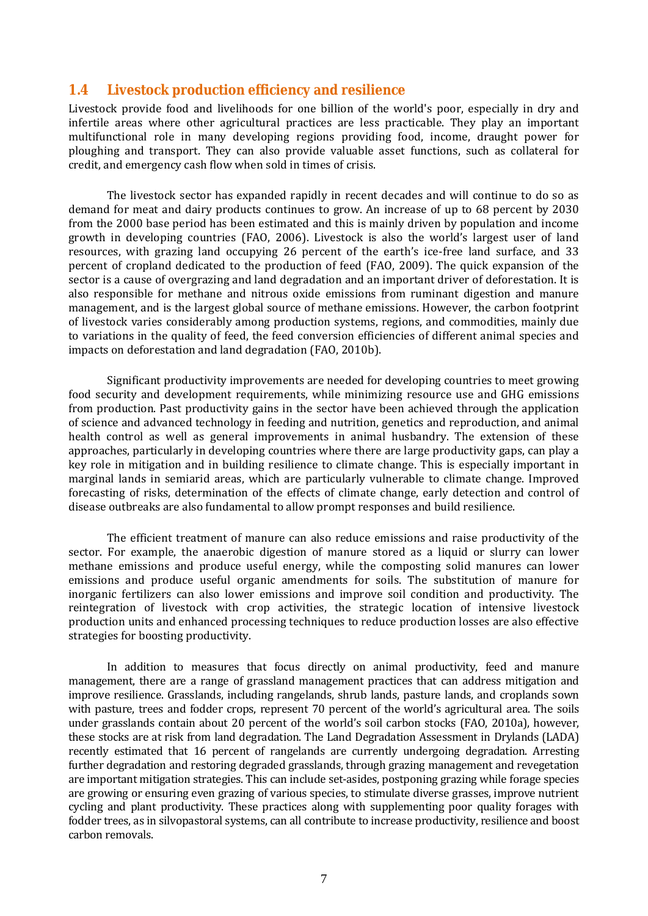## 1.4 Livestock production efficiency and resilience

Livestock provide food and livelihoods for one billion of the world's poor, especially in dry and infertile areas where other agricultural practices are less practicable. They play an important multifunctional role in many developing regions providing food, income, draught power for ploughing and transport. They can also provide valuable asset functions, such as collateral for credit, and emergency cash flow when sold in times of crisis.

The livestock sector has expanded rapidly in recent decades and will continue to do so as demand for meat and dairy products continues to grow. An increase of up to 68 percent by 2030 from the 2000 base period has been estimated and this is mainly driven by population and income growth in developing countries (FAO, 2006). Livestock is also the world's largest user of land resources, with grazing land occupying 26 percent of the earth's ice-free land surface, and 33 percent of cropland dedicated to the production of feed (FAO, 2009). The quick expansion of the sector is a cause of overgrazing and land degradation and an important driver of deforestation. It is also responsible for methane and nitrous oxide emissions from ruminant digestion and manure management, and is the largest global source of methane emissions. However, the carbon footprint of livestock varies considerably among production systems, regions, and commodities, mainly due to variations in the quality of feed, the feed conversion efficiencies of different animal species and impacts on deforestation and land degradation (FAO, 2010b).

Significant productivity improvements are needed for developing countries to meet growing food security and development requirements, while minimizing resource use and GHG emissions from production. Past productivity gains in the sector have been achieved through the application of science and advanced technology in feeding and nutrition, genetics and reproduction, and animal health control as well as general improvements in animal husbandry. The extension of these approaches, particularly in developing countries where there are large productivity gaps, can play a key role in mitigation and in building resilience to climate change. This is especially important in marginal lands in semiarid areas, which are particularly vulnerable to climate change. Improved forecasting of risks, determination of the effects of climate change, early detection and control of disease outbreaks are also fundamental to allow prompt responses and build resilience.

The efficient treatment of manure can also reduce emissions and raise productivity of the sector. For example, the anaerobic digestion of manure stored as a liquid or slurry can lower methane emissions and produce useful energy, while the composting solid manures can lower emissions and produce useful organic amendments for soils. The substitution of manure for inorganic fertilizers can also lower emissions and improve soil condition and productivity. The reintegration of livestock with crop activities, the strategic location of intensive livestock production units and enhanced processing techniques to reduce production losses are also effective strategies for boosting productivity.

In addition to measures that focus directly on animal productivity, feed and manure management, there are a range of grassland management practices that can address mitigation and improve resilience. Grasslands, including rangelands, shrub lands, pasture lands, and croplands sown with pasture, trees and fodder crops, represent 70 percent of the world's agricultural area. The soils under grasslands contain about 20 percent of the world's soil carbon stocks (FAO, 2010a), however, these stocks are at risk from land degradation. The Land Degradation Assessment in Drylands (LADA) recently estimated that 16 percent of rangelands are currently undergoing degradation. Arresting further degradation and restoring degraded grasslands, through grazing management and revegetation are important mitigation strategies. This can include set-asides, postponing grazing while forage species are growing or ensuring even grazing of various species, to stimulate diverse grasses, improve nutrient cycling and plant productivity. These practices along with supplementing poor quality forages with fodder trees, as in silvopastoral systems, can all contribute to increase productivity, resilience and boost carbon removals.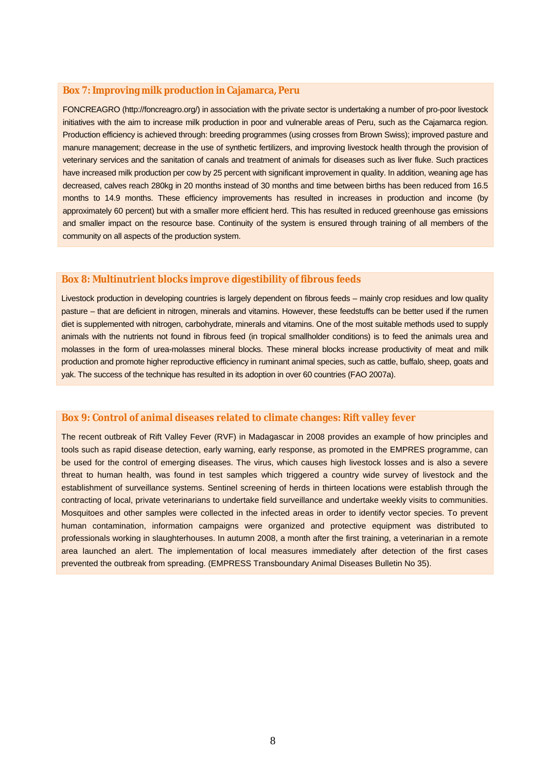### Box 7: Improving milk production in Cajamarca, Peru

FONCREAGRO (http://foncreagro.org/) in association with the private sector is undertaking a number of pro-poor livestock initiatives with the aim to increase milk production in poor and vulnerable areas of Peru, such as the Cajamarca region. Production efficiency is achieved through: breeding programmes (using crosses from Brown Swiss); improved pasture and manure management; decrease in the use of synthetic fertilizers, and improving livestock health through the provision of veterinary services and the sanitation of canals and treatment of animals for diseases such as liver fluke. Such practices have increased milk production per cow by 25 percent with significant improvement in quality. In addition, weaning age has decreased, calves reach 280kg in 20 months instead of 30 months and time between births has been reduced from 16.5 months to 14.9 months. These efficiency improvements has resulted in increases in production and income (by approximately 60 percent) but with a smaller more efficient herd. This has resulted in reduced greenhouse gas emissions and smaller impact on the resource base. Continuity of the system is ensured through training of all members of the community on all aspects of the production system.

### Box 8: Multinutrient blocks improve digestibility of fibrous feeds

Livestock production in developing countries is largely dependent on fibrous feeds – mainly crop residues and low quality pasture – that are deficient in nitrogen, minerals and vitamins. However, these feedstuffs can be better used if the rumen diet is supplemented with nitrogen, carbohydrate, minerals and vitamins. One of the most suitable methods used to supply animals with the nutrients not found in fibrous feed (in tropical smallholder conditions) is to feed the animals urea and molasses in the form of urea-molasses mineral blocks. These mineral blocks increase productivity of meat and milk production and promote higher reproductive efficiency in ruminant animal species, such as cattle, buffalo, sheep, goats and yak. The success of the technique has resulted in its adoption in over 60 countries (FAO 2007a).

### Box 9: Control of animal diseases related to climate changes: Rift valley fever

The recent outbreak of Rift Valley Fever (RVF) in Madagascar in 2008 provides an example of how principles and tools such as rapid disease detection, early warning, early response, as promoted in the EMPRES programme, can be used for the control of emerging diseases. The virus, which causes high livestock losses and is also a severe threat to human health, was found in test samples which triggered a country wide survey of livestock and the establishment of surveillance systems. Sentinel screening of herds in thirteen locations were establish through the contracting of local, private veterinarians to undertake field surveillance and undertake weekly visits to communities. Mosquitoes and other samples were collected in the infected areas in order to identify vector species. To prevent human contamination, information campaigns were organized and protective equipment was distributed to professionals working in slaughterhouses. In autumn 2008, a month after the first training, a veterinarian in a remote area launched an alert. The implementation of local measures immediately after detection of the first cases prevented the outbreak from spreading. (EMPRESS Transboundary Animal Diseases Bulletin No 35).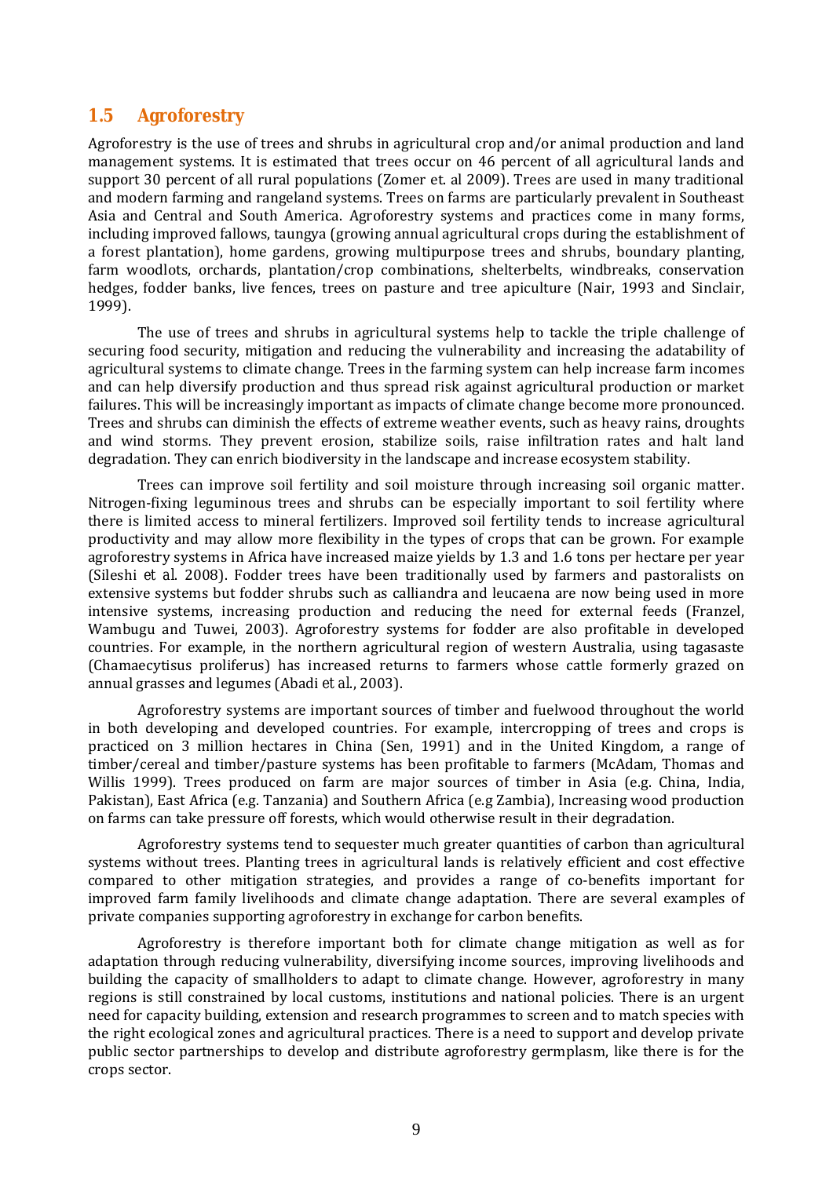## 1.5 Agroforestry

Agroforestry is the use of trees and shrubs in agricultural crop and/or animal production and land management systems. It is estimated that trees occur on 46 percent of all agricultural lands and support 30 percent of all rural populations (Zomer et. al 2009). Trees are used in many traditional and modern farming and rangeland systems. Trees on farms are particularly prevalent in Southeast Asia and Central and South America. Agroforestry systems and practices come in many forms, including improved fallows, taungya (growing annual agricultural crops during the establishment of a forest plantation), home gardens, growing multipurpose trees and shrubs, boundary planting, farm woodlots, orchards, plantation/crop combinations, shelterbelts, windbreaks, conservation hedges, fodder banks, live fences, trees on pasture and tree apiculture (Nair, 1993 and Sinclair, 1999).

The use of trees and shrubs in agricultural systems help to tackle the triple challenge of securing food security, mitigation and reducing the vulnerability and increasing the adatability of agricultural systems to climate change. Trees in the farming system can help increase farm incomes and can help diversify production and thus spread risk against agricultural production or market failures. This will be increasingly important as impacts of climate change become more pronounced. Trees and shrubs can diminish the effects of extreme weather events, such as heavy rains, droughts and wind storms. They prevent erosion, stabilize soils, raise infiltration rates and halt land degradation. They can enrich biodiversity in the landscape and increase ecosystem stability.

Trees can improve soil fertility and soil moisture through increasing soil organic matter. Nitrogen-fixing leguminous trees and shrubs can be especially important to soil fertility where there is limited access to mineral fertilizers. Improved soil fertility tends to increase agricultural productivity and may allow more flexibility in the types of crops that can be grown. For example agroforestry systems in Africa have increased maize yields by 1.3 and 1.6 tons per hectare per year (Sileshi *et al.* 2008). Fodder trees have been traditionally used by farmers and pastoralists on extensive systems but fodder shrubs such as calliandra and leucaena are now being used in more intensive systems, increasing production and reducing the need for external feeds (Franzel, Wambugu and Tuwei, 2003). Agroforestry systems for fodder are also profitable in developed countries. For example, in the northern agricultural region of western Australia, using tagasaste (Chamaecytisus proliferus) has increased returns to farmers whose cattle formerly grazed on annual grasses and legumes (Abadi *et al.*, 2003).

Agroforestry systems are important sources of timber and fuelwood throughout the world in both developing and developed countries. For example, intercropping of trees and crops is practiced on 3 million hectares in China (Sen, 1991) and in the United Kingdom, a range of timber/cereal and timber/pasture systems has been profitable to farmers (McAdam, Thomas and Willis 1999). Trees produced on farm are major sources of timber in Asia (e.g. China, India, Pakistan), East Africa (e.g. Tanzania) and Southern Africa (e.g Zambia), Increasing wood production on farms can take pressure off forests, which would otherwise result in their degradation.

Agroforestry systems tend to sequester much greater quantities of carbon than agricultural systems without trees. Planting trees in agricultural lands is relatively efficient and cost effective compared to other mitigation strategies, and provides a range of co-benefits important for improved farm family livelihoods and climate change adaptation. There are several examples of private companies supporting agroforestry in exchange for carbon benefits.

Agroforestry is therefore important both for climate change mitigation as well as for adaptation through reducing vulnerability, diversifying income sources, improving livelihoods and building the capacity of smallholders to adapt to climate change. However, agroforestry in many regions is still constrained by local customs, institutions and national policies. There is an urgent need for capacity building, extension and research programmes to screen and to match species with the right ecological zones and agricultural practices. There is a need to support and develop private public sector partnerships to develop and distribute agroforestry germplasm, like there is for the crops sector.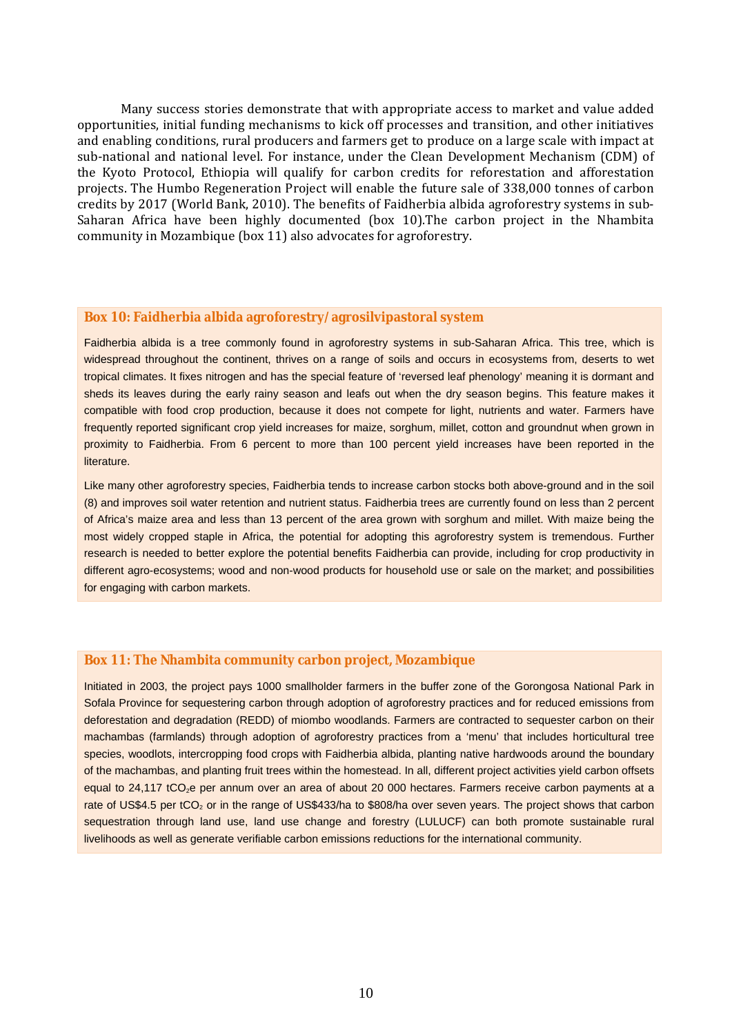Many success stories demonstrate that with appropriate access to market and value added opportunities, initial funding mechanisms to kick off processes and transition, and other initiatives and enabling conditions, rural producers and farmers get to produce on a large scale with impact at sub-national and national level. For instance, under the Clean Development Mechanism (CDM) of the Kyoto Protocol, Ethiopia will qualify for carbon credits for reforestation and afforestation projects. The Humbo Regeneration Project will enable the future sale of 338,000 tonnes of carbon credits by 2017 (World Bank, 2010). The benefits of Faidherbia albida agroforestry systems in sub-Saharan Africa have been highly documented (box 10).The carbon project in the Nhambita community in Mozambique (box 11) also advocates for agroforestry.

### Box 10: Faidherbia albida agroforestry/ agrosilvipastoral system

Faidherbia albida is a tree commonly found in agroforestry systems in sub-Saharan Africa. This tree, which is widespread throughout the continent, thrives on a range of soils and occurs in ecosystems from, deserts to wet tropical climates. It fixes nitrogen and has the special feature of 'reversed leaf phenology' meaning it is dormant and sheds its leaves during the early rainy season and leafs out when the dry season begins. This feature makes it compatible with food crop production, because it does not compete for light, nutrients and water. Farmers have frequently reported significant crop yield increases for maize, sorghum, millet, cotton and groundnut when grown in proximity to Faidherbia. From 6 percent to more than 100 percent yield increases have been reported in the literature.

Like many other agroforestry species, Faidherbia tends to increase carbon stocks both above-ground and in the soil (8) and improves soil water retention and nutrient status. Faidherbia trees are currently found on less than 2 percent of Africa's maize area and less than 13 percent of the area grown with sorghum and millet. With maize being the most widely cropped staple in Africa, the potential for adopting this agroforestry system is tremendous. Further research is needed to better explore the potential benefits Faidherbia can provide, including for crop productivity in different agro-ecosystems; wood and non-wood products for household use or sale on the market; and possibilities for engaging with carbon markets.

### Box 11: The Nhambita community carbon project, Mozambique

Initiated in 2003, the project pays 1000 smallholder farmers in the buffer zone of the Gorongosa National Park in Sofala Province for sequestering carbon through adoption of agroforestry practices and for reduced emissions from deforestation and degradation (REDD) of miombo woodlands. Farmers are contracted to sequester carbon on their machambas (farmlands) through adoption of agroforestry practices from a 'menu' that includes horticultural tree species, woodlots, intercropping food crops with Faidherbia albida, planting native hardwoods around the boundary of the machambas, and planting fruit trees within the homestead. In all, different project activities yield carbon offsets equal to 24,117 $tCO_2e$ per annum over an area of about 20 000 hectares. Farmers receive carbon payments at a rate of US$4.5 per $tCO_2$ or in the range of US$433/ha to $808/ha over seven years. The project shows that carbon sequestration through land use, land use change and forestry (LULUCF) can both promote sustainable rural livelihoods as well as generate verifiable carbon emissions reductions for the international community.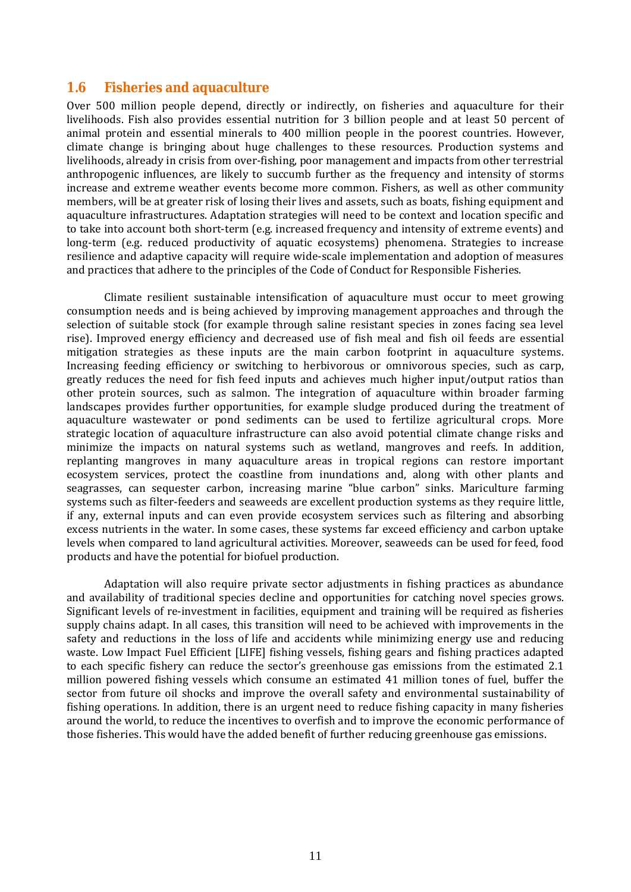## 1.6 Fisheries and aquaculture

Over 500 million people depend, directly or indirectly, on fisheries and aquaculture for their livelihoods. Fish also provides essential nutrition for 3 billion people and at least 50 percent of animal protein and essential minerals to 400 million people in the poorest countries. However, climate change is bringing about huge challenges to these resources. Production systems and livelihoods, already in crisis from over-fishing, poor management and impacts from other terrestrial anthropogenic influences, are likely to succumb further as the frequency and intensity of storms increase and extreme weather events become more common. Fishers, as well as other community members, will be at greater risk of losing their lives and assets, such as boats, fishing equipment and aquaculture infrastructures. Adaptation strategies will need to be context and location specific and to take into account both short-term (e.g. increased frequency and intensity of extreme events) and long-term (e.g. reduced productivity of aquatic ecosystems) phenomena. Strategies to increase resilience and adaptive capacity will require wide-scale implementation and adoption of measures and practices that adhere to the principles of the Code of Conduct for Responsible Fisheries.

Climate resilient sustainable intensification of aquaculture must occur to meet growing consumption needs and is being achieved by improving management approaches and through the selection of suitable stock (for example through saline resistant species in zones facing sea level rise). Improved energy efficiency and decreased use of fish meal and fish oil feeds are essential mitigation strategies as these inputs are the main carbon footprint in aquaculture systems. Increasing feeding efficiency or switching to herbivorous or omnivorous species, such as carp, greatly reduces the need for fish feed inputs and achieves much higher input/output ratios than other protein sources, such as salmon. The integration of aquaculture within broader farming landscapes provides further opportunities, for example sludge produced during the treatment of aquaculture wastewater or pond sediments can be used to fertilize agricultural crops. More strategic location of aquaculture infrastructure can also avoid potential climate change risks and minimize the impacts on natural systems such as wetland, mangroves and reefs. In addition, replanting mangroves in many aquaculture areas in tropical regions can restore important ecosystem services, protect the coastline from inundations and, along with other plants and seagrasses, can sequester carbon, increasing marine "blue carbon" sinks. Mariculture farming systems such as filter-feeders and seaweeds are excellent production systems as they require little, if any, external inputs and can even provide ecosystem services such as filtering and absorbing excess nutrients in the water. In some cases, these systems far exceed efficiency and carbon uptake levels when compared to land agricultural activities. Moreover, seaweeds can be used for feed, food products and have the potential for biofuel production.

Adaptation will also require private sector adjustments in fishing practices as abundance and availability of traditional species decline and opportunities for catching novel species grows. Significant levels of re-investment in facilities, equipment and training will be required as fisheries supply chains adapt. In all cases, this transition will need to be achieved with improvements in the safety and reductions in the loss of life and accidents while minimizing energy use and reducing waste. Low Impact Fuel Efficient [LIFE] fishing vessels, fishing gears and fishing practices adapted to each specific fishery can reduce the sector's greenhouse gas emissions from the estimated 2.1 million powered fishing vessels which consume an estimated 41 million tones of fuel, buffer the sector from future oil shocks and improve the overall safety and environmental sustainability of fishing operations. In addition, there is an urgent need to reduce fishing capacity in many fisheries around the world, to reduce the incentives to overfish and to improve the economic performance of those fisheries. This would have the added benefit of further reducing greenhouse gas emissions.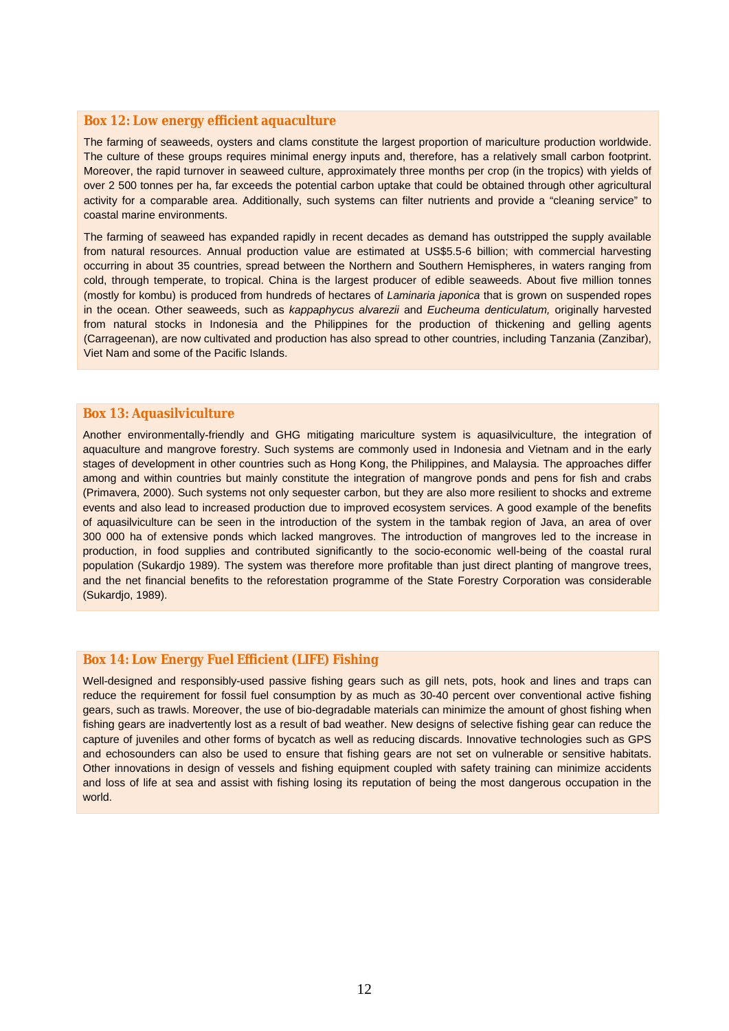### Box 12: Low energy efficient aquaculture

The farming of seaweeds, oysters and clams constitute the largest proportion of mariculture production worldwide. The culture of these groups requires minimal energy inputs and, therefore, has a relatively small carbon footprint. Moreover, the rapid turnover in seaweed culture, approximately three months per crop (in the tropics) with yields of over 2 500 tonnes per ha, far exceeds the potential carbon uptake that could be obtained through other agricultural activity for a comparable area. Additionally, such systems can filter nutrients and provide a "cleaning service" to coastal marine environments.

The farming of seaweed has expanded rapidly in recent decades as demand has outstripped the supply available from natural resources. Annual production value are estimated at US$5.5-6 billion; with commercial harvesting occurring in about 35 countries, spread between the Northern and Southern Hemispheres, in waters ranging from cold, through temperate, to tropical. China is the largest producer of edible seaweeds. About five million tonnes (mostly for kombu) is produced from hundreds of hectares of *Laminaria japonica* that is grown on suspended ropes in the ocean. Other seaweeds, such as *kappaphycus alvarezii* and *Eucheuma denticulatum,* originally harvested from natural stocks in Indonesia and the Philippines for the production of thickening and gelling agents (Carrageenan), are now cultivated and production has also spread to other countries, including Tanzania (Zanzibar), Viet Nam and some of the Pacific Islands.

### Box 13: Aquasilviculture

Another environmentally-friendly and GHG mitigating mariculture system is aquasilviculture, the integration of aquaculture and mangrove forestry. Such systems are commonly used in Indonesia and Vietnam and in the early stages of development in other countries such as Hong Kong, the Philippines, and Malaysia. The approaches differ among and within countries but mainly constitute the integration of mangrove ponds and pens for fish and crabs (Primavera, 2000). Such systems not only sequester carbon, but they are also more resilient to shocks and extreme events and also lead to increased production due to improved ecosystem services. A good example of the benefits of aquasilviculture can be seen in the introduction of the system in the tambak region of Java, an area of over 300 000 ha of extensive ponds which lacked mangroves. The introduction of mangroves led to the increase in production, in food supplies and contributed significantly to the socio-economic well-being of the coastal rural population (Sukardjo 1989). The system was therefore more profitable than just direct planting of mangrove trees, and the net financial benefits to the reforestation programme of the State Forestry Corporation was considerable (Sukardjo, 1989).

### Box 14: Low Energy Fuel Efficient (LIFE) Fishing

Well-designed and responsibly-used passive fishing gears such as gill nets, pots, hook and lines and traps can reduce the requirement for fossil fuel consumption by as much as 30-40 percent over conventional active fishing gears, such as trawls. Moreover, the use of bio-degradable materials can minimize the amount of ghost fishing when fishing gears are inadvertently lost as a result of bad weather. New designs of selective fishing gear can reduce the capture of juveniles and other forms of bycatch as well as reducing discards. Innovative technologies such as GPS and echosounders can also be used to ensure that fishing gears are not set on vulnerable or sensitive habitats. Other innovations in design of vessels and fishing equipment coupled with safety training can minimize accidents and loss of life at sea and assist with fishing losing its reputation of being the most dangerous occupation in the world.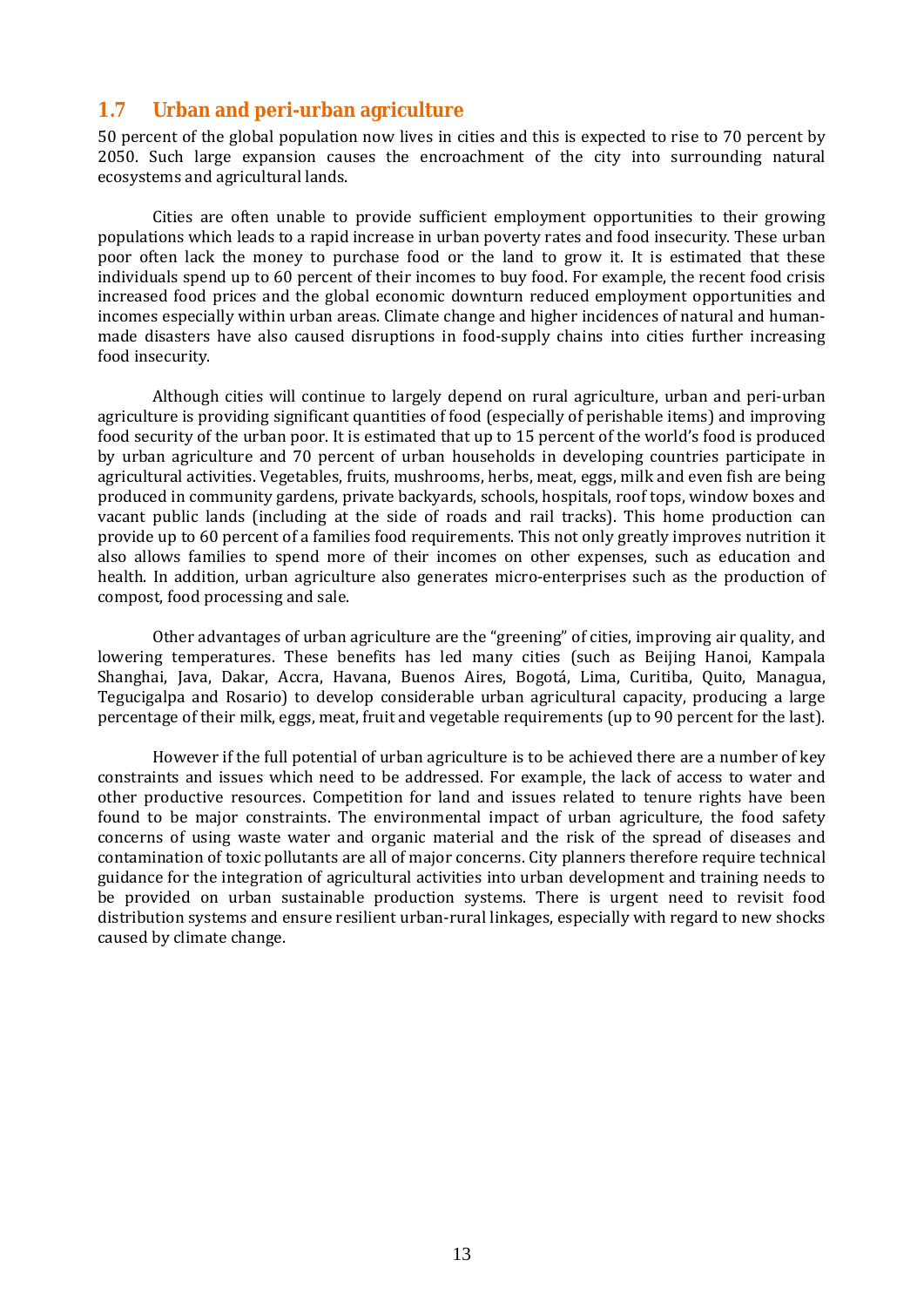## 1.7 Urban and peri-urban agriculture

50 percent of the global population now lives in cities and this is expected to rise to 70 percent by 2050. Such large expansion causes the encroachment of the city into surrounding natural ecosystems and agricultural lands.

Cities are often unable to provide sufficient employment opportunities to their growing populations which leads to a rapid increase in urban poverty rates and food insecurity. These urban poor often lack the money to purchase food or the land to grow it. It is estimated that these individuals spend up to 60 percent of their incomes to buy food. For example, the recent food crisis increased food prices and the global economic downturn reduced employment opportunities and incomes especially within urban areas. Climate change and higher incidences of natural and human-made disasters have also caused disruptions in food-supply chains into cities further increasing food insecurity.

Although cities will continue to largely depend on rural agriculture, urban and peri-urban agriculture is providing significant quantities of food (especially of perishable items) and improving food security of the urban poor. It is estimated that up to 15 percent of the world's food is produced by urban agriculture and 70 percent of urban households in developing countries participate in agricultural activities. Vegetables, fruits, mushrooms, herbs, meat, eggs, milk and even fish are being produced in community gardens, private backyards, schools, hospitals, roof tops, window boxes and vacant public lands (including at the side of roads and rail tracks). This home production can provide up to 60 percent of a families food requirements. This not only greatly improves nutrition it also allows families to spend more of their incomes on other expenses, such as education and health. In addition, urban agriculture also generates micro-enterprises such as the production of compost, food processing and sale.

Other advantages of urban agriculture are the "greening" of cities, improving air quality, and lowering temperatures. These benefits has led many cities (such as Beijing Hanoi, Kampala Shanghai, Java, Dakar, Accra, Havana, Buenos Aires, Bogotá, Lima, Curitiba, Quito, Managua, Tegucigalpa and Rosario) to develop considerable urban agricultural capacity, producing a large percentage of their milk, eggs, meat, fruit and vegetable requirements (up to 90 percent for the last).

However if the full potential of urban agriculture is to be achieved there are a number of key constraints and issues which need to be addressed. For example, the lack of access to water and other productive resources. Competition for land and issues related to tenure rights have been found to be major constraints. The environmental impact of urban agriculture, the food safety concerns of using waste water and organic material and the risk of the spread of diseases and contamination of toxic pollutants are all of major concerns. City planners therefore require technical guidance for the integration of agricultural activities into urban development and training needs to be provided on urban sustainable production systems. There is urgent need to revisit food distribution systems and ensure resilient urban-rural linkages, especially with regard to new shocks caused by climate change.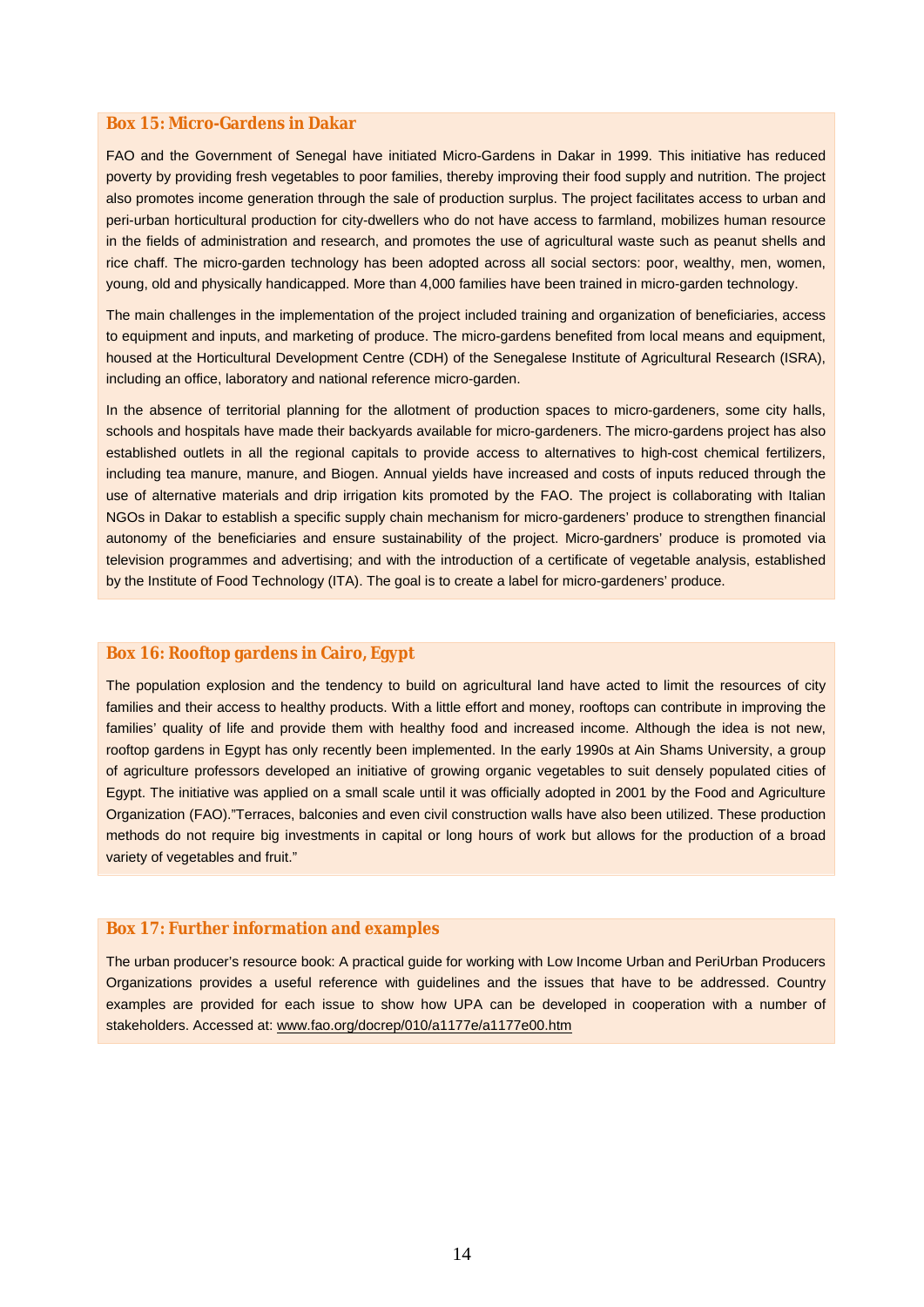### Box 15: Micro-Gardens in Dakar

FAO and the Government of Senegal have initiated Micro-Gardens in Dakar in 1999. This initiative has reduced poverty by providing fresh vegetables to poor families, thereby improving their food supply and nutrition. The project also promotes income generation through the sale of production surplus. The project facilitates access to urban and peri-urban horticultural production for city-dwellers who do not have access to farmland, mobilizes human resource in the fields of administration and research, and promotes the use of agricultural waste such as peanut shells and rice chaff. The micro-garden technology has been adopted across all social sectors: poor, wealthy, men, women, young, old and physically handicapped. More than 4,000 families have been trained in micro-garden technology.

The main challenges in the implementation of the project included training and organization of beneficiaries, access to equipment and inputs, and marketing of produce. The micro-gardens benefited from local means and equipment, housed at the Horticultural Development Centre (CDH) of the Senegalese Institute of Agricultural Research (ISRA), including an office, laboratory and national reference micro-garden.

In the absence of territorial planning for the allotment of production spaces to micro-gardeners, some city halls, schools and hospitals have made their backyards available for micro-gardeners. The micro-gardens project has also established outlets in all the regional capitals to provide access to alternatives to high-cost chemical fertilizers, including tea manure, manure, and Biogen. Annual yields have increased and costs of inputs reduced through the use of alternative materials and drip irrigation kits promoted by the FAO. The project is collaborating with Italian NGOs in Dakar to establish a specific supply chain mechanism for micro-gardeners' produce to strengthen financial autonomy of the beneficiaries and ensure sustainability of the project. Micro-gardners' produce is promoted via television programmes and advertising; and with the introduction of a certificate of vegetable analysis, established by the Institute of Food Technology (ITA). The goal is to create a label for micro-gardeners' produce.

### Box 16: Rooftop gardens in Cairo, Egypt

The population explosion and the tendency to build on agricultural land have acted to limit the resources of city families and their access to healthy products. With a little effort and money, rooftops can contribute in improving the families' quality of life and provide them with healthy food and increased income. Although the idea is not new, rooftop gardens in Egypt has only recently been implemented. In the early 1990s at Ain Shams University, a group of agriculture professors developed an initiative of growing organic vegetables to suit densely populated cities of Egypt. The initiative was applied on a small scale until it was officially adopted in 2001 by the Food and Agriculture Organization (FAO)."Terraces, balconies and even civil construction walls have also been utilized. These production methods do not require big investments in capital or long hours of work but allows for the production of a broad variety of vegetables and fruit."

### Box 17: Further information and examples

The urban producer's resource book: A practical guide for working with Low Income Urban and PeriUrban Producers Organizations provides a useful reference with guidelines and the issues that have to be addressed. Country examples are provided for each issue to show how UPA can be developed in cooperation with a number of stakeholders. Accessed at: www.fao.org/docrep/010/a1177e/a1177e00.htm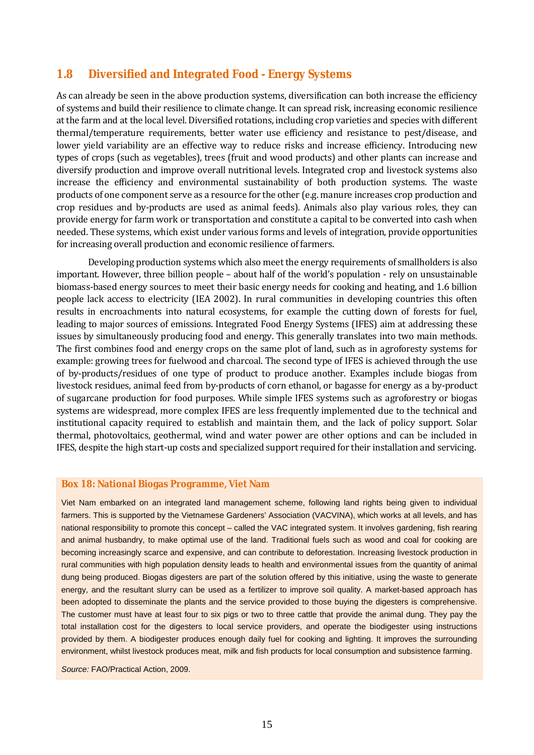## 1.8 Diversified and Integrated Food - Energy Systems

As can already be seen in the above production systems, diversification can both increase the efficiency of systems and build their resilience to climate change. It can spread risk, increasing economic resilience at the farm and at the local level. Diversified rotations, including crop varieties and species with different thermal/temperature requirements, better water use efficiency and resistance to pest/disease, and lower yield variability are an effective way to reduce risks and increase efficiency. Introducing new types of crops (such as vegetables), trees (fruit and wood products) and other plants can increase and diversify production and improve overall nutritional levels. Integrated crop and livestock systems also increase the efficiency and environmental sustainability of both production systems. The waste products of one component serve as a resource for the other (e.g. manure increases crop production and crop residues and by-products are used as animal feeds). Animals also play various roles, they can provide energy for farm work or transportation and constitute a capital to be converted into cash when needed. These systems, which exist under various forms and levels of integration, provide opportunities for increasing overall production and economic resilience of farmers.

Developing production systems which also meet the energy requirements of smallholders is also important. However, three billion people – about half of the world's population - rely on unsustainable biomass-based energy sources to meet their basic energy needs for cooking and heating, and 1.6 billion people lack access to electricity (IEA 2002). In rural communities in developing countries this often results in encroachments into natural ecosystems, for example the cutting down of forests for fuel, leading to major sources of emissions. Integrated Food Energy Systems (IFES) aim at addressing these issues by simultaneously producing food and energy. This generally translates into two main methods. The first combines food and energy crops on the same plot of land, such as in agroforesty systems for example: growing trees for fuelwood and charcoal. The second type of IFES is achieved through the use of by-products/residues of one type of product to produce another. Examples include biogas from livestock residues, animal feed from by-products of corn ethanol, or bagasse for energy as a by-product of sugarcane production for food purposes. While simple IFES systems such as agroforestry or biogas systems are widespread, more complex IFES are less frequently implemented due to the technical and institutional capacity required to establish and maintain them, and the lack of policy support. Solar thermal, photovoltaics, geothermal, wind and water power are other options and can be included in IFES, despite the high start-up costs and specialized support required for their installation and servicing.

**Box 18: National Biogas Programme, Viet Nam**

Viet Nam embarked on an integrated land management scheme, following land rights being given to individual farmers. This is supported by the Vietnamese Gardeners' Association (VACVINA), which works at all levels, and has national responsibility to promote this concept – called the VAC integrated system. It involves gardening, fish rearing and animal husbandry, to make optimal use of the land. Traditional fuels such as wood and coal for cooking are becoming increasingly scarce and expensive, and can contribute to deforestation. Increasing livestock production in rural communities with high population density leads to health and environmental issues from the quantity of animal dung being produced. Biogas digesters are part of the solution offered by this initiative, using the waste to generate energy, and the resultant slurry can be used as a fertilizer to improve soil quality. A market-based approach has been adopted to disseminate the plants and the service provided to those buying the digesters is comprehensive. The customer must have at least four to six pigs or two to three cattle that provide the animal dung. They pay the total installation cost for the digesters to local service providers, and operate the biodigester using instructions provided by them. A biodigester produces enough daily fuel for cooking and lighting. It improves the surrounding environment, whilst livestock produces meat, milk and fish products for local consumption and subsistence farming.

*Source:* FAO/Practical Action, 2009.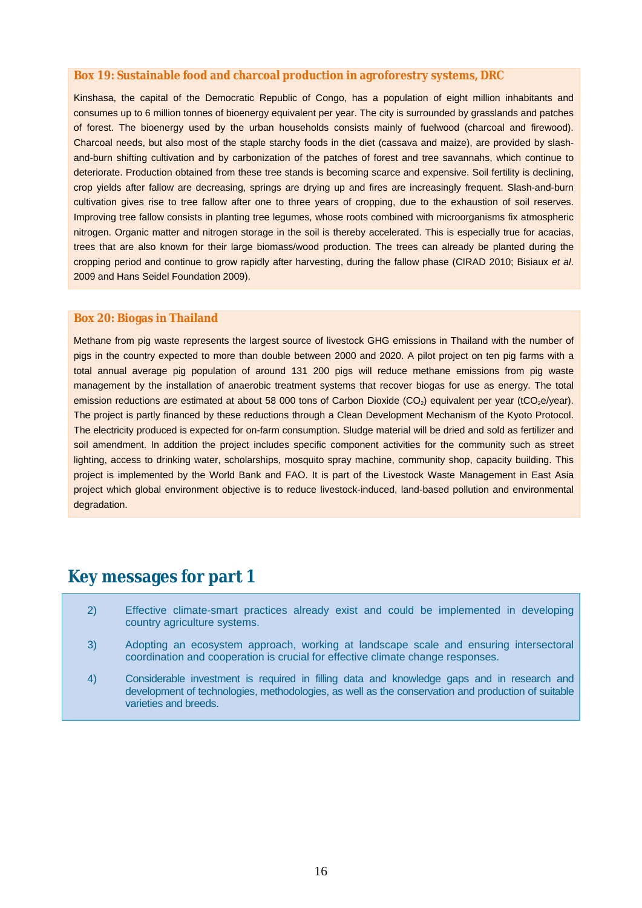**Box 19: Sustainable food and charcoal production in agroforestry systems, DRC**

Kinshasa, the capital of the Democratic Republic of Congo, has a population of eight million inhabitants and consumes up to 6 million tonnes of bioenergy equivalent per year. The city is surrounded by grasslands and patches of forest. The bioenergy used by the urban households consists mainly of fuelwood (charcoal and firewood). Charcoal needs, but also most of the staple starchy foods in the diet (cassava and maize), are provided by slash-and-burn shifting cultivation and by carbonization of the patches of forest and tree savannahs, which continue to deteriorate. Production obtained from these tree stands is becoming scarce and expensive. Soil fertility is declining, crop yields after fallow are decreasing, springs are drying up and fires are increasingly frequent. Slash-and-burn cultivation gives rise to tree fallow after one to three years of cropping, due to the exhaustion of soil reserves. Improving tree fallow consists in planting tree legumes, whose roots combined with microorganisms fix atmospheric nitrogen. Organic matter and nitrogen storage in the soil is thereby accelerated. This is especially true for acacias, trees that are also known for their large biomass/wood production. The trees can already be planted during the cropping period and continue to grow rapidly after harvesting, during the fallow phase (CIRAD 2010; Bisiaux *et al*. 2009 and Hans Seidel Foundation 2009).

**Box 20: Biogas in Thailand**

Methane from pig waste represents the largest source of livestock GHG emissions in Thailand with the number of pigs in the country expected to more than double between 2000 and 2020. A pilot project on ten pig farms with a total annual average pig population of around 131 200 pigs will reduce methane emissions from pig waste management by the installation of anaerobic treatment systems that recover biogas for use as energy. The total emission reductions are estimated at about 58 000 tons of Carbon Dioxide ($CO_2$) equivalent per year ($tCO_2e$/year). The project is partly financed by these reductions through a Clean Development Mechanism of the Kyoto Protocol. The electricity produced is expected for on-farm consumption. Sludge material will be dried and sold as fertilizer and soil amendment. In addition the project includes specific component activities for the community such as street lighting, access to drinking water, scholarships, mosquito spray machine, community shop, capacity building. This project is implemented by the World Bank and FAO. It is part of the Livestock Waste Management in East Asia project which global environment objective is to reduce livestock-induced, land-based pollution and environmental degradation.

## Key messages for part 1

2) Effective climate-smart practices already exist and could be implemented in developing country agriculture systems.

3) Adopting an ecosystem approach, working at landscape scale and ensuring intersectoral coordination and cooperation is crucial for effective climate change responses.

4) Considerable investment is required in filling data and knowledge gaps and in research and development of technologies, methodologies, as well as the conservation and production of suitable varieties and breeds.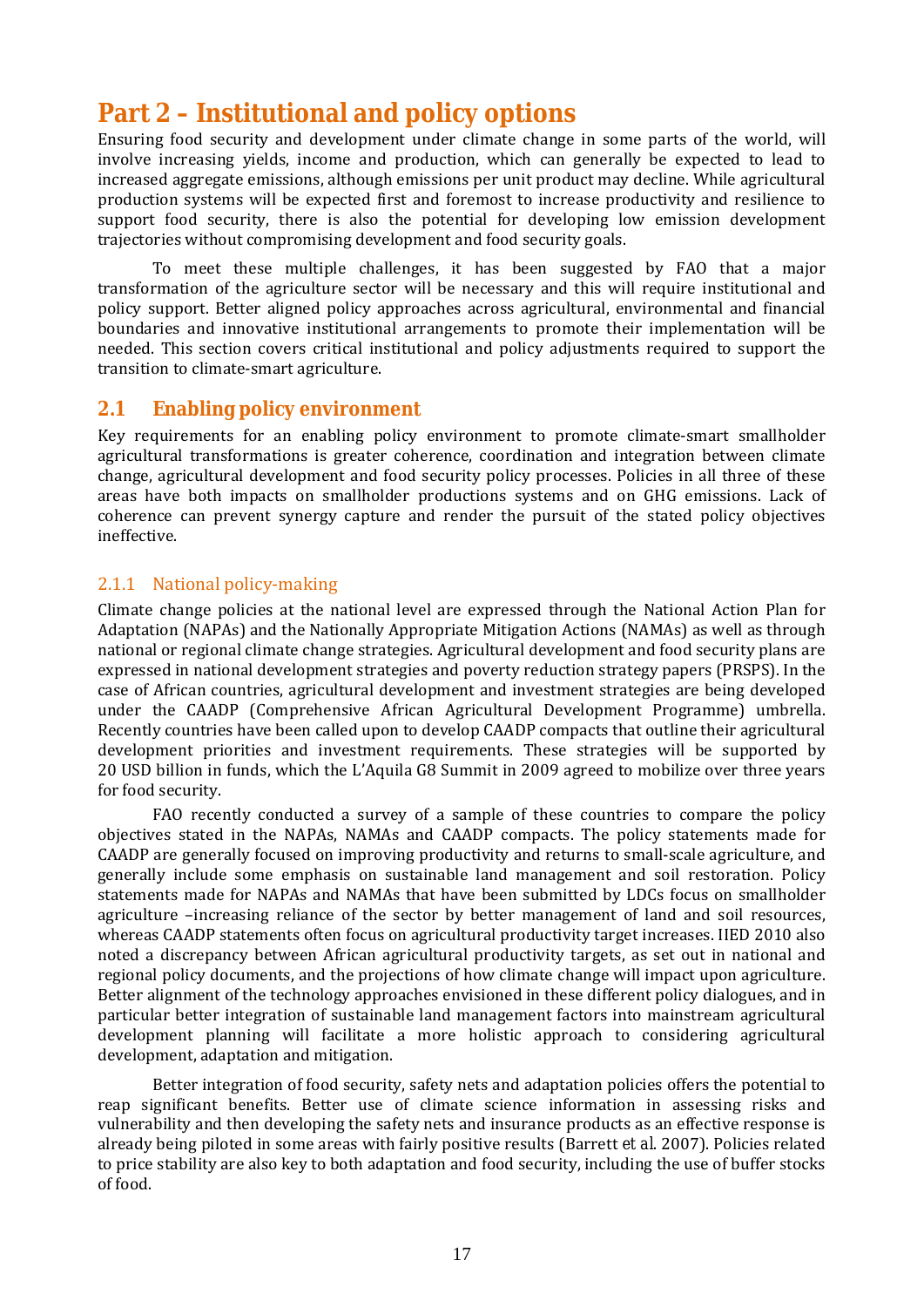# Part 2 – Institutional and policy options

Ensuring food security and development under climate change in some parts of the world, will involve increasing yields, income and production, which can generally be expected to lead to increased aggregate emissions, although emissions per unit product may decline. While agricultural production systems will be expected first and foremost to increase productivity and resilience to support food security, there is also the potential for developing low emission development trajectories without compromising development and food security goals.

To meet these multiple challenges, it has been suggested by FAO that a major transformation of the agriculture sector will be necessary and this will require institutional and policy support. Better aligned policy approaches across agricultural, environmental and financial boundaries and innovative institutional arrangements to promote their implementation will be needed. This section covers critical institutional and policy adjustments required to support the transition to climate-smart agriculture.

## 2.1 Enabling policy environment

Key requirements for an enabling policy environment to promote climate-smart smallholder agricultural transformations is greater coherence, coordination and integration between climate change, agricultural development and food security policy processes. Policies in all three of these areas have both impacts on smallholder productions systems and on GHG emissions. Lack of coherence can prevent synergy capture and render the pursuit of the stated policy objectives ineffective.

### 2.1.1 National policy-making

Climate change policies at the national level are expressed through the National Action Plan for Adaptation (NAPAs) and the Nationally Appropriate Mitigation Actions (NAMAs) as well as through national or regional climate change strategies. Agricultural development and food security plans are expressed in national development strategies and poverty reduction strategy papers (PRSPS). In the case of African countries, agricultural development and investment strategies are being developed under the CAADP (Comprehensive African Agricultural Development Programme) umbrella. Recently countries have been called upon to develop CAADP compacts that outline their agricultural development priorities and investment requirements. These strategies will be supported by 20 USD billion in funds, which the L'Aquila G8 Summit in 2009 agreed to mobilize over three years for food security.

FAO recently conducted a survey of a sample of these countries to compare the policy objectives stated in the NAPAs, NAMAs and CAADP compacts. The policy statements made for CAADP are generally focused on improving productivity and returns to small-scale agriculture, and generally include some emphasis on sustainable land management and soil restoration. Policy statements made for NAPAs and NAMAs that have been submitted by LDCs focus on smallholder agriculture –increasing reliance of the sector by better management of land and soil resources, whereas CAADP statements often focus on agricultural productivity target increases. IIED 2010 also noted a discrepancy between African agricultural productivity targets, as set out in national and regional policy documents, and the projections of how climate change will impact upon agriculture. Better alignment of the technology approaches envisioned in these different policy dialogues, and in particular better integration of sustainable land management factors into mainstream agricultural development planning will facilitate a more holistic approach to considering agricultural development, adaptation and mitigation.

Better integration of food security, safety nets and adaptation policies offers the potential to reap significant benefits. Better use of climate science information in assessing risks and vulnerability and then developing the safety nets and insurance products as an effective response is already being piloted in some areas with fairly positive results (Barrett *et al.* 2007). Policies related to price stability are also key to both adaptation and food security, including the use of buffer stocks of food.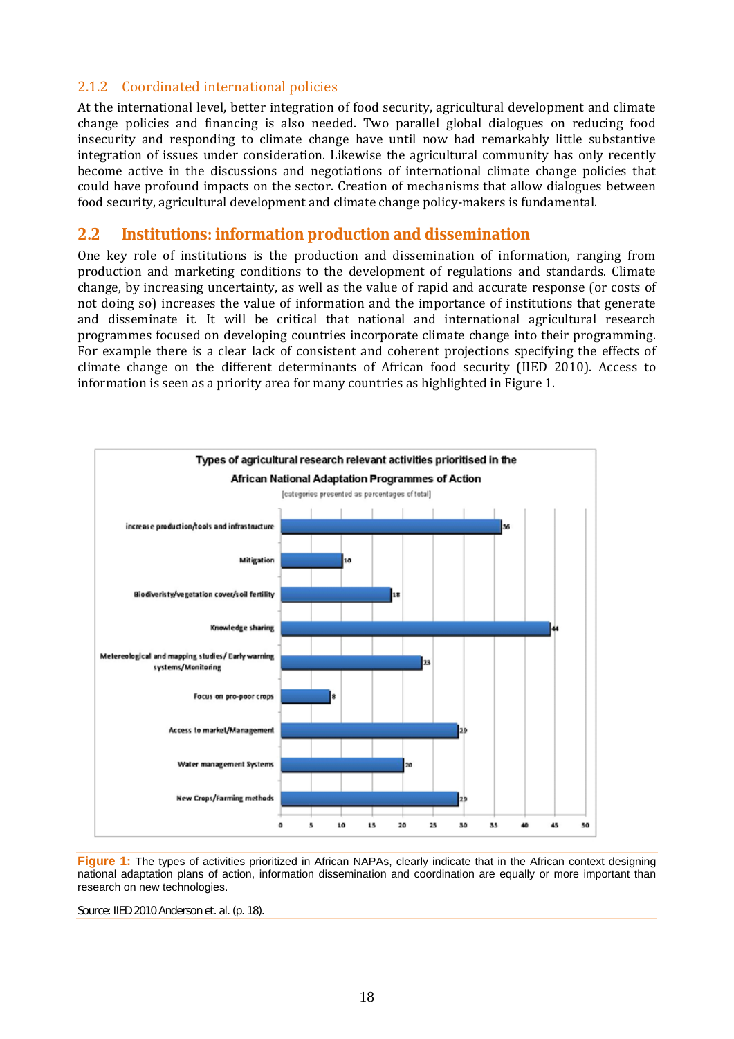### 2.1.2 Coordinated international policies

At the international level, better integration of food security, agricultural development and climate change policies and financing is also needed. Two parallel global dialogues on reducing food insecurity and responding to climate change have until now had remarkably little substantive integration of issues under consideration. Likewise the agricultural community has only recently become active in the discussions and negotiations of international climate change policies that could have profound impacts on the sector. Creation of mechanisms that allow dialogues between food security, agricultural development and climate change policy-makers is fundamental.

## 2.2 Institutions: information production and dissemination

One key role of institutions is the production and dissemination of information, ranging from production and marketing conditions to the development of regulations and standards. Climate change, by increasing uncertainty, as well as the value of rapid and accurate response (or costs of not doing so) increases the value of information and the importance of institutions that generate and disseminate it. It will be critical that national and international agricultural research programmes focused on developing countries incorporate climate change into their programming. For example there is a clear lack of consistent and coherent projections specifying the effects of climate change on the different determinants of African food security (IIED 2010). Access to information is seen as a priority area for many countries as highlighted in Figure 1.

**Types of agricultural research relevant activities prioritised in the African National Adaptation Programmes of Action**

[categories presented as percentages of total]

| Category | % |
|---|---|
| increase production/tools and infrastructure | 36 |
| Mitigation | 10 |
| Biodiveristy/vegetation cover/soil fertility | 18 |
| Knowledge sharing | 44 |
| Metereological and mapping studies/ Early warning systems/Monitoring | 23 |
| Focus on pro-poor crops | 8 |
| Access to market/Management | 29 |
| Water management Systems | 20 |
| New Crops/Farming methods | 29 |

**Figure 1:** The types of activities prioritized in African NAPAs, clearly indicate that in the African context designing national adaptation plans of action, information dissemination and coordination are equally or more important than research on new technologies.

Source: IIED 2010 Anderson et. al. (p. 18).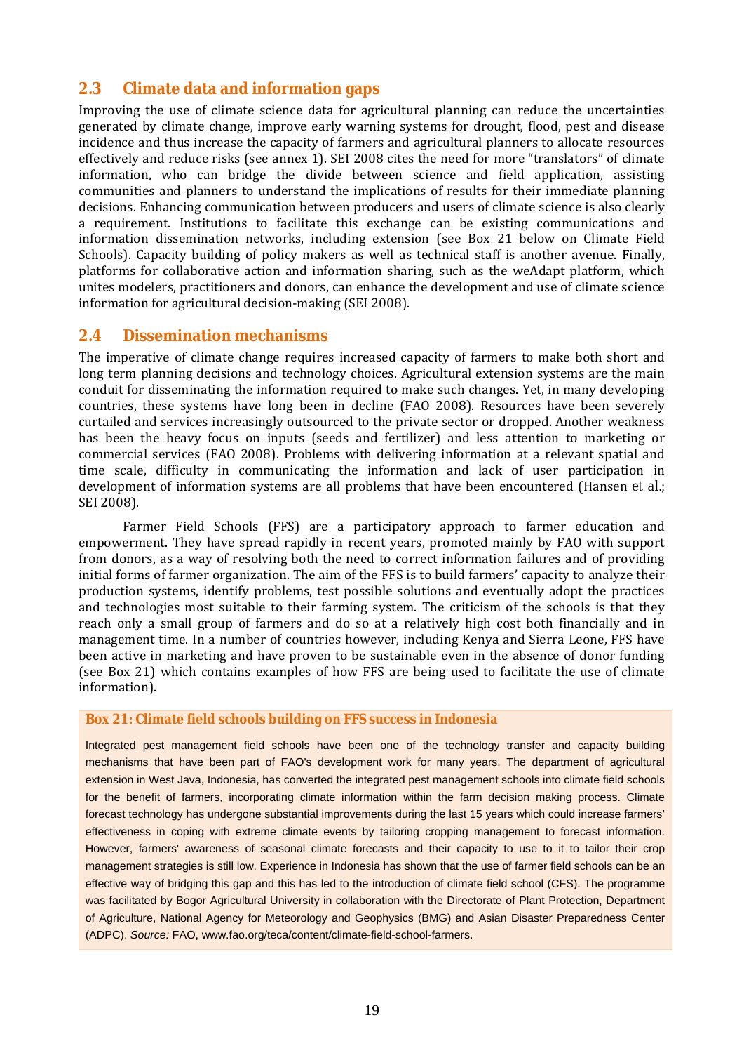## 2.3 Climate data and information gaps

Improving the use of climate science data for agricultural planning can reduce the uncertainties generated by climate change, improve early warning systems for drought, flood, pest and disease incidence and thus increase the capacity of farmers and agricultural planners to allocate resources effectively and reduce risks (see annex 1). SEI 2008 cites the need for more "translators" of climate information, who can bridge the divide between science and field application, assisting communities and planners to understand the implications of results for their immediate planning decisions. Enhancing communication between producers and users of climate science is also clearly a requirement. Institutions to facilitate this exchange can be existing communications and information dissemination networks, including extension (see Box 21 below on Climate Field Schools). Capacity building of policy makers as well as technical staff is another avenue. Finally, platforms for collaborative action and information sharing, such as the weAdapt platform, which unites modelers, practitioners and donors, can enhance the development and use of climate science information for agricultural decision-making (SEI 2008).

## 2.4 Dissemination mechanisms

The imperative of climate change requires increased capacity of farmers to make both short and long term planning decisions and technology choices. Agricultural extension systems are the main conduit for disseminating the information required to make such changes. Yet, in many developing countries, these systems have long been in decline (FAO 2008). Resources have been severely curtailed and services increasingly outsourced to the private sector or dropped. Another weakness has been the heavy focus on inputs (seeds and fertilizer) and less attention to marketing or commercial services (FAO 2008). Problems with delivering information at a relevant spatial and time scale, difficulty in communicating the information and lack of user participation in development of information systems are all problems that have been encountered (Hansen et al.; SEI 2008).

Farmer Field Schools (FFS) are a participatory approach to farmer education and empowerment. They have spread rapidly in recent years, promoted mainly by FAO with support from donors, as a way of resolving both the need to correct information failures and of providing initial forms of farmer organization. The aim of the FFS is to build farmers' capacity to analyze their production systems, identify problems, test possible solutions and eventually adopt the practices and technologies most suitable to their farming system. The criticism of the schools is that they reach only a small group of farmers and do so at a relatively high cost both financially and in management time. In a number of countries however, including Kenya and Sierra Leone, FFS have been active in marketing and have proven to be sustainable even in the absence of donor funding (see Box 21) which contains examples of how FFS are being used to facilitate the use of climate information).

**Box 21: Climate field schools building on FFS success in Indonesia**

Integrated pest management field schools have been one of the technology transfer and capacity building mechanisms that have been part of FAO's development work for many years. The department of agricultural extension in West Java, Indonesia, has converted the integrated pest management schools into climate field schools for the benefit of farmers, incorporating climate information within the farm decision making process. Climate forecast technology has undergone substantial improvements during the last 15 years which could increase farmers' effectiveness in coping with extreme climate events by tailoring cropping management to forecast information. However, farmers' awareness of seasonal climate forecasts and their capacity to use to it to tailor their crop management strategies is still low. Experience in Indonesia has shown that the use of farmer field schools can be an effective way of bridging this gap and this has led to the introduction of climate field school (CFS). The programme was facilitated by Bogor Agricultural University in collaboration with the Directorate of Plant Protection, Department of Agriculture, National Agency for Meteorology and Geophysics (BMG) and Asian Disaster Preparedness Center (ADPC). *Source:* FAO, www.fao.org/teca/content/climate-field-school-farmers.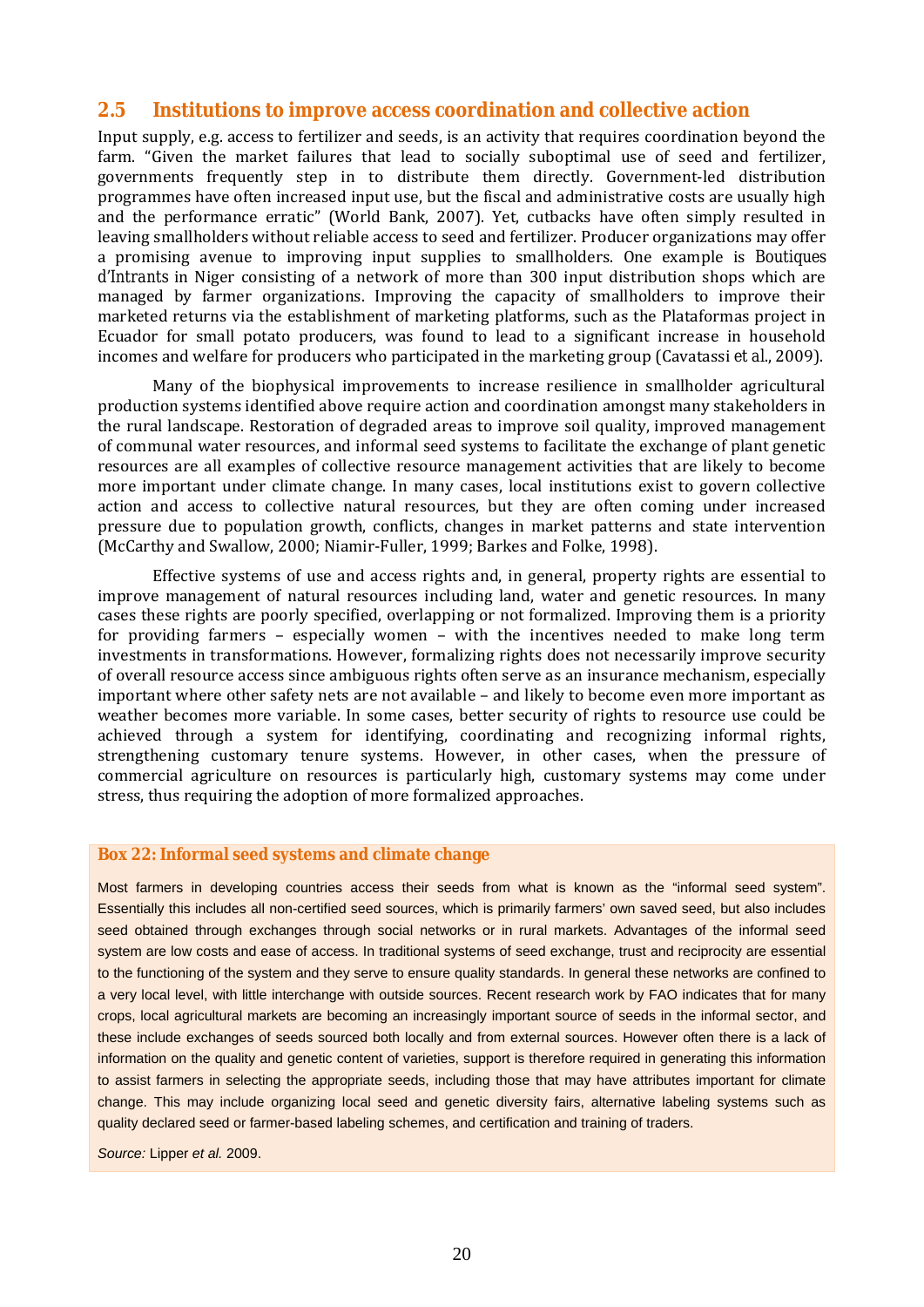## 2.5 Institutions to improve access coordination and collective action

Input supply, e.g. access to fertilizer and seeds, is an activity that requires coordination beyond the farm. "Given the market failures that lead to socially suboptimal use of seed and fertilizer, governments frequently step in to distribute them directly. Government-led distribution programmes have often increased input use, but the fiscal and administrative costs are usually high and the performance erratic" (World Bank, 2007). Yet, cutbacks have often simply resulted in leaving smallholders without reliable access to seed and fertilizer. Producer organizations may offer a promising avenue to improving input supplies to smallholders. One example is *Boutiques d'Intrants* in Niger consisting of a network of more than 300 input distribution shops which are managed by farmer organizations. Improving the capacity of smallholders to improve their marketed returns via the establishment of marketing platforms, such as the Plataformas project in Ecuador for small potato producers, was found to lead to a significant increase in household incomes and welfare for producers who participated in the marketing group (Cavatassi *et al.*, 2009).

Many of the biophysical improvements to increase resilience in smallholder agricultural production systems identified above require action and coordination amongst many stakeholders in the rural landscape. Restoration of degraded areas to improve soil quality, improved management of communal water resources, and informal seed systems to facilitate the exchange of plant genetic resources are all examples of collective resource management activities that are likely to become more important under climate change. In many cases, local institutions exist to govern collective action and access to collective natural resources, but they are often coming under increased pressure due to population growth, conflicts, changes in market patterns and state intervention (McCarthy and Swallow, 2000; Niamir-Fuller, 1999; Barkes and Folke, 1998).

Effective systems of use and access rights and, in general, property rights are essential to improve management of natural resources including land, water and genetic resources. In many cases these rights are poorly specified, overlapping or not formalized. Improving them is a priority for providing farmers – especially women – with the incentives needed to make long term investments in transformations. However, formalizing rights does not necessarily improve security of overall resource access since ambiguous rights often serve as an insurance mechanism, especially important where other safety nets are not available – and likely to become even more important as weather becomes more variable. In some cases, better security of rights to resource use could be achieved through a system for identifying, coordinating and recognizing informal rights, strengthening customary tenure systems. However, in other cases, when the pressure of commercial agriculture on resources is particularly high, customary systems may come under stress, thus requiring the adoption of more formalized approaches.

**Box 22: Informal seed systems and climate change**

Most farmers in developing countries access their seeds from what is known as the "informal seed system". Essentially this includes all non-certified seed sources, which is primarily farmers' own saved seed, but also includes seed obtained through exchanges through social networks or in rural markets. Advantages of the informal seed system are low costs and ease of access. In traditional systems of seed exchange, trust and reciprocity are essential to the functioning of the system and they serve to ensure quality standards. In general these networks are confined to a very local level, with little interchange with outside sources. Recent research work by FAO indicates that for many crops, local agricultural markets are becoming an increasingly important source of seeds in the informal sector, and these include exchanges of seeds sourced both locally and from external sources. However often there is a lack of information on the quality and genetic content of varieties, support is therefore required in generating this information to assist farmers in selecting the appropriate seeds, including those that may have attributes important for climate change. This may include organizing local seed and genetic diversity fairs, alternative labeling systems such as quality declared seed or farmer-based labeling schemes, and certification and training of traders.

*Source:* Lipper *et al.* 2009.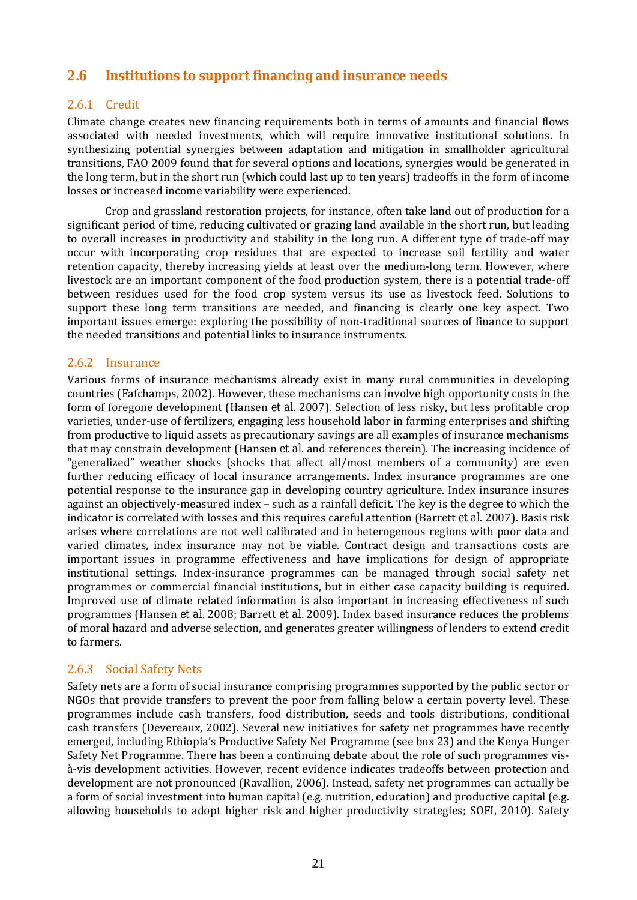## 2.6 Institutions to support financing and insurance needs

### 2.6.1 Credit

Climate change creates new financing requirements both in terms of amounts and financial flows associated with needed investments, which will require innovative institutional solutions. In synthesizing potential synergies between adaptation and mitigation in smallholder agricultural transitions, FAO 2009 found that for several options and locations, synergies would be generated in the long term, but in the short run (which could last up to ten years) tradeoffs in the form of income losses or increased income variability were experienced.

Crop and grassland restoration projects, for instance, often take land out of production for a significant period of time, reducing cultivated or grazing land available in the short run, but leading to overall increases in productivity and stability in the long run. A different type of trade-off may occur with incorporating crop residues that are expected to increase soil fertility and water retention capacity, thereby increasing yields at least over the medium-long term. However, where livestock are an important component of the food production system, there is a potential trade-off between residues used for the food crop system versus its use as livestock feed. Solutions to support these long term transitions are needed, and financing is clearly one key aspect. Two important issues emerge: exploring the possibility of non-traditional sources of finance to support the needed transitions and potential links to insurance instruments.

### 2.6.2 Insurance

Various forms of insurance mechanisms already exist in many rural communities in developing countries (Fafchamps, 2002). However, these mechanisms can involve high opportunity costs in the form of foregone development (Hansen et al. 2007). Selection of less risky, but less profitable crop varieties, under-use of fertilizers, engaging less household labor in farming enterprises and shifting from productive to liquid assets as precautionary savings are all examples of insurance mechanisms that may constrain development (Hansen et al. and references therein). The increasing incidence of "generalized" weather shocks (shocks that affect all/most members of a community) are even further reducing efficacy of local insurance arrangements. Index insurance programmes are one potential response to the insurance gap in developing country agriculture. Index insurance insures against an objectively-measured index – such as a rainfall deficit. The key is the degree to which the indicator is correlated with losses and this requires careful attention (Barrett et al. 2007). Basis risk arises where correlations are not well calibrated and in heterogenous regions with poor data and varied climates, index insurance may not be viable. Contract design and transactions costs are important issues in programme effectiveness and have implications for design of appropriate institutional settings. Index-insurance programmes can be managed through social safety net programmes or commercial financial institutions, but in either case capacity building is required. Improved use of climate related information is also important in increasing effectiveness of such programmes (Hansen et al. 2008; Barrett et al. 2009). Index based insurance reduces the problems of moral hazard and adverse selection, and generates greater willingness of lenders to extend credit to farmers.

### 2.6.3 Social Safety Nets

Safety nets are a form of social insurance comprising programmes supported by the public sector or NGOs that provide transfers to prevent the poor from falling below a certain poverty level. These programmes include cash transfers, food distribution, seeds and tools distributions, conditional cash transfers (Devereaux, 2002). Several new initiatives for safety net programmes have recently emerged, including Ethiopia's Productive Safety Net Programme (see box 23) and the Kenya Hunger Safety Net Programme. There has been a continuing debate about the role of such programmes vis-à-vis development activities. However, recent evidence indicates tradeoffs between protection and development are not pronounced (Ravallion, 2006). Instead, safety net programmes can actually be a form of social investment into human capital (e.g. nutrition, education) and productive capital (e.g. allowing households to adopt higher risk and higher productivity strategies; SOFI, 2010). Safety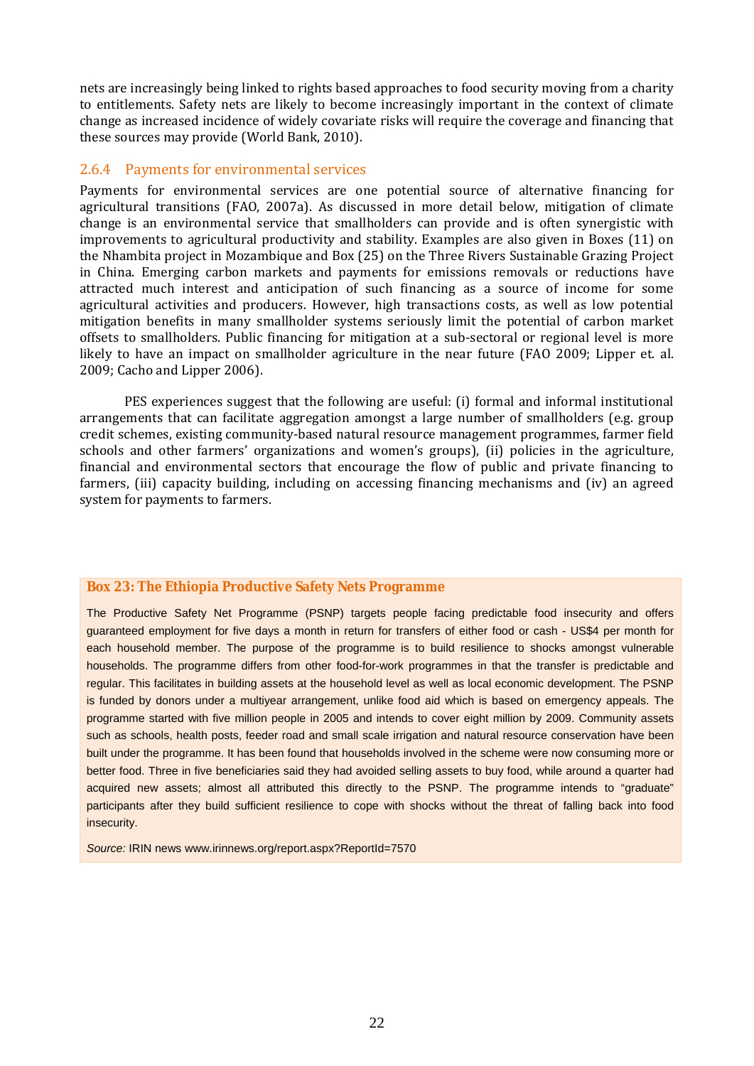nets are increasingly being linked to rights based approaches to food security moving from a charity to entitlements. Safety nets are likely to become increasingly important in the context of climate change as increased incidence of widely covariate risks will require the coverage and financing that these sources may provide (World Bank, 2010).

### 2.6.4 Payments for environmental services

Payments for environmental services are one potential source of alternative financing for agricultural transitions (FAO, 2007a). As discussed in more detail below, mitigation of climate change is an environmental service that smallholders can provide and is often synergistic with improvements to agricultural productivity and stability. Examples are also given in Boxes (11) on the Nhambita project in Mozambique and Box (25) on the Three Rivers Sustainable Grazing Project in China. Emerging carbon markets and payments for emissions removals or reductions have attracted much interest and anticipation of such financing as a source of income for some agricultural activities and producers. However, high transactions costs, as well as low potential mitigation benefits in many smallholder systems seriously limit the potential of carbon market offsets to smallholders. Public financing for mitigation at a sub-sectoral or regional level is more likely to have an impact on smallholder agriculture in the near future (FAO 2009; Lipper et. al. 2009; Cacho and Lipper 2006).

PES experiences suggest that the following are useful: (i) formal and informal institutional arrangements that can facilitate aggregation amongst a large number of smallholders (e.g. group credit schemes, existing community-based natural resource management programmes, farmer field schools and other farmers' organizations and women's groups), (ii) policies in the agriculture, financial and environmental sectors that encourage the flow of public and private financing to farmers, (iii) capacity building, including on accessing financing mechanisms and (iv) an agreed system for payments to farmers.

**Box 23: The Ethiopia Productive Safety Nets Programme**

The Productive Safety Net Programme (PSNP) targets people facing predictable food insecurity and offers guaranteed employment for five days a month in return for transfers of either food or cash - US$4 per month for each household member. The purpose of the programme is to build resilience to shocks amongst vulnerable households. The programme differs from other food-for-work programmes in that the transfer is predictable and regular. This facilitates in building assets at the household level as well as local economic development. The PSNP is funded by donors under a multiyear arrangement, unlike food aid which is based on emergency appeals. The programme started with five million people in 2005 and intends to cover eight million by 2009. Community assets such as schools, health posts, feeder road and small scale irrigation and natural resource conservation have been built under the programme. It has been found that households involved in the scheme were now consuming more or better food. Three in five beneficiaries said they had avoided selling assets to buy food, while around a quarter had acquired new assets; almost all attributed this directly to the PSNP. The programme intends to "graduate" participants after they build sufficient resilience to cope with shocks without the threat of falling back into food insecurity.

*Source:* IRIN news www.irinnews.org/report.aspx?ReportId=7570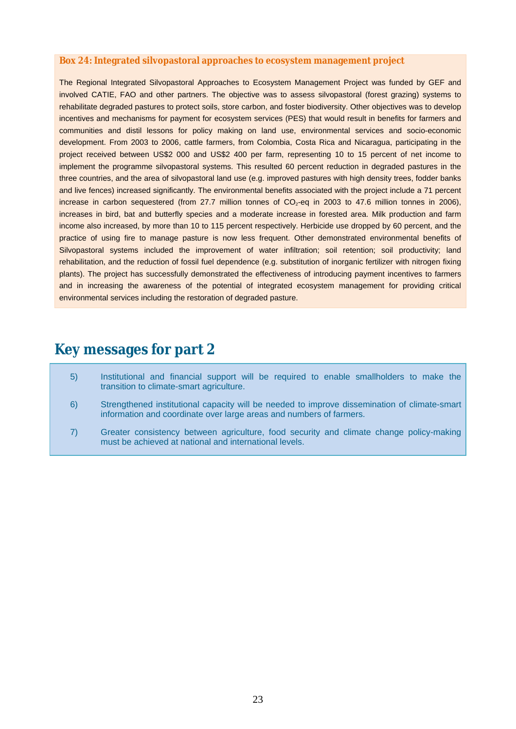**Box 24: Integrated silvopastoral approaches to ecosystem management project**

The Regional Integrated Silvopastoral Approaches to Ecosystem Management Project was funded by GEF and involved CATIE, FAO and other partners. The objective was to assess silvopastoral (forest grazing) systems to rehabilitate degraded pastures to protect soils, store carbon, and foster biodiversity. Other objectives was to develop incentives and mechanisms for payment for ecosystem services (PES) that would result in benefits for farmers and communities and distil lessons for policy making on land use, environmental services and socio-economic development. From 2003 to 2006, cattle farmers, from Colombia, Costa Rica and Nicaragua, participating in the project received between US$2 000 and US$2 400 per farm, representing 10 to 15 percent of net income to implement the programme silvopastoral systems. This resulted 60 percent reduction in degraded pastures in the three countries, and the area of silvopastoral land use (e.g. improved pastures with high density trees, fodder banks and live fences) increased significantly. The environmental benefits associated with the project include a 71 percent increase in carbon sequestered (from 27.7 million tonnes of $CO_2$-eq in 2003 to 47.6 million tonnes in 2006), increases in bird, bat and butterfly species and a moderate increase in forested area. Milk production and farm income also increased, by more than 10 to 115 percent respectively. Herbicide use dropped by 60 percent, and the practice of using fire to manage pasture is now less frequent. Other demonstrated environmental benefits of Silvopastoral systems included the improvement of water infiltration; soil retention; soil productivity; land rehabilitation, and the reduction of fossil fuel dependence (e.g. substitution of inorganic fertilizer with nitrogen fixing plants). The project has successfully demonstrated the effectiveness of introducing payment incentives to farmers and in increasing the awareness of the potential of integrated ecosystem management for providing critical environmental services including the restoration of degraded pasture.

## Key messages for part 2

5) Institutional and financial support will be required to enable smallholders to make the transition to climate-smart agriculture.

6) Strengthened institutional capacity will be needed to improve dissemination of climate-smart information and coordinate over large areas and numbers of farmers.

7) Greater consistency between agriculture, food security and climate change policy-making must be achieved at national and international levels.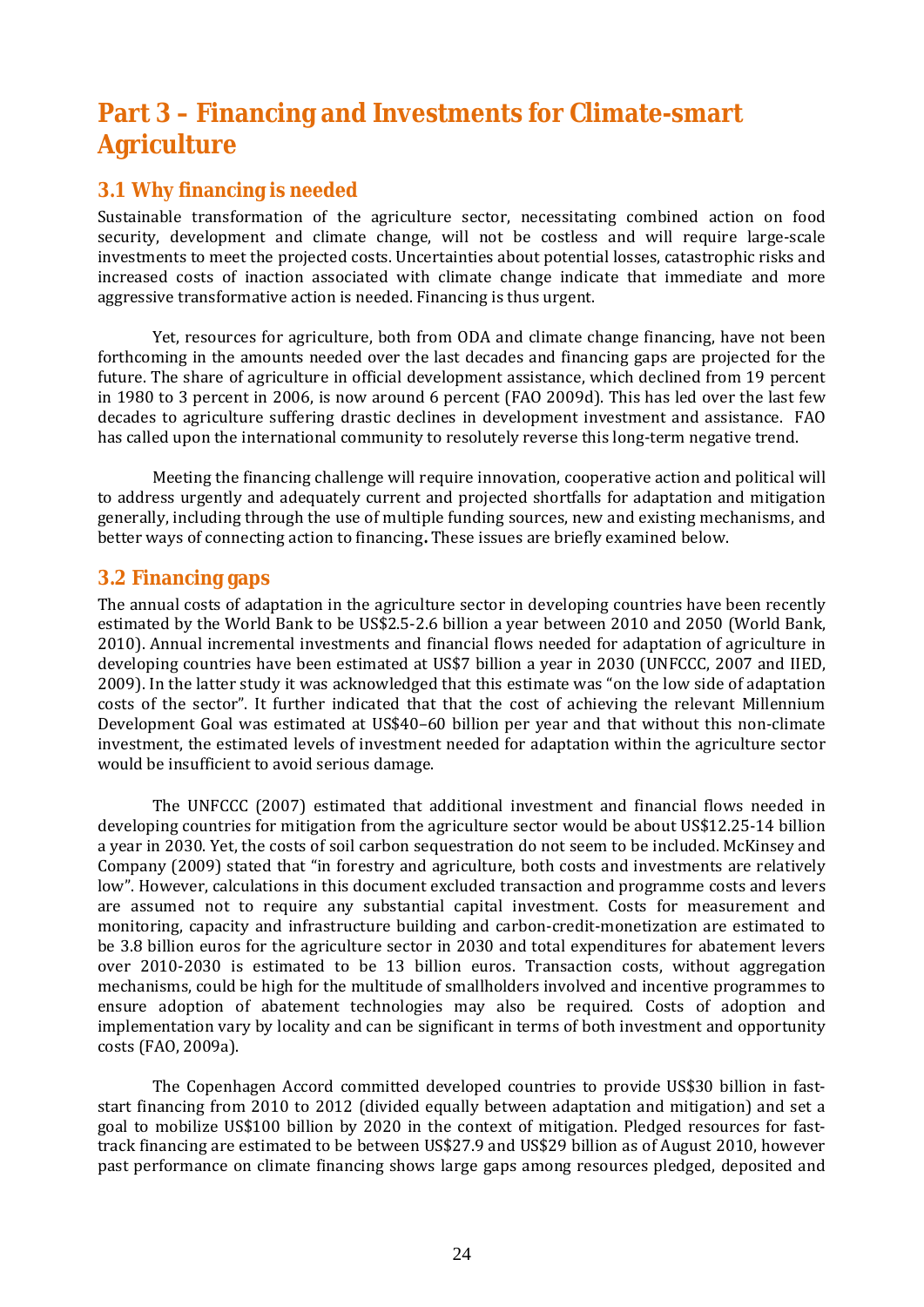# Part 3 – Financing and Investments for Climate-smart Agriculture

## 3.1 Why financing is needed

Sustainable transformation of the agriculture sector, necessitating combined action on food security, development and climate change, will not be costless and will require large-scale investments to meet the projected costs. Uncertainties about potential losses, catastrophic risks and increased costs of inaction associated with climate change indicate that immediate and more aggressive transformative action is needed. Financing is thus urgent.

Yet, resources for agriculture, both from ODA and climate change financing, have not been forthcoming in the amounts needed over the last decades and financing gaps are projected for the future. The share of agriculture in official development assistance, which declined from 19 percent in 1980 to 3 percent in 2006, is now around 6 percent (FAO 2009d). This has led over the last few decades to agriculture suffering drastic declines in development investment and assistance. FAO has called upon the international community to resolutely reverse this long-term negative trend.

Meeting the financing challenge will require innovation, cooperative action and political will to address urgently and adequately current and projected shortfalls for adaptation and mitigation generally, including through the use of multiple funding sources, new and existing mechanisms, and better ways of connecting action to financing**.** These issues are briefly examined below.

## 3.2 Financing gaps

The annual costs of adaptation in the agriculture sector in developing countries have been recently estimated by the World Bank to be US$2.5-2.6 billion a year between 2010 and 2050 (World Bank, 2010). Annual incremental investments and financial flows needed for adaptation of agriculture in developing countries have been estimated at US$7 billion a year in 2030 (UNFCCC, 2007 and IIED, 2009). In the latter study it was acknowledged that this estimate was "on the low side of adaptation costs of the sector". It further indicated that that the cost of achieving the relevant Millennium Development Goal was estimated at US$40–60 billion per year and that without this non-climate investment, the estimated levels of investment needed for adaptation within the agriculture sector would be insufficient to avoid serious damage.

The UNFCCC (2007) estimated that additional investment and financial flows needed in developing countries for mitigation from the agriculture sector would be about US$12.25-14 billion a year in 2030. Yet, the costs of soil carbon sequestration do not seem to be included. McKinsey and Company (2009) stated that "in forestry and agriculture, both costs and investments are relatively low". However, calculations in this document excluded transaction and programme costs and levers are assumed not to require any substantial capital investment. Costs for measurement and monitoring, capacity and infrastructure building and carbon-credit-monetization are estimated to be 3.8 billion euros for the agriculture sector in 2030 and total expenditures for abatement levers over 2010-2030 is estimated to be 13 billion euros. Transaction costs, without aggregation mechanisms, could be high for the multitude of smallholders involved and incentive programmes to ensure adoption of abatement technologies may also be required. Costs of adoption and implementation vary by locality and can be significant in terms of both investment and opportunity costs (FAO, 2009a).

The Copenhagen Accord committed developed countries to provide US$30 billion in fast-start financing from 2010 to 2012 (divided equally between adaptation and mitigation) and set a goal to mobilize US$100 billion by 2020 in the context of mitigation. Pledged resources for fast-track financing are estimated to be between US$27.9 and US$29 billion as of August 2010, however past performance on climate financing shows large gaps among resources pledged, deposited and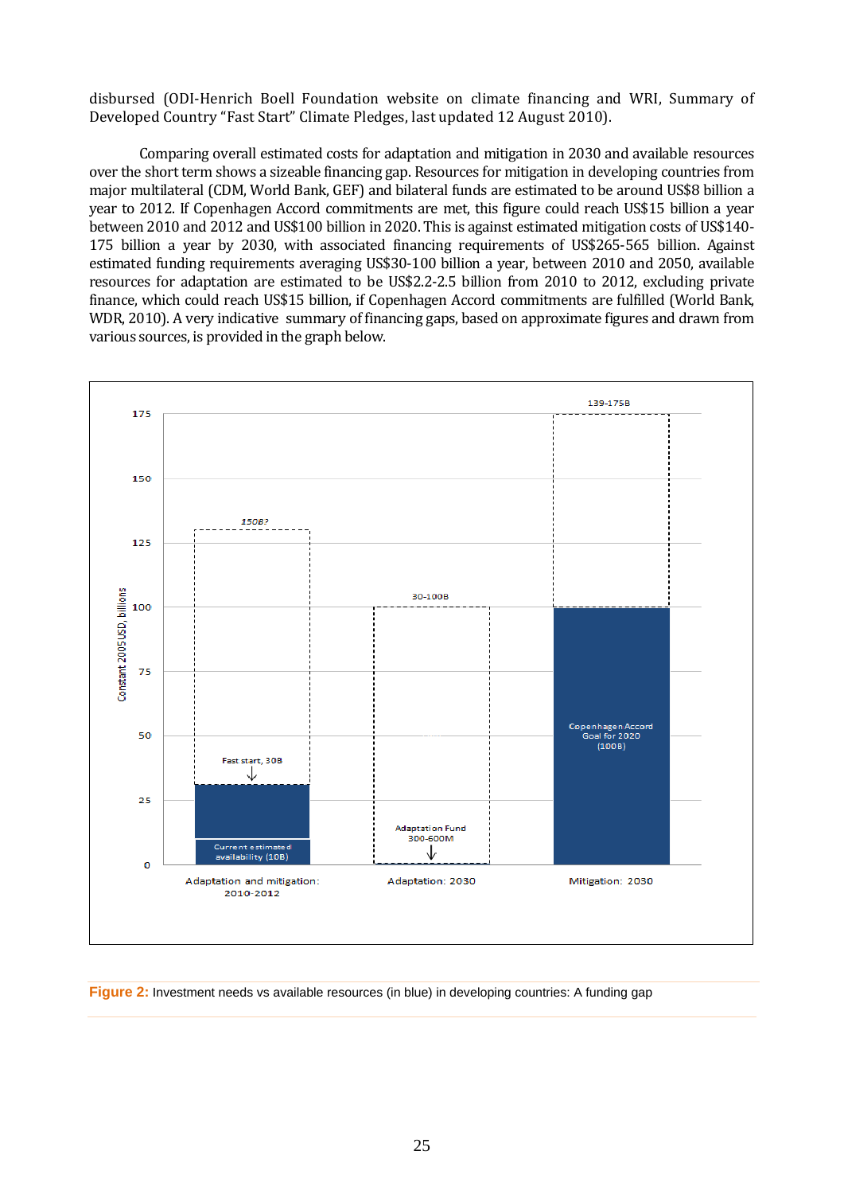disbursed (ODI-Henrich Boell Foundation website on climate financing and WRI, Summary of Developed Country "Fast Start" Climate Pledges, last updated 12 August 2010).

Comparing overall estimated costs for adaptation and mitigation in 2030 and available resources over the short term shows a sizeable financing gap. Resources for mitigation in developing countries from major multilateral (CDM, World Bank, GEF) and bilateral funds are estimated to be around US$8 billion a year to 2012. If Copenhagen Accord commitments are met, this figure could reach US$15 billion a year between 2010 and 2012 and US$100 billion in 2020. This is against estimated mitigation costs of US$140-175 billion a year by 2030, with associated financing requirements of US$265-565 billion. Against estimated funding requirements averaging US$30-100 billion a year, between 2010 and 2050, available resources for adaptation are estimated to be US$2.2-2.5 billion from 2010 to 2012, excluding private finance, which could reach US$15 billion, if Copenhagen Accord commitments are fulfilled (World Bank, WDR, 2010). A very indicative summary of financing gaps, based on approximate figures and drawn from various sources, is provided in the graph below.

**Figure 2:** Investment needs vs available resources (in blue) in developing countries: A funding gap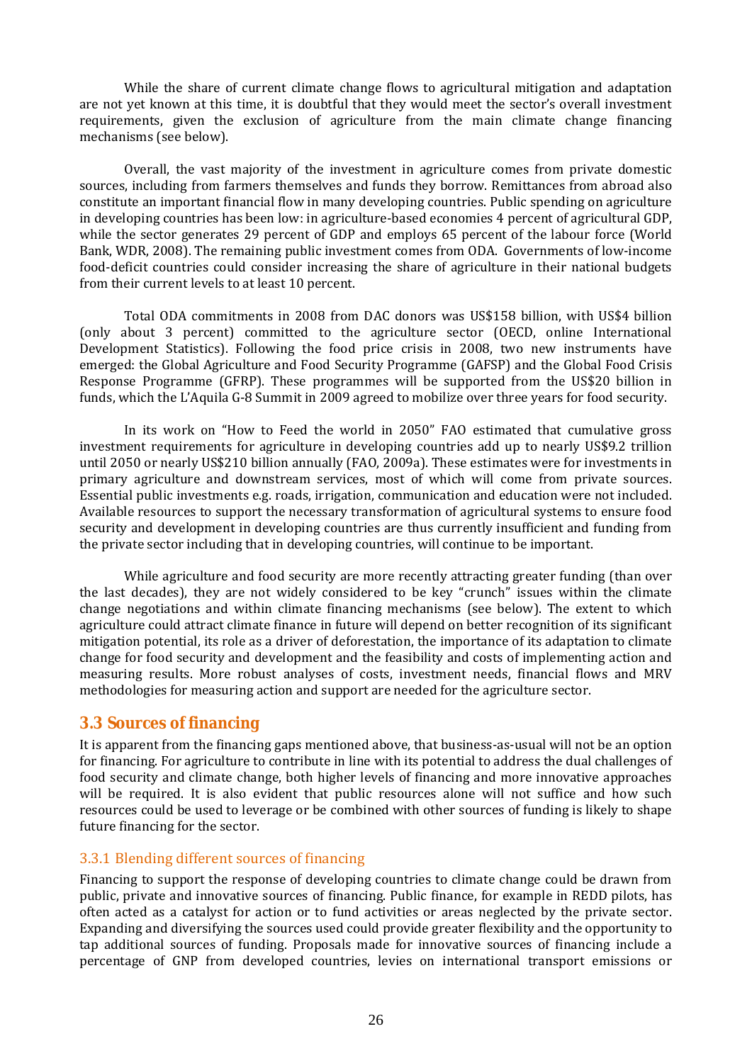While the share of current climate change flows to agricultural mitigation and adaptation are not yet known at this time, it is doubtful that they would meet the sector's overall investment requirements, given the exclusion of agriculture from the main climate change financing mechanisms (see below).

Overall, the vast majority of the investment in agriculture comes from private domestic sources, including from farmers themselves and funds they borrow. Remittances from abroad also constitute an important financial flow in many developing countries. Public spending on agriculture in developing countries has been low: in agriculture-based economies 4 percent of agricultural GDP, while the sector generates 29 percent of GDP and employs 65 percent of the labour force (World Bank, WDR, 2008). The remaining public investment comes from ODA. Governments of low-income food-deficit countries could consider increasing the share of agriculture in their national budgets from their current levels to at least 10 percent.

Total ODA commitments in 2008 from DAC donors was US$158 billion, with US$4 billion (only about 3 percent) committed to the agriculture sector (OECD, online International Development Statistics). Following the food price crisis in 2008, two new instruments have emerged: the Global Agriculture and Food Security Programme (GAFSP) and the Global Food Crisis Response Programme (GFRP). These programmes will be supported from the US$20 billion in funds, which the L'Aquila G-8 Summit in 2009 agreed to mobilize over three years for food security.

In its work on "How to Feed the world in 2050" FAO estimated that cumulative gross investment requirements for agriculture in developing countries add up to nearly US$9.2 trillion until 2050 or nearly US$210 billion annually (FAO, 2009a). These estimates were for investments in primary agriculture and downstream services, most of which will come from private sources. Essential public investments e.g. roads, irrigation, communication and education were not included. Available resources to support the necessary transformation of agricultural systems to ensure food security and development in developing countries are thus currently insufficient and funding from the private sector including that in developing countries, will continue to be important.

While agriculture and food security are more recently attracting greater funding (than over the last decades), they are not widely considered to be key "crunch" issues within the climate change negotiations and within climate financing mechanisms (see below). The extent to which agriculture could attract climate finance in future will depend on better recognition of its significant mitigation potential, its role as a driver of deforestation, the importance of its adaptation to climate change for food security and development and the feasibility and costs of implementing action and measuring results. More robust analyses of costs, investment needs, financial flows and MRV methodologies for measuring action and support are needed for the agriculture sector.

## 3.3 Sources of financing

It is apparent from the financing gaps mentioned above, that business-as-usual will not be an option for financing. For agriculture to contribute in line with its potential to address the dual challenges of food security and climate change, both higher levels of financing and more innovative approaches will be required. It is also evident that public resources alone will not suffice and how such resources could be used to leverage or be combined with other sources of funding is likely to shape future financing for the sector.

### 3.3.1 Blending different sources of financing

Financing to support the response of developing countries to climate change could be drawn from public, private and innovative sources of financing. Public finance, for example in REDD pilots, has often acted as a catalyst for action or to fund activities or areas neglected by the private sector. Expanding and diversifying the sources used could provide greater flexibility and the opportunity to tap additional sources of funding. Proposals made for innovative sources of financing include a percentage of GNP from developed countries, levies on international transport emissions or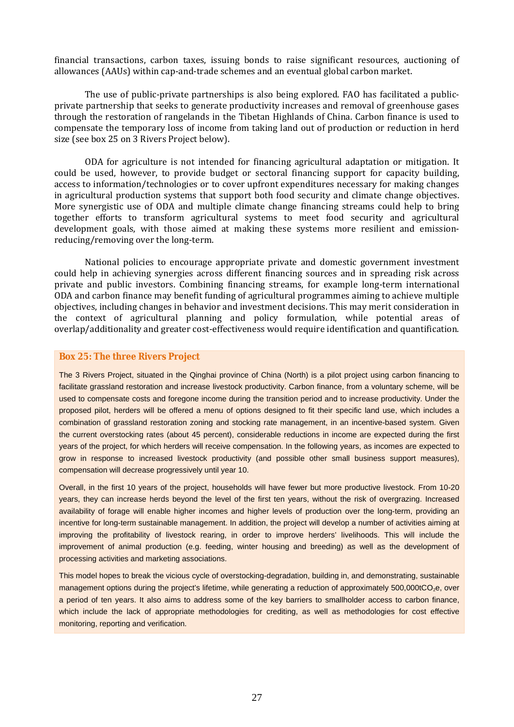financial transactions, carbon taxes, issuing bonds to raise significant resources, auctioning of allowances (AAUs) within cap-and-trade schemes and an eventual global carbon market.

The use of public-private partnerships is also being explored. FAO has facilitated a public-private partnership that seeks to generate productivity increases and removal of greenhouse gases through the restoration of rangelands in the Tibetan Highlands of China. Carbon finance is used to compensate the temporary loss of income from taking land out of production or reduction in herd size (see box 25 on 3 Rivers Project below).

ODA for agriculture is not intended for financing agricultural adaptation or mitigation. It could be used, however, to provide budget or sectoral financing support for capacity building, access to information/technologies or to cover upfront expenditures necessary for making changes in agricultural production systems that support both food security and climate change objectives. More synergistic use of ODA and multiple climate change financing streams could help to bring together efforts to transform agricultural systems to meet food security and agricultural development goals, with those aimed at making these systems more resilient and emission-reducing/removing over the long-term.

National policies to encourage appropriate private and domestic government investment could help in achieving synergies across different financing sources and in spreading risk across private and public investors. Combining financing streams, for example long-term international ODA and carbon finance may benefit funding of agricultural programmes aiming to achieve multiple objectives, including changes in behavior and investment decisions. This may merit consideration in the context of agricultural planning and policy formulation, while potential areas of overlap/additionality and greater cost-effectiveness would require identification and quantification.

**Box 25: The three Rivers Project**

The 3 Rivers Project, situated in the Qinghai province of China (North) is a pilot project using carbon financing to facilitate grassland restoration and increase livestock productivity. Carbon finance, from a voluntary scheme, will be used to compensate costs and foregone income during the transition period and to increase productivity. Under the proposed pilot, herders will be offered a menu of options designed to fit their specific land use, which includes a combination of grassland restoration zoning and stocking rate management, in an incentive-based system. Given the current overstocking rates (about 45 percent), considerable reductions in income are expected during the first years of the project, for which herders will receive compensation. In the following years, as incomes are expected to grow in response to increased livestock productivity (and possible other small business support measures), compensation will decrease progressively until year 10.

Overall, in the first 10 years of the project, households will have fewer but more productive livestock. From 10-20 years, they can increase herds beyond the level of the first ten years, without the risk of overgrazing. Increased availability of forage will enable higher incomes and higher levels of production over the long-term, providing an incentive for long-term sustainable management. In addition, the project will develop a number of activities aiming at improving the profitability of livestock rearing, in order to improve herders' livelihoods. This will include the improvement of animal production (e.g. feeding, winter housing and breeding) as well as the development of processing activities and marketing associations.

This model hopes to break the vicious cycle of overstocking-degradation, building in, and demonstrating, sustainable management options during the project's lifetime, while generating a reduction of approximately 500,000t$CO_2$e, over a period of ten years. It also aims to address some of the key barriers to smallholder access to carbon finance, which include the lack of appropriate methodologies for crediting, as well as methodologies for cost effective monitoring, reporting and verification.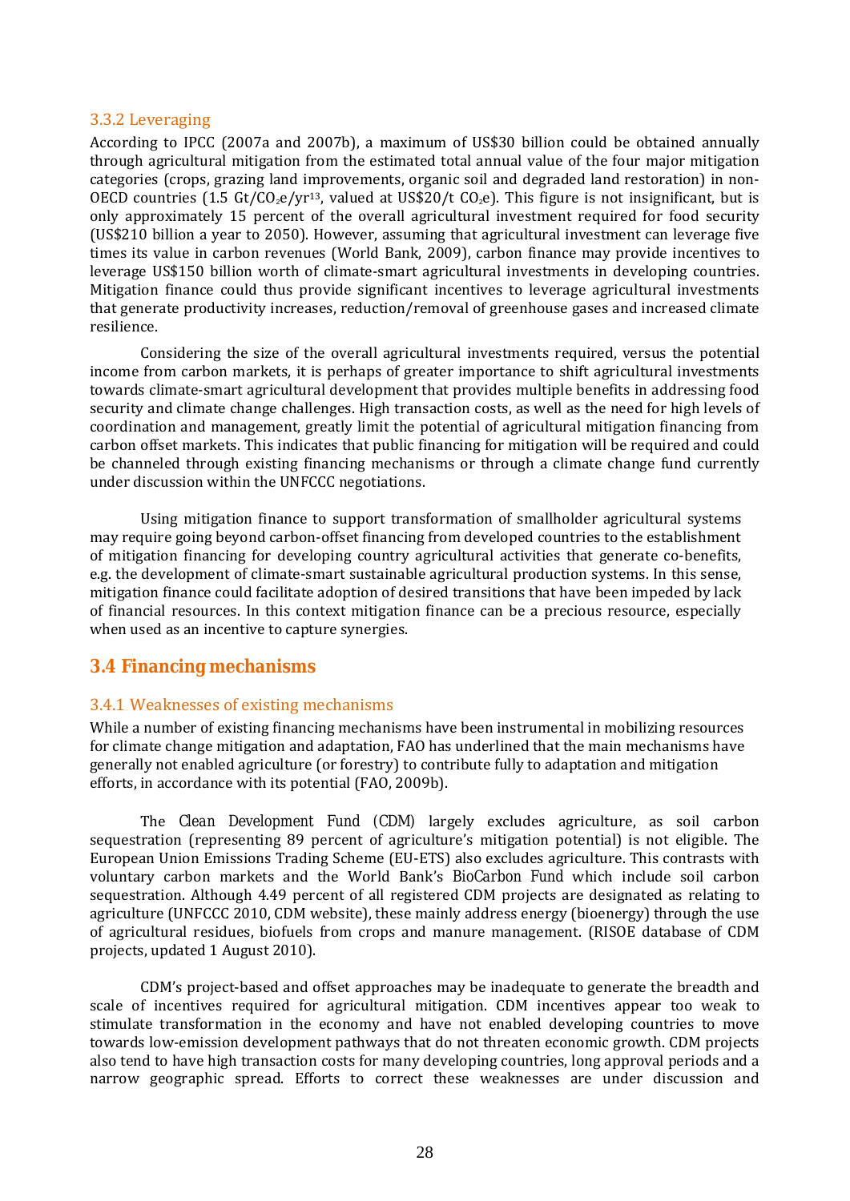### 3.3.2 Leveraging

According to IPCC (2007a and 2007b), a maximum of US$30 billion could be obtained annually through agricultural mitigation from the estimated total annual value of the four major mitigation categories (crops, grazing land improvements, organic soil and degraded land restoration) in non-OECD countries (1.5 Gt/$CO_2$e/yr[13], valued at US$20/t $CO_2$e). This figure is not insignificant, but is only approximately 15 percent of the overall agricultural investment required for food security (US$210 billion a year to 2050). However, assuming that agricultural investment can leverage five times its value in carbon revenues (World Bank, 2009), carbon finance may provide incentives to leverage US$150 billion worth of climate-smart agricultural investments in developing countries. Mitigation finance could thus provide significant incentives to leverage agricultural investments that generate productivity increases, reduction/removal of greenhouse gases and increased climate resilience.

Considering the size of the overall agricultural investments required, versus the potential income from carbon markets, it is perhaps of greater importance to shift agricultural investments towards climate-smart agricultural development that provides multiple benefits in addressing food security and climate change challenges. High transaction costs, as well as the need for high levels of coordination and management, greatly limit the potential of agricultural mitigation financing from carbon offset markets. This indicates that public financing for mitigation will be required and could be channeled through existing financing mechanisms or through a climate change fund currently under discussion within the UNFCCC negotiations.

Using mitigation finance to support transformation of smallholder agricultural systems may require going beyond carbon-offset financing from developed countries to the establishment of mitigation financing for developing country agricultural activities that generate co-benefits, e.g. the development of climate-smart sustainable agricultural production systems. In this sense, mitigation finance could facilitate adoption of desired transitions that have been impeded by lack of financial resources. In this context mitigation finance can be a precious resource, especially when used as an incentive to capture synergies.

## 3.4 Financing mechanisms

### 3.4.1 Weaknesses of existing mechanisms

While a number of existing financing mechanisms have been instrumental in mobilizing resources for climate change mitigation and adaptation, FAO has underlined that the main mechanisms have generally not enabled agriculture (or forestry) to contribute fully to adaptation and mitigation efforts, in accordance with its potential (FAO, 2009b).

The *Clean Development Fund (CDM)* largely excludes agriculture, as soil carbon sequestration (representing 89 percent of agriculture's mitigation potential) is not eligible. The European Union Emissions Trading Scheme (EU-ETS) also excludes agriculture. This contrasts with voluntary carbon markets and the World Bank's *BioCarbon Fund* which include soil carbon sequestration. Although 4.49 percent of all registered CDM projects are designated as relating to agriculture (UNFCCC 2010, CDM website), these mainly address energy (bioenergy) through the use of agricultural residues, biofuels from crops and manure management. (RISOE database of CDM projects, updated 1 August 2010).

CDM's project-based and offset approaches may be inadequate to generate the breadth and scale of incentives required for agricultural mitigation. CDM incentives appear too weak to stimulate transformation in the economy and have not enabled developing countries to move towards low-emission development pathways that do not threaten economic growth. CDM projects also tend to have high transaction costs for many developing countries, long approval periods and a narrow geographic spread. Efforts to correct these weaknesses are under discussion and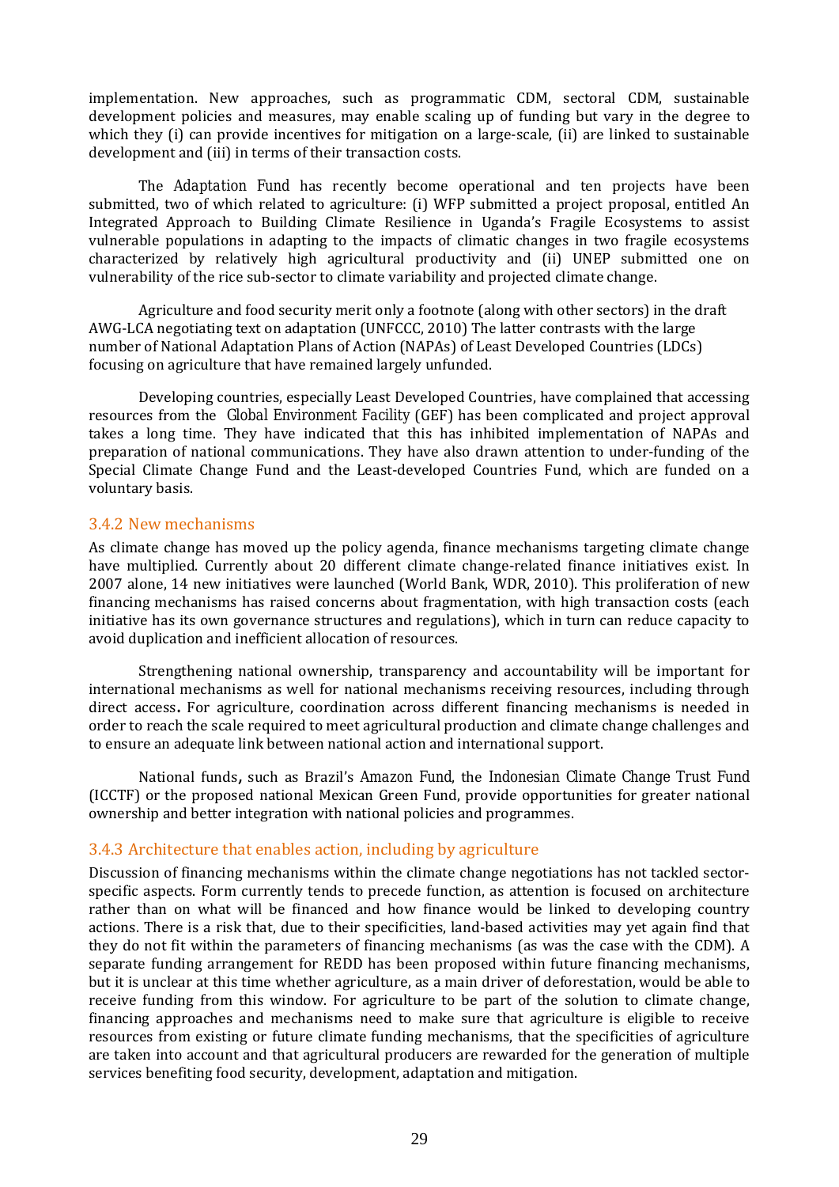implementation. New approaches, such as programmatic CDM, sectoral CDM, sustainable development policies and measures, may enable scaling up of funding but vary in the degree to which they (i) can provide incentives for mitigation on a large-scale, (ii) are linked to sustainable development and (iii) in terms of their transaction costs.

The *Adaptation Fund* has recently become operational and ten projects have been submitted, two of which related to agriculture: (i) WFP submitted a project proposal, entitled An Integrated Approach to Building Climate Resilience in Uganda's Fragile Ecosystems to assist vulnerable populations in adapting to the impacts of climatic changes in two fragile ecosystems characterized by relatively high agricultural productivity and (ii) UNEP submitted one on vulnerability of the rice sub-sector to climate variability and projected climate change.

Agriculture and food security merit only a footnote (along with other sectors) in the draft AWG-LCA negotiating text on adaptation (UNFCCC, 2010) The latter contrasts with the large number of National Adaptation Plans of Action (NAPAs) of Least Developed Countries (LDCs) focusing on agriculture that have remained largely unfunded.

Developing countries, especially Least Developed Countries, have complained that accessing resources from the *Global Environment Facility* (GEF) has been complicated and project approval takes a long time. They have indicated that this has inhibited implementation of NAPAs and preparation of national communications. They have also drawn attention to under-funding of the Special Climate Change Fund and the Least-developed Countries Fund, which are funded on a voluntary basis.

### 3.4.2 New mechanisms

As climate change has moved up the policy agenda, finance mechanisms targeting climate change have multiplied. Currently about 20 different climate change-related finance initiatives exist. In 2007 alone, 14 new initiatives were launched (World Bank, WDR, 2010). This proliferation of new financing mechanisms has raised concerns about fragmentation, with high transaction costs (each initiative has its own governance structures and regulations), which in turn can reduce capacity to avoid duplication and inefficient allocation of resources.

Strengthening national ownership, transparency and accountability will be important for international mechanisms as well for national mechanisms receiving resources, including through direct access**.** For agriculture, coordination across different financing mechanisms is needed in order to reach the scale required to meet agricultural production and climate change challenges and to ensure an adequate link between national action and international support.

National funds**,** such as Brazil's *Amazon Fund*, the *Indonesian Climate Change Trust Fund* (ICCTF) or the proposed national Mexican Green Fund, provide opportunities for greater national ownership and better integration with national policies and programmes.

### 3.4.3 Architecture that enables action, including by agriculture

Discussion of financing mechanisms within the climate change negotiations has not tackled sector-specific aspects. Form currently tends to precede function, as attention is focused on architecture rather than on what will be financed and how finance would be linked to developing country actions. There is a risk that, due to their specificities, land-based activities may yet again find that they do not fit within the parameters of financing mechanisms (as was the case with the CDM). A separate funding arrangement for REDD has been proposed within future financing mechanisms, but it is unclear at this time whether agriculture, as a main driver of deforestation, would be able to receive funding from this window. For agriculture to be part of the solution to climate change, financing approaches and mechanisms need to make sure that agriculture is eligible to receive resources from existing or future climate funding mechanisms, that the specificities of agriculture are taken into account and that agricultural producers are rewarded for the generation of multiple services benefiting food security, development, adaptation and mitigation.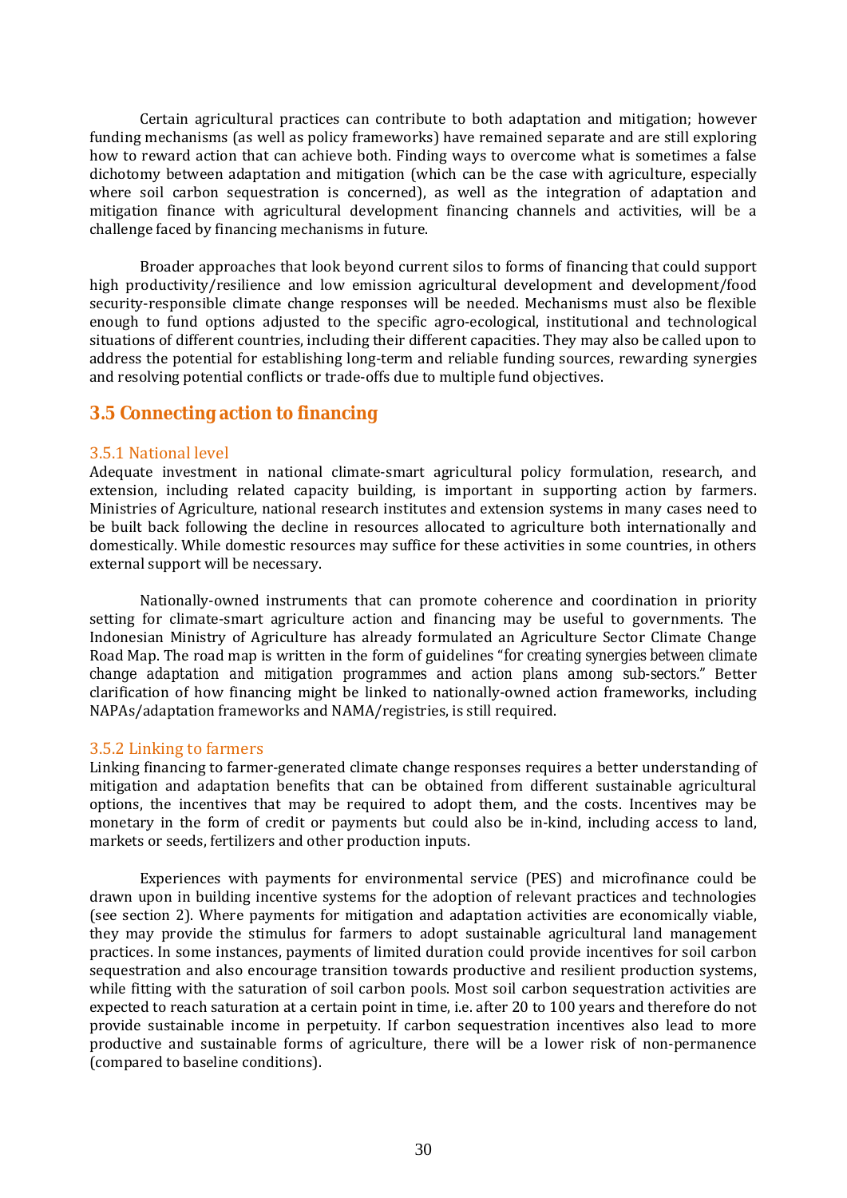Certain agricultural practices can contribute to both adaptation and mitigation; however funding mechanisms (as well as policy frameworks) have remained separate and are still exploring how to reward action that can achieve both. Finding ways to overcome what is sometimes a false dichotomy between adaptation and mitigation (which can be the case with agriculture, especially where soil carbon sequestration is concerned), as well as the integration of adaptation and mitigation finance with agricultural development financing channels and activities, will be a challenge faced by financing mechanisms in future.

Broader approaches that look beyond current silos to forms of financing that could support high productivity/resilience and low emission agricultural development and development/food security-responsible climate change responses will be needed. Mechanisms must also be flexible enough to fund options adjusted to the specific agro-ecological, institutional and technological situations of different countries, including their different capacities. They may also be called upon to address the potential for establishing long-term and reliable funding sources, rewarding synergies and resolving potential conflicts or trade-offs due to multiple fund objectives.

## 3.5 Connecting action to financing

### 3.5.1 National level

Adequate investment in national climate-smart agricultural policy formulation, research, and extension, including related capacity building, is important in supporting action by farmers. Ministries of Agriculture, national research institutes and extension systems in many cases need to be built back following the decline in resources allocated to agriculture both internationally and domestically. While domestic resources may suffice for these activities in some countries, in others external support will be necessary.

Nationally-owned instruments that can promote coherence and coordination in priority setting for climate-smart agriculture action and financing may be useful to governments. The Indonesian Ministry of Agriculture has already formulated an Agriculture Sector Climate Change Road Map. The road map is written in the form of guidelines "for creating synergies between climate change adaptation and mitigation programmes and action plans among sub-sectors." Better clarification of how financing might be linked to nationally-owned action frameworks, including NAPAs/adaptation frameworks and NAMA/registries, is still required.

### 3.5.2 Linking to farmers

Linking financing to farmer-generated climate change responses requires a better understanding of mitigation and adaptation benefits that can be obtained from different sustainable agricultural options, the incentives that may be required to adopt them, and the costs. Incentives may be monetary in the form of credit or payments but could also be in-kind, including access to land, markets or seeds, fertilizers and other production inputs.

Experiences with payments for environmental service (PES) and microfinance could be drawn upon in building incentive systems for the adoption of relevant practices and technologies (see section 2). Where payments for mitigation and adaptation activities are economically viable, they may provide the stimulus for farmers to adopt sustainable agricultural land management practices. In some instances, payments of limited duration could provide incentives for soil carbon sequestration and also encourage transition towards productive and resilient production systems, while fitting with the saturation of soil carbon pools. Most soil carbon sequestration activities are expected to reach saturation at a certain point in time, i.e. after 20 to 100 years and therefore do not provide sustainable income in perpetuity. If carbon sequestration incentives also lead to more productive and sustainable forms of agriculture, there will be a lower risk of non-permanence (compared to baseline conditions).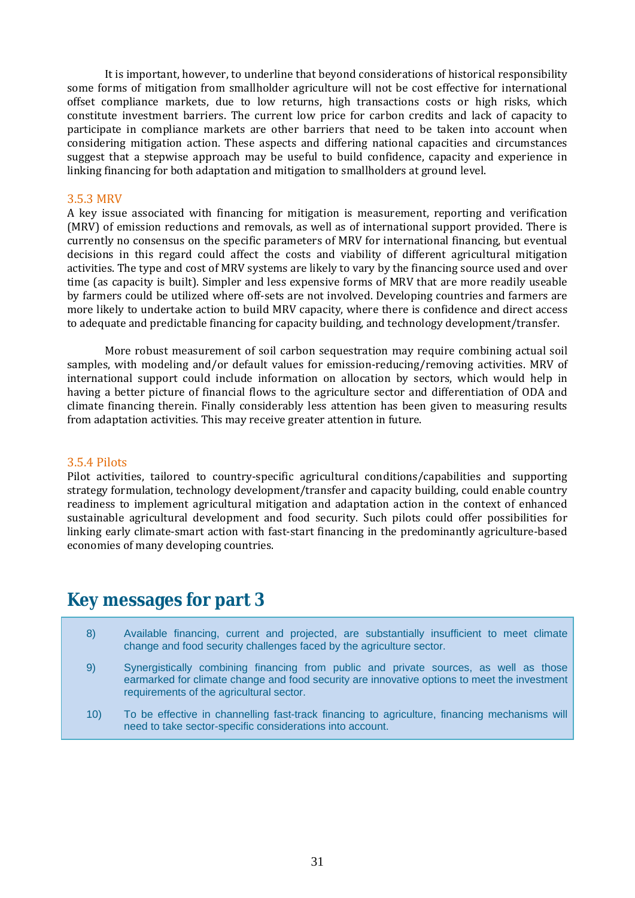It is important, however, to underline that beyond considerations of historical responsibility some forms of mitigation from smallholder agriculture will not be cost effective for international offset compliance markets, due to low returns, high transactions costs or high risks, which constitute investment barriers. The current low price for carbon credits and lack of capacity to participate in compliance markets are other barriers that need to be taken into account when considering mitigation action. These aspects and differing national capacities and circumstances suggest that a stepwise approach may be useful to build confidence, capacity and experience in linking financing for both adaptation and mitigation to smallholders at ground level.

### 3.5.3 MRV

A key issue associated with financing for mitigation is measurement, reporting and verification (MRV) of emission reductions and removals, as well as of international support provided. There is currently no consensus on the specific parameters of MRV for international financing, but eventual decisions in this regard could affect the costs and viability of different agricultural mitigation activities. The type and cost of MRV systems are likely to vary by the financing source used and over time (as capacity is built). Simpler and less expensive forms of MRV that are more readily useable by farmers could be utilized where off-sets are not involved. Developing countries and farmers are more likely to undertake action to build MRV capacity, where there is confidence and direct access to adequate and predictable financing for capacity building, and technology development/transfer.

More robust measurement of soil carbon sequestration may require combining actual soil samples, with modeling and/or default values for emission-reducing/removing activities. MRV of international support could include information on allocation by sectors, which would help in having a better picture of financial flows to the agriculture sector and differentiation of ODA and climate financing therein. Finally considerably less attention has been given to measuring results from adaptation activities. This may receive greater attention in future.

### 3.5.4 Pilots

Pilot activities, tailored to country-specific agricultural conditions/capabilities and supporting strategy formulation, technology development/transfer and capacity building, could enable country readiness to implement agricultural mitigation and adaptation action in the context of enhanced sustainable agricultural development and food security. Such pilots could offer possibilities for linking early climate-smart action with fast-start financing in the predominantly agriculture-based economies of many developing countries.

## Key messages for part 3

8) Available financing, current and projected, are substantially insufficient to meet climate change and food security challenges faced by the agriculture sector.

9) Synergistically combining financing from public and private sources, as well as those earmarked for climate change and food security are innovative options to meet the investment requirements of the agricultural sector.

10) To be effective in channelling fast-track financing to agriculture, financing mechanisms will need to take sector-specific considerations into account.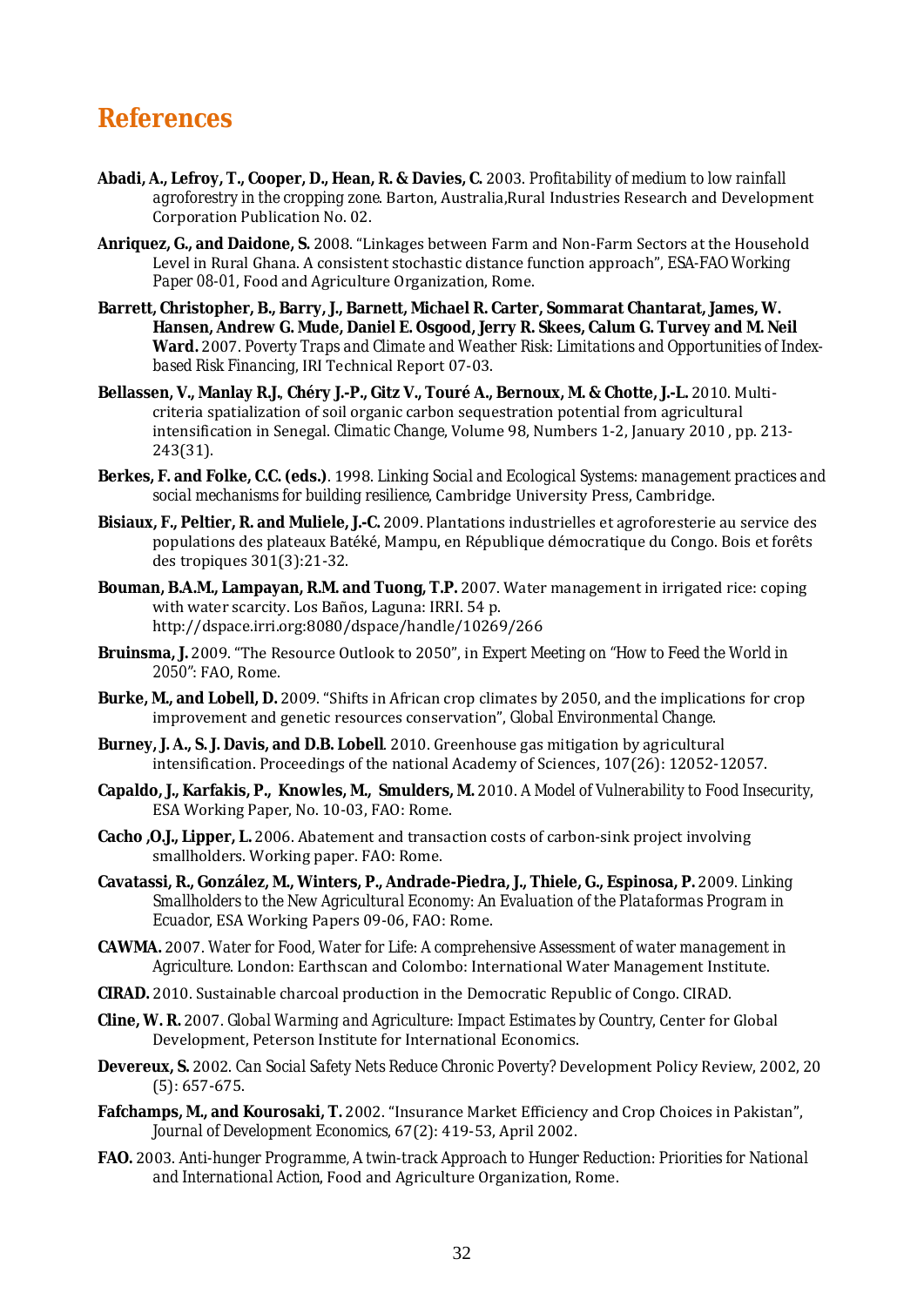# References

**Abadi, A., Lefroy, T., Cooper, D., Hean, R. & Davies, C.** 2003. *Profitability of medium to low rainfall agroforestry in the cropping zone.* Barton, Australia,Rural Industries Research and Development Corporation Publication No. 02.

**Anriquez, G., and Daidone, S.** 2008. "Linkages between Farm and Non-Farm Sectors at the Household Level in Rural Ghana. A consistent stochastic distance function approach", *ESA-FAO Working Paper 08-01*, Food and Agriculture Organization, Rome.

**Barrett, Christopher, B., Barry, J., Barnett, Michael R. Carter, Sommarat Chantarat, James, W. Hansen, Andrew G. Mude, Daniel E. Osgood, Jerry R. Skees, Calum G. Turvey and M. Neil Ward.** 2007. *Poverty Traps and Climate and Weather Risk: Limitations and Opportunities of Index-based Risk Financing*, IRI Technical Report 07-03.

**Bellassen, V., Manlay R.J., Chéry J.-P., Gitz V., Touré A., Bernoux, M. & Chotte, J.-L.** 2010. Multi-criteria spatialization of soil organic carbon sequestration potential from agricultural intensification in Senegal. *Climatic Change*, Volume 98, Numbers 1-2, January 2010 , pp. 213-243(31).

**Berkes, F. and Folke, C.C. (eds.)**. 1998. *Linking Social and Ecological Systems: management practices and social mechanisms for building resilience*, Cambridge University Press, Cambridge.

**Bisiaux, F., Peltier, R. and Muliele, J.-C.** 2009. Plantations industrielles et agroforesterie au service des populations des plateaux Batéké, Mampu, en République démocratique du Congo. Bois et forêts des tropiques 301(3):21-32.

**Bouman, B.A.M., Lampayan, R.M. and Tuong, T.P.** 2007. Water management in irrigated rice: coping with water scarcity. Los Baños, Laguna: IRRI. 54 p. http://dspace.irri.org:8080/dspace/handle/10269/266

**Bruinsma, J.** 2009. "The Resource Outlook to 2050", in *Expert Meeting on "How to Feed the World in 2050"*: FAO, Rome.

**Burke, M., and Lobell, D.** 2009. "Shifts in African crop climates by 2050, and the implications for crop improvement and genetic resources conservation", *Global Environmental Change*.

**Burney, J. A., S. J. Davis, and D.B. Lobell**. 2010. Greenhouse gas mitigation by agricultural intensification. Proceedings of the national Academy of Sciences, 107(26): 12052-12057.

**Capaldo, J., Karfakis, P., Knowles, M., Smulders, M.** 2010. *A Model of Vulnerability to Food Insecurity*, ESA Working Paper, No. 10-03, FAO: Rome.

**Cacho ,O.J., Lipper, L.** 2006. Abatement and transaction costs of carbon-sink project involving smallholders. Working paper. FAO: Rome.

**Cavatassi, R., González, M., Winters, P., Andrade-Piedra, J., Thiele, G., Espinosa, P.** 2009. *Linking Smallholders to the New Agricultural Economy: An Evaluation of the Plataformas Program in Ecuador*, ESA Working Papers 09-06, FAO: Rome.

**CAWMA.** 2007. *Water for Food, Water for Life: A comprehensive Assessment of water management in Agriculture.* London: Earthscan and Colombo: International Water Management Institute.

**CIRAD.** 2010. Sustainable charcoal production in the Democratic Republic of Congo. CIRAD.

**Cline, W. R.** 2007. *Global Warming and Agriculture: Impact Estimates by Country*, Center for Global Development, Peterson Institute for International Economics.

**Devereux, S.** 2002. *Can Social Safety Nets Reduce Chronic Poverty?* Development Policy Review, 2002, 20 (5): 657-675.

**Fafchamps, M., and Kourosaki, T.** 2002. "Insurance Market Efficiency and Crop Choices in Pakistan", *Journal of Development Economics*, 67(2): 419-53, April 2002.

**FAO.** 2003. *Anti-hunger Programme, A twin-track Approach to Hunger Reduction: Priorities for National and International Action*, Food and Agriculture Organization, Rome.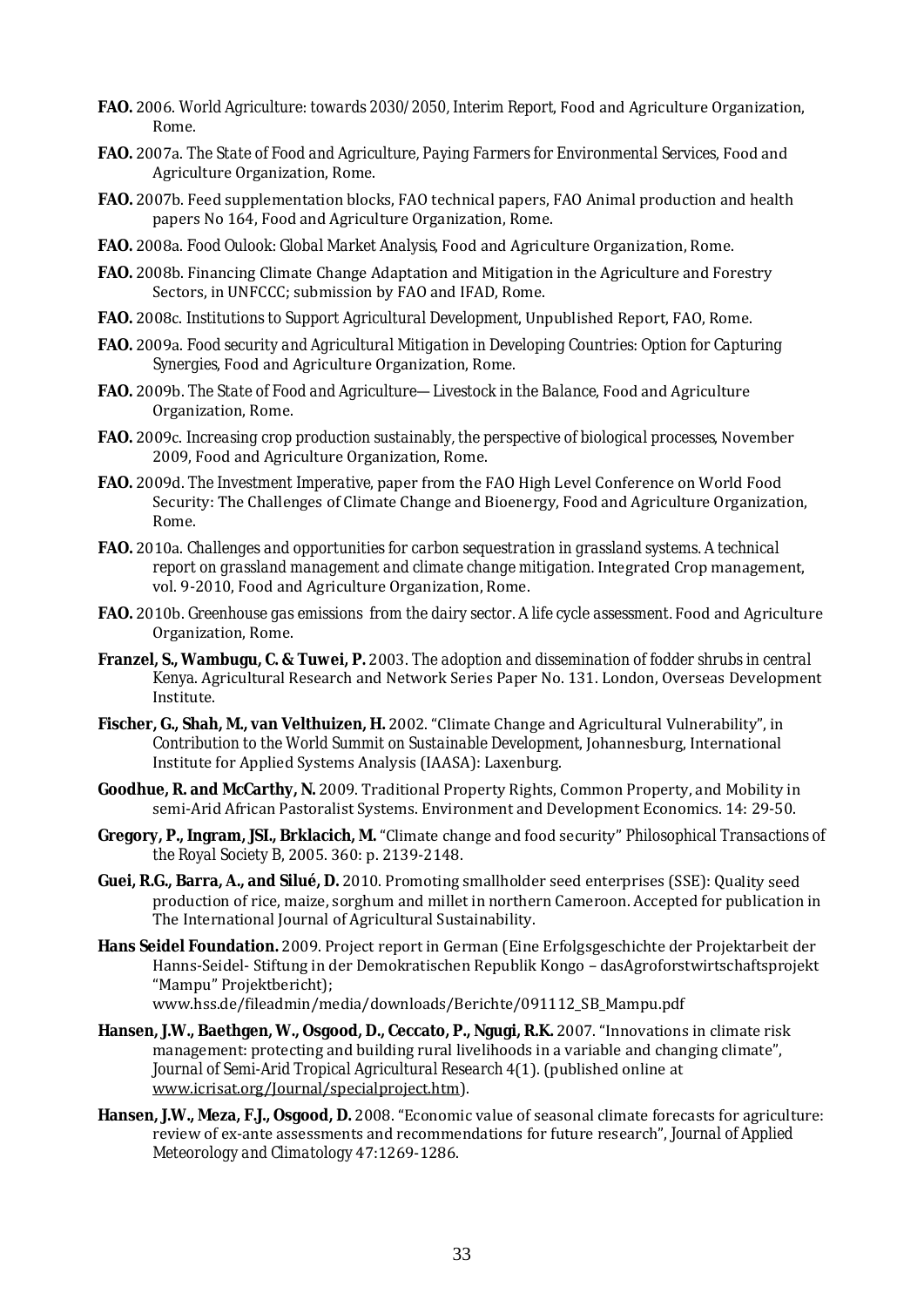**FAO.** 2006. *World Agriculture: towards 2030/2050*, Interim Report, Food and Agriculture Organization, Rome.

**FAO.** 2007a. *The State of Food and Agriculture, Paying Farmers for Environmental Services*, Food and Agriculture Organization, Rome.

**FAO.** 2007b. Feed supplementation blocks, FAO technical papers, FAO Animal production and health papers No 164, Food and Agriculture Organization, Rome.

**FAO.** 2008a. *Food Oulook: Global Market Analysis*, Food and Agriculture Organization, Rome.

**FAO.** 2008b. Financing Climate Change Adaptation and Mitigation in the Agriculture and Forestry Sectors, in UNFCCC; submission by FAO and IFAD, Rome.

**FAO.** 2008c. *Institutions to Support Agricultural Development*, Unpublished Report, FAO, Rome.

**FAO.** 2009a. *Food security and Agricultural Mitigation in Developing Countries: Option for Capturing Synergies*, Food and Agriculture Organization, Rome.

**FAO.** 2009b. *The State of Food and Agriculture— Livestock in the Balance*, Food and Agriculture Organization, Rome.

**FAO.** 2009c. *Increasing crop production sustainably, the perspective of biological processes*, November 2009, Food and Agriculture Organization, Rome.

**FAO.** 2009d. *The Investment Imperative*, paper from the FAO High Level Conference on World Food Security: The Challenges of Climate Change and Bioenergy, Food and Agriculture Organization, Rome.

**FAO.** 2010a. *Challenges and opportunities for carbon sequestration in grassland systems. A technical report on grassland management and climate change mitigation.* Integrated Crop management, vol. 9-2010, Food and Agriculture Organization, Rome.

**FAO.** 2010b. *Greenhouse gas emissions from the dairy sector. A life cycle assessment.* Food and Agriculture Organization, Rome.

**Franzel, S., Wambugu, C. & Tuwei, P.** 2003. *The adoption and dissemination of fodder shrubs in central Kenya*. Agricultural Research and Network Series Paper No. 131. London, Overseas Development Institute.

**Fischer, G., Shah, M., van Velthuizen, H.** 2002. "Climate Change and Agricultural Vulnerability", in *Contribution to the World Summit on Sustainable Development*, Johannesburg, International Institute for Applied Systems Analysis (IAASA): Laxenburg.

**Goodhue, R. and McCarthy, N.** 2009. Traditional Property Rights, Common Property, and Mobility in semi-Arid African Pastoralist Systems. Environment and Development Economics. 14: 29-50.

**Gregory, P., Ingram, JSI., Brklacich, M.** "Climate change and food security" *Philosophical Transactions of the Royal Society B*, 2005. 360: p. 2139-2148.

**Guei, R.G., Barra, A., and Silué, D.** 2010. Promoting smallholder seed enterprises (SSE): Quality seed production of rice, maize, sorghum and millet in northern Cameroon. Accepted for publication in The International Journal of Agricultural Sustainability.

**Hans Seidel Foundation.** 2009. Project report in German (Eine Erfolgsgeschichte der Projektarbeit der Hanns-Seidel- Stiftung in der Demokratischen Republik Kongo – dasAgroforstwirtschaftsprojekt "Mampu" Projektbericht); www.hss.de/fileadmin/media/downloads/Berichte/091112_SB_Mampu.pdf

**Hansen, J.W., Baethgen, W., Osgood, D., Ceccato, P., Ngugi, R.K.** 2007. "Innovations in climate risk management: protecting and building rural livelihoods in a variable and changing climate", *Journal of Semi-Arid Tropical Agricultural Research* 4(1). (published online at www.icrisat.org/Journal/specialproject.htm).

**Hansen, J.W., Meza, F.J., Osgood, D.** 2008. "Economic value of seasonal climate forecasts for agriculture: review of ex-ante assessments and recommendations for future research", *Journal of Applied Meteorology and Climatology* 47:1269-1286.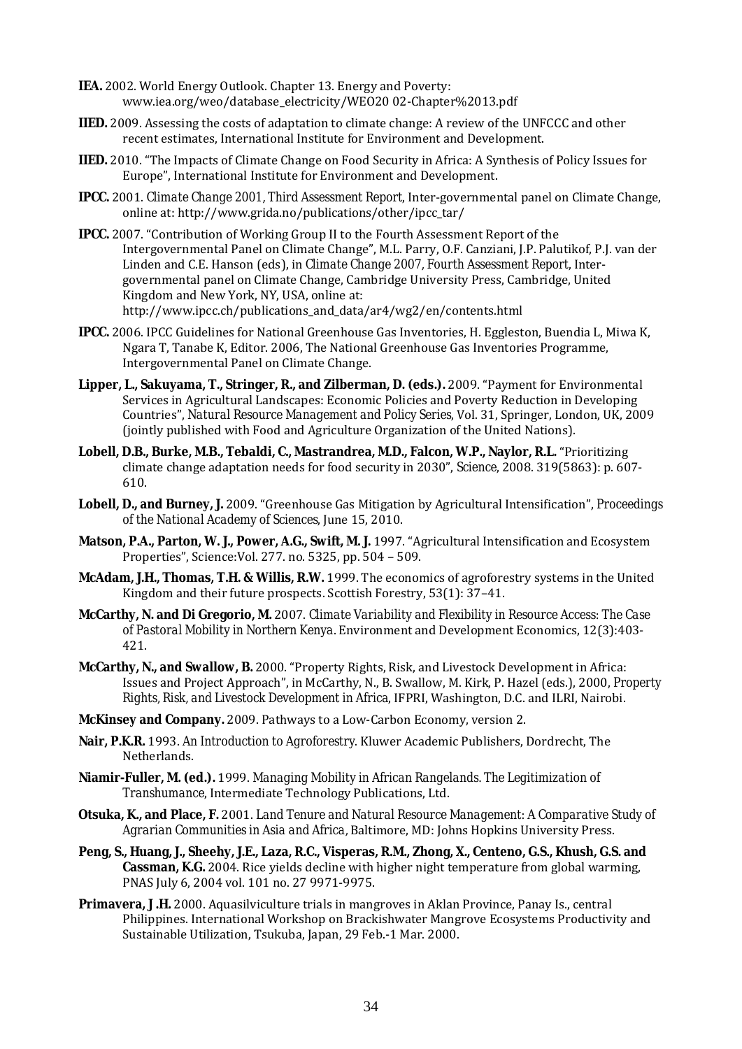**IEA.** 2002. World Energy Outlook. Chapter 13. Energy and Poverty: www.iea.org/weo/database_electricity/WEO20 02-Chapter%2013.pdf

**IIED.** 2009. Assessing the costs of adaptation to climate change: A review of the UNFCCC and other recent estimates, International Institute for Environment and Development.

**IIED.** 2010. "The Impacts of Climate Change on Food Security in Africa: A Synthesis of Policy Issues for Europe", International Institute for Environment and Development.

**IPCC.** 2001. *Climate Change 2001, Third Assessment Report*, Inter-governmental panel on Climate Change, online at: http://www.grida.no/publications/other/ipcc_tar/

**IPCC.** 2007. "Contribution of Working Group II to the Fourth Assessment Report of the Intergovernmental Panel on Climate Change", M.L. Parry, O.F. Canziani, J.P. Palutikof, P.J. van der Linden and C.E. Hanson (eds), in *Climate Change 2007, Fourth Assessment Report*, Inter-governmental panel on Climate Change, Cambridge University Press, Cambridge, United Kingdom and New York, NY, USA, online at: http://www.ipcc.ch/publications_and_data/ar4/wg2/en/contents.html

**IPCC.** 2006. IPCC Guidelines for National Greenhouse Gas Inventories, H. Eggleston, Buendia L, Miwa K, Ngara T, Tanabe K, Editor. 2006, The National Greenhouse Gas Inventories Programme, Intergovernmental Panel on Climate Change.

**Lipper, L., Sakuyama, T., Stringer, R., and Zilberman, D. (eds.).** 2009. "Payment for Environmental Services in Agricultural Landscapes: Economic Policies and Poverty Reduction in Developing Countries", *Natural Resource Management and Policy Series*, Vol. 31, Springer, London, UK, 2009 (jointly published with Food and Agriculture Organization of the United Nations).

**Lobell, D.B., Burke, M.B., Tebaldi, C., Mastrandrea, M.D., Falcon, W.P., Naylor, R.L.** "Prioritizing climate change adaptation needs for food security in 2030", *Science*, 2008. 319(5863): p. 607-610.

**Lobell, D., and Burney, J.** 2009. "Greenhouse Gas Mitigation by Agricultural Intensification", *Proceedings of the National Academy of Sciences*, June 15, 2010.

**Matson, P.A., Parton, W. J., Power, A.G., Swift, M. J.** 1997. "Agricultural Intensification and Ecosystem Properties", Science:Vol. 277. no. 5325, pp. 504 – 509.

**McAdam, J.H., Thomas, T.H. & Willis, R.W.** 1999. The economics of agroforestry systems in the United Kingdom and their future prospects. Scottish Forestry, 53(1): 37–41.

**McCarthy, N. and Di Gregorio, M.** 2007. *Climate Variability and Flexibility in Resource Access: The Case of Pastoral Mobility in Northern Kenya*. Environment and Development Economics, 12(3):403-421.

**McCarthy, N., and Swallow, B.** 2000. "Property Rights, Risk, and Livestock Development in Africa: Issues and Project Approach", in McCarthy, N., B. Swallow, M. Kirk, P. Hazel (eds.), 2000, *Property Rights, Risk, and Livestock Development in Africa*, IFPRI, Washington, D.C. and ILRI, Nairobi.

**McKinsey and Company.** 2009. Pathways to a Low-Carbon Economy, version 2.

**Nair, P.K.R.** 1993. *An Introduction to Agroforestry*. Kluwer Academic Publishers, Dordrecht, The Netherlands.

**Niamir-Fuller, M. (ed.).** 1999. *Managing Mobility in African Rangelands. The Legitimization of Transhumance*, Intermediate Technology Publications, Ltd.

**Otsuka, K., and Place, F.** 2001. *Land Tenure and Natural Resource Management: A Comparative Study of Agrarian Communities in Asia and Africa*, Baltimore, MD: Johns Hopkins University Press.

**Peng, S., Huang, J., Sheehy, J.E., Laza, R.C., Visperas, R.M., Zhong, X., Centeno, G.S., Khush, G.S. and Cassman, K.G.** 2004. Rice yields decline with higher night temperature from global warming, PNAS July 6, 2004 vol. 101 no. 27 9971-9975.

**Primavera, J .H.** 2000. Aquasilviculture trials in mangroves in Aklan Province, Panay Is., central Philippines. International Workshop on Brackishwater Mangrove Ecosystems Productivity and Sustainable Utilization, Tsukuba, Japan, 29 Feb.-1 Mar. 2000.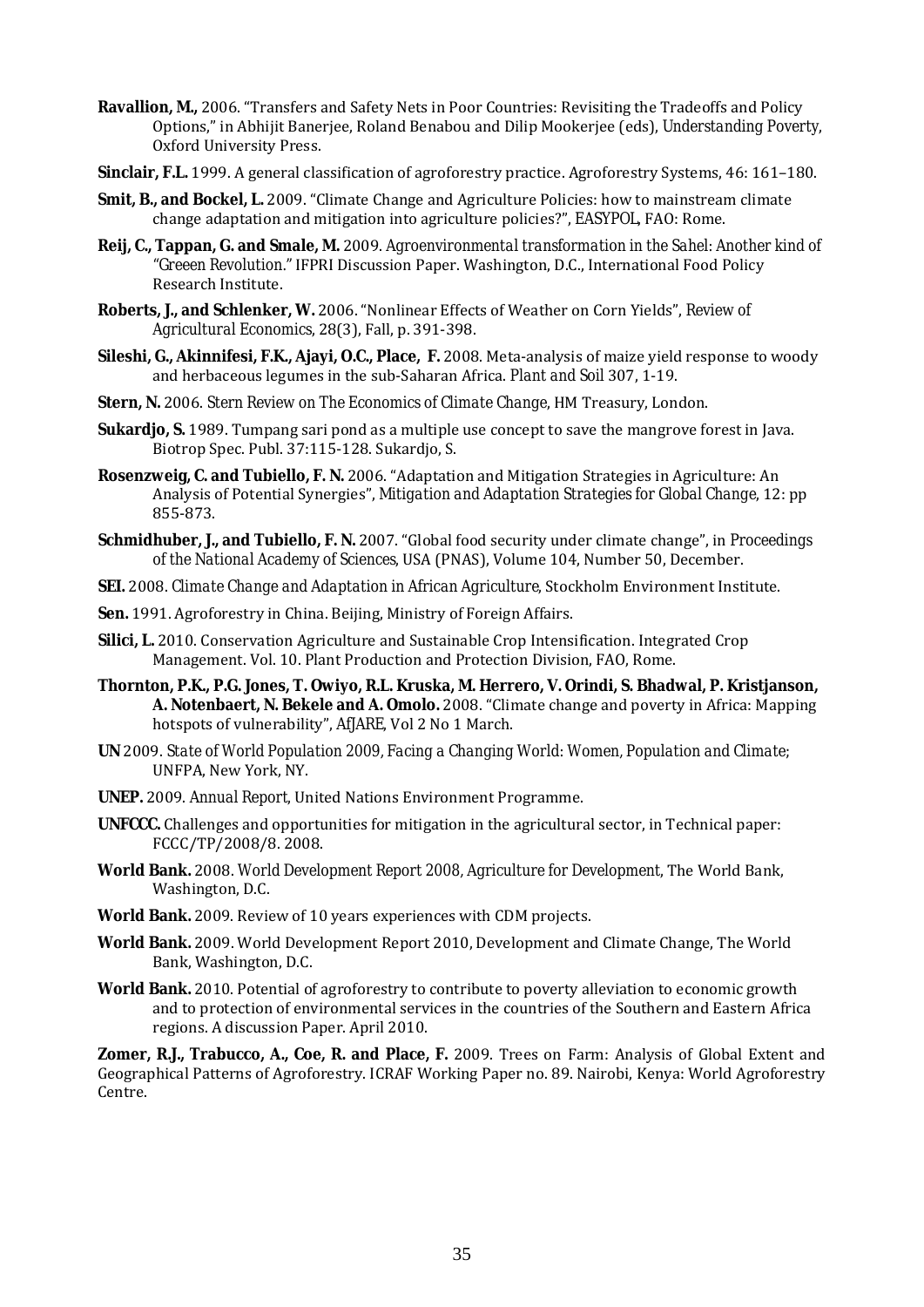**Ravallion, M.,** 2006. "Transfers and Safety Nets in Poor Countries: Revisiting the Tradeoffs and Policy Options," in Abhijit Banerjee, Roland Benabou and Dilip Mookerjee (eds), *Understanding Poverty*, Oxford University Press.

**Sinclair, F.L.** 1999. A general classification of agroforestry practice. Agroforestry Systems, 46: 161–180.

**Smit, B., and Bockel, L.** 2009. "Climate Change and Agriculture Policies: how to mainstream climate change adaptation and mitigation into agriculture policies?", *EASYPOL*, FAO: Rome.

**Reij, C., Tappan, G. and Smale, M.** 2009. *Agroenvironmental transformation in the Sahel: Another kind of "Greeen Revolution."* IFPRI Discussion Paper. Washington, D.C., International Food Policy Research Institute.

**Roberts, J., and Schlenker, W.** 2006. "Nonlinear Effects of Weather on Corn Yields", *Review of Agricultural Economics*, 28(3), Fall, p. 391-398.

**Sileshi, G., Akinnifesi, F.K., Ajayi, O.C., Place, F.** 2008. Meta-analysis of maize yield response to woody and herbaceous legumes in the sub-Saharan Africa. *Plant and Soil* 307, 1-19.

**Stern, N.** 2006. *Stern Review on The Economics of Climate Change*, HM Treasury, London.

**Sukardjo, S.** 1989. Tumpang sari pond as a multiple use concept to save the mangrove forest in Java. Biotrop Spec. Publ. 37:115-128. Sukardjo, S.

**Rosenzweig, C. and Tubiello, F. N.** 2006. "Adaptation and Mitigation Strategies in Agriculture: An Analysis of Potential Synergies", *Mitigation and Adaptation Strategies for Global Change*, 12: pp 855-873.

**Schmidhuber, J., and Tubiello, F. N.** 2007. "Global food security under climate change", in *Proceedings of the National Academy of Sciences*, USA (PNAS), Volume 104, Number 50, December.

**SEI.** 2008. *Climate Change and Adaptation in African Agriculture*, Stockholm Environment Institute.

**Sen.** 1991. Agroforestry in China. Beijing, Ministry of Foreign Affairs.

**Silici, L.** 2010. Conservation Agriculture and Sustainable Crop Intensification. Integrated Crop Management. Vol. 10. Plant Production and Protection Division, FAO, Rome.

**Thornton, P.K., P.G. Jones, T. Owiyo, R.L. Kruska, M. Herrero, V. Orindi, S. Bhadwal, P. Kristjanson, A. Notenbaert, N. Bekele and A. Omolo.** 2008. "Climate change and poverty in Africa: Mapping hotspots of vulnerability", *AfJARE*, Vol 2 No 1 March.

**UN** 2009. *State of World Population 2009, Facing a Changing World: Women, Population and Climate*; UNFPA, New York, NY.

**UNEP.** 2009. *Annual Report*, United Nations Environment Programme.

**UNFCCC.** Challenges and opportunities for mitigation in the agricultural sector, in Technical paper: FCCC/TP/2008/8. 2008.

**World Bank.** 2008. *World Development Report 2008, Agriculture for Development*, The World Bank, Washington, D.C.

**World Bank.** 2009. Review of 10 years experiences with CDM projects.

**World Bank.** 2009. World Development Report 2010, Development and Climate Change, The World Bank, Washington, D.C.

**World Bank.** 2010. Potential of agroforestry to contribute to poverty alleviation to economic growth and to protection of environmental services in the countries of the Southern and Eastern Africa regions. A discussion Paper. April 2010.

**Zomer, R.J., Trabucco, A., Coe, R. and Place, F.** 2009. Trees on Farm: Analysis of Global Extent and Geographical Patterns of Agroforestry. ICRAF Working Paper no. 89. Nairobi, Kenya: World Agroforestry Centre.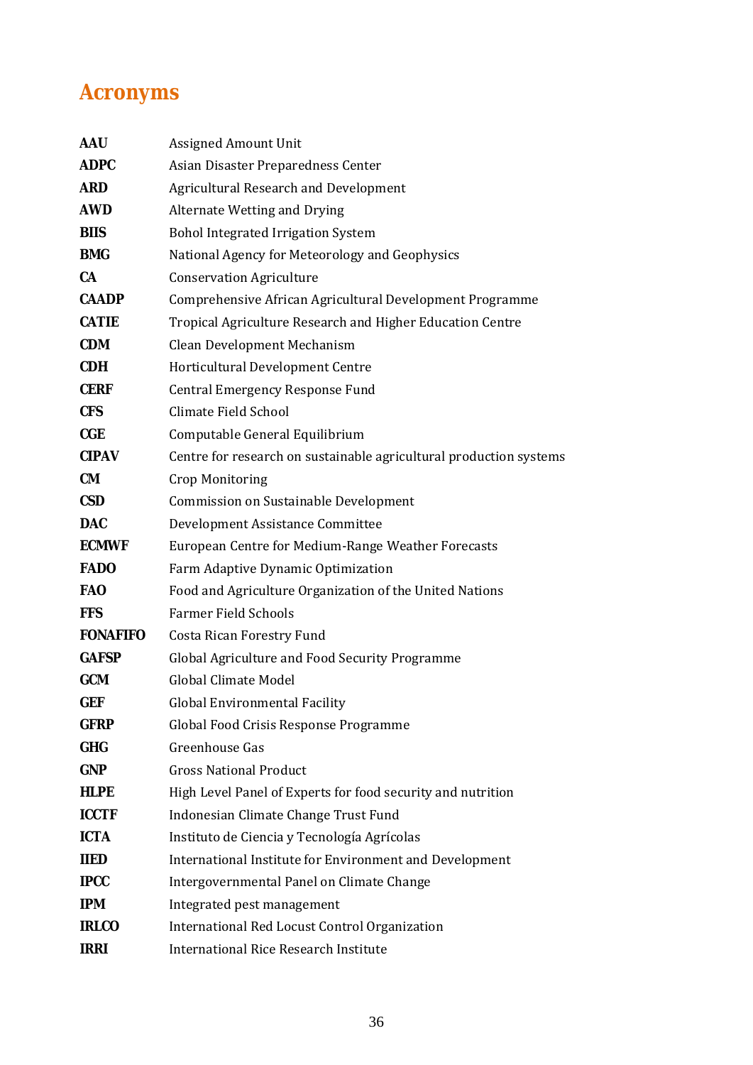# Acronyms

| | |
|---|---|
| **AAU** | Assigned Amount Unit |
| **ADPC** | Asian Disaster Preparedness Center |
| **ARD** | Agricultural Research and Development |
| **AWD** | Alternate Wetting and Drying |
| **BIIS** | Bohol Integrated Irrigation System |
| **BMG** | National Agency for Meteorology and Geophysics |
| **CA** | Conservation Agriculture |
| **CAADP** | Comprehensive African Agricultural Development Programme |
| **CATIE** | Tropical Agriculture Research and Higher Education Centre |
| **CDM** | Clean Development Mechanism |
| **CDH** | Horticultural Development Centre |
| **CERF** | Central Emergency Response Fund |
| **CFS** | Climate Field School |
| **CGE** | Computable General Equilibrium |
| **CIPAV** | Centre for research on sustainable agricultural production systems |
| **CM** | Crop Monitoring |
| **CSD** | Commission on Sustainable Development |
| **DAC** | Development Assistance Committee |
| **ECMWF** | European Centre for Medium-Range Weather Forecasts |
| **FADO** | Farm Adaptive Dynamic Optimization |
| **FAO** | Food and Agriculture Organization of the United Nations |
| **FFS** | Farmer Field Schools |
| **FONAFIFO** | Costa Rican Forestry Fund |
| **GAFSP** | Global Agriculture and Food Security Programme |
| **GCM** | Global Climate Model |
| **GEF** | Global Environmental Facility |
| **GFRP** | Global Food Crisis Response Programme |
| **GHG** | Greenhouse Gas |
| **GNP** | Gross National Product |
| **HLPE** | High Level Panel of Experts for food security and nutrition |
| **ICCTF** | Indonesian Climate Change Trust Fund |
| **ICTA** | Instituto de Ciencia y Tecnología Agrícolas |
| **IIED** | International Institute for Environment and Development |
| **IPCC** | Intergovernmental Panel on Climate Change |
| **IPM** | Integrated pest management |
| **IRLCO** | International Red Locust Control Organization |
| **IRRI** | International Rice Research Institute |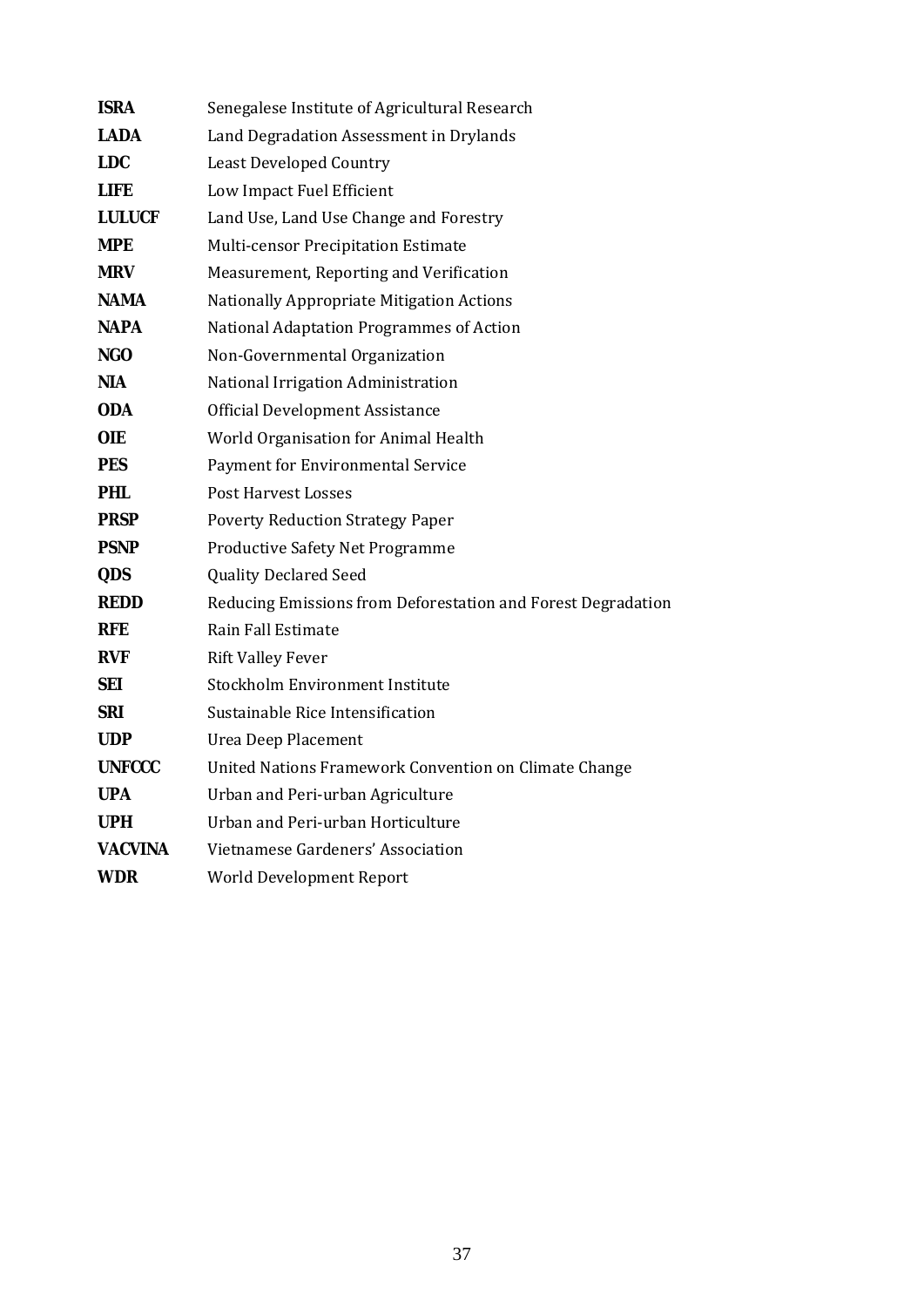| | |
|---|---|
| **ISRA** | Senegalese Institute of Agricultural Research |
| **LADA** | Land Degradation Assessment in Drylands |
| **LDC** | Least Developed Country |
| **LIFE** | Low Impact Fuel Efficient |
| **LULUCF** | Land Use, Land Use Change and Forestry |
| **MPE** | Multi-censor Precipitation Estimate |
| **MRV** | Measurement, Reporting and Verification |
| **NAMA** | Nationally Appropriate Mitigation Actions |
| **NAPA** | National Adaptation Programmes of Action |
| **NGO** | Non-Governmental Organization |
| **NIA** | National Irrigation Administration |
| **ODA** | Official Development Assistance |
| **OIE** | World Organisation for Animal Health |
| **PES** | Payment for Environmental Service |
| **PHL** | Post Harvest Losses |
| **PRSP** | Poverty Reduction Strategy Paper |
| **PSNP** | Productive Safety Net Programme |
| **QDS** | Quality Declared Seed |
| **REDD** | Reducing Emissions from Deforestation and Forest Degradation |
| **RFE** | Rain Fall Estimate |
| **RVF** | Rift Valley Fever |
| **SEI** | Stockholm Environment Institute |
| **SRI** | Sustainable Rice Intensification |
| **UDP** | Urea Deep Placement |
| **UNFCCC** | United Nations Framework Convention on Climate Change |
| **UPA** | Urban and Peri-urban Agriculture |
| **UPH** | Urban and Peri-urban Horticulture |
| **VACVINA** | Vietnamese Gardeners' Association |
| **WDR** | World Development Report |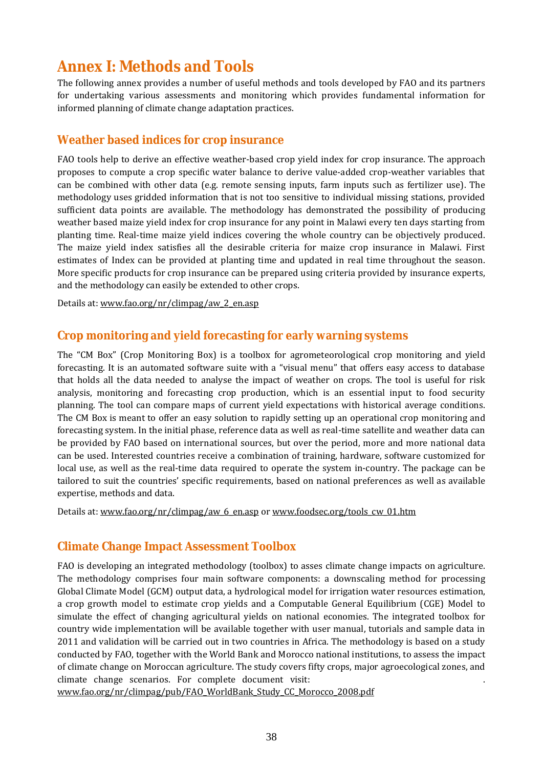# Annex I: Methods and Tools

The following annex provides a number of useful methods and tools developed by FAO and its partners for undertaking various assessments and monitoring which provides fundamental information for informed planning of climate change adaptation practices.

## Weather based indices for crop insurance

FAO tools help to derive an effective weather-based crop yield index for crop insurance. The approach proposes to compute a crop specific water balance to derive value-added crop-weather variables that can be combined with other data (e.g. remote sensing inputs, farm inputs such as fertilizer use). The methodology uses gridded information that is not too sensitive to individual missing stations, provided sufficient data points are available. The methodology has demonstrated the possibility of producing weather based maize yield index for crop insurance for any point in Malawi every ten days starting from planting time. Real-time maize yield indices covering the whole country can be objectively produced. The maize yield index satisfies all the desirable criteria for maize crop insurance in Malawi. First estimates of Index can be provided at planting time and updated in real time throughout the season. More specific products for crop insurance can be prepared using criteria provided by insurance experts, and the methodology can easily be extended to other crops.

Details at: www.fao.org/nr/climpag/aw_2_en.asp

## Crop monitoring and yield forecasting for early warning systems

The "CM Box" (Crop Monitoring Box) is a toolbox for agrometeorological crop monitoring and yield forecasting. It is an automated software suite with a "visual menu" that offers easy access to database that holds all the data needed to analyse the impact of weather on crops. The tool is useful for risk analysis, monitoring and forecasting crop production, which is an essential input to food security planning. The tool can compare maps of current yield expectations with historical average conditions. The CM Box is meant to offer an easy solution to rapidly setting up an operational crop monitoring and forecasting system. In the initial phase, reference data as well as real-time satellite and weather data can be provided by FAO based on international sources, but over the period, more and more national data can be used. Interested countries receive a combination of training, hardware, software customized for local use, as well as the real-time data required to operate the system in-country. The package can be tailored to suit the countries' specific requirements, based on national preferences as well as available expertise, methods and data.

Details at: www.fao.org/nr/climpag/aw_6_en.asp or www.foodsec.org/tools_cw_01.htm

## Climate Change Impact Assessment Toolbox

FAO is developing an integrated methodology (toolbox) to asses climate change impacts on agriculture. The methodology comprises four main software components: a downscaling method for processing Global Climate Model (GCM) output data, a hydrological model for irrigation water resources estimation, a crop growth model to estimate crop yields and a Computable General Equilibrium (CGE) Model to simulate the effect of changing agricultural yields on national economies. The integrated toolbox for country wide implementation will be available together with user manual, tutorials and sample data in 2011 and validation will be carried out in two countries in Africa. The methodology is based on a study conducted by FAO, together with the World Bank and Morocco national institutions, to assess the impact of climate change on Moroccan agriculture. The study covers fifty crops, major agroecological zones, and climate change scenarios. For complete document visit: www.fao.org/nr/climpag/pub/FAO_WorldBank_Study_CC_Morocco_2008.pdf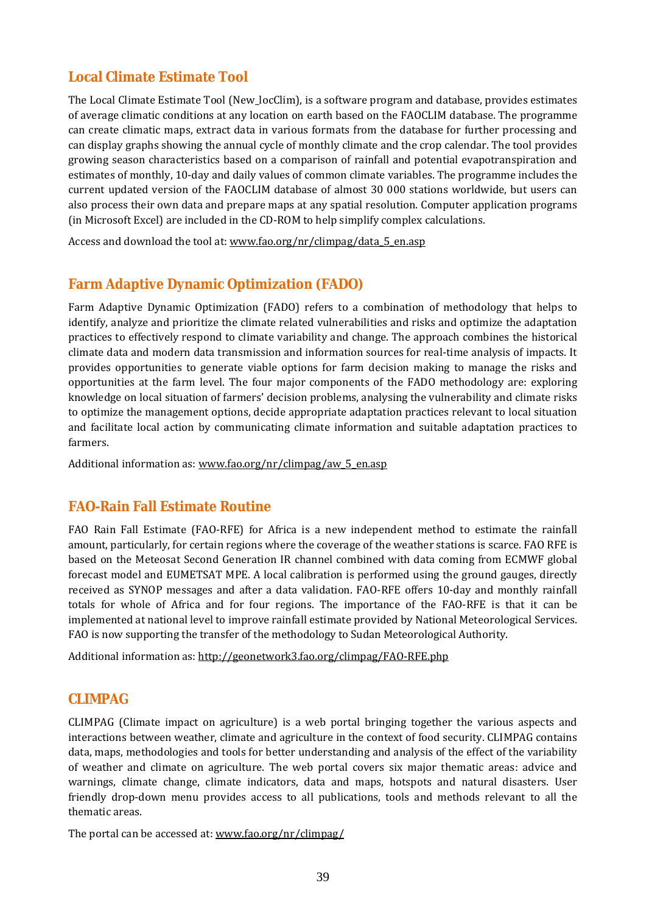## Local Climate Estimate Tool

The Local Climate Estimate Tool (New_locClim), is a software program and database, provides estimates of average climatic conditions at any location on earth based on the FAOCLIM database. The programme can create climatic maps, extract data in various formats from the database for further processing and can display graphs showing the annual cycle of monthly climate and the crop calendar. The tool provides growing season characteristics based on a comparison of rainfall and potential evapotranspiration and estimates of monthly, 10-day and daily values of common climate variables. The programme includes the current updated version of the FAOCLIM database of almost 30 000 stations worldwide, but users can also process their own data and prepare maps at any spatial resolution. Computer application programs (in Microsoft Excel) are included in the CD-ROM to help simplify complex calculations.

Access and download the tool at: www.fao.org/nr/climpag/data_5_en.asp

## Farm Adaptive Dynamic Optimization (FADO)

Farm Adaptive Dynamic Optimization (FADO) refers to a combination of methodology that helps to identify, analyze and prioritize the climate related vulnerabilities and risks and optimize the adaptation practices to effectively respond to climate variability and change. The approach combines the historical climate data and modern data transmission and information sources for real-time analysis of impacts. It provides opportunities to generate viable options for farm decision making to manage the risks and opportunities at the farm level. The four major components of the FADO methodology are: exploring knowledge on local situation of farmers' decision problems, analysing the vulnerability and climate risks to optimize the management options, decide appropriate adaptation practices relevant to local situation and facilitate local action by communicating climate information and suitable adaptation practices to farmers.

Additional information as: www.fao.org/nr/climpag/aw_5_en.asp

## FAO-Rain Fall Estimate Routine

FAO Rain Fall Estimate (FAO-RFE) for Africa is a new independent method to estimate the rainfall amount, particularly, for certain regions where the coverage of the weather stations is scarce. FAO RFE is based on the Meteosat Second Generation IR channel combined with data coming from ECMWF global forecast model and EUMETSAT MPE. A local calibration is performed using the ground gauges, directly received as SYNOP messages and after a data validation. FAO-RFE offers 10-day and monthly rainfall totals for whole of Africa and for four regions. The importance of the FAO-RFE is that it can be implemented at national level to improve rainfall estimate provided by National Meteorological Services. FAO is now supporting the transfer of the methodology to Sudan Meteorological Authority.

Additional information as: http://geonetwork3.fao.org/climpag/FAO-RFE.php

## CLIMPAG

CLIMPAG (Climate impact on agriculture) is a web portal bringing together the various aspects and interactions between weather, climate and agriculture in the context of food security. CLIMPAG contains data, maps, methodologies and tools for better understanding and analysis of the effect of the variability of weather and climate on agriculture. The web portal covers six major thematic areas: advice and warnings, climate change, climate indicators, data and maps, hotspots and natural disasters. User friendly drop-down menu provides access to all publications, tools and methods relevant to all the thematic areas.

The portal can be accessed at: www.fao.org/nr/climpag/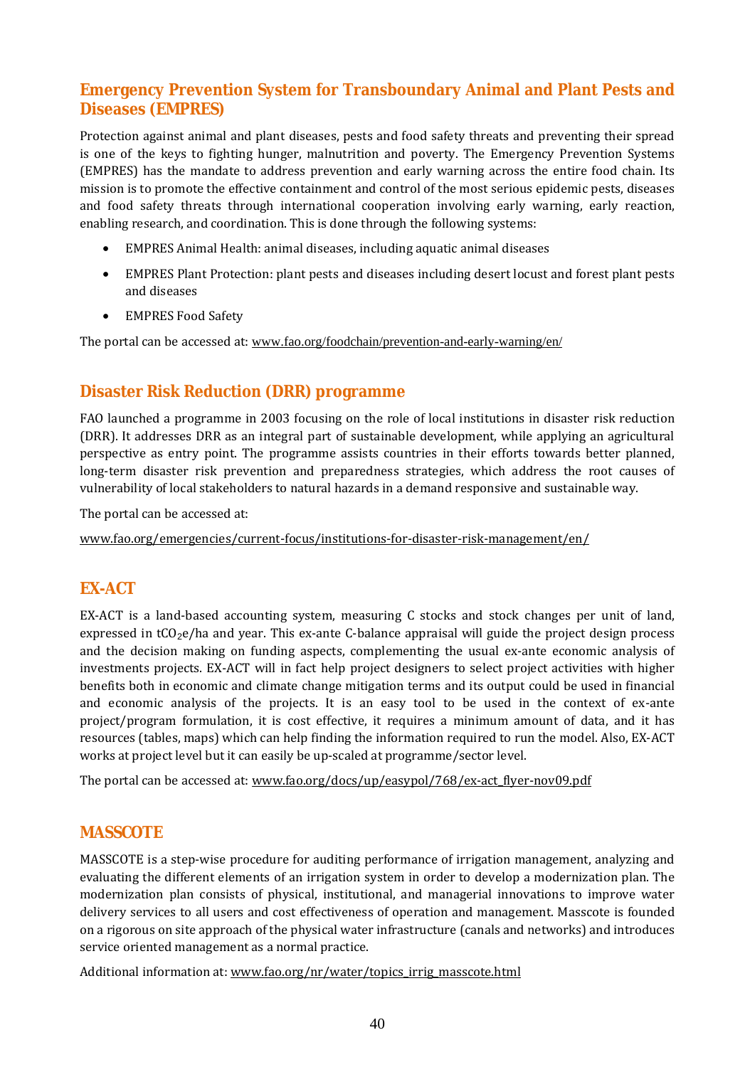## Emergency Prevention System for Transboundary Animal and Plant Pests and Diseases (EMPRES)

Protection against animal and plant diseases, pests and food safety threats and preventing their spread is one of the keys to fighting hunger, malnutrition and poverty. The Emergency Prevention Systems (EMPRES) has the mandate to address prevention and early warning across the entire food chain. Its mission is to promote the effective containment and control of the most serious epidemic pests, diseases and food safety threats through international cooperation involving early warning, early reaction, enabling research, and coordination. This is done through the following systems:

- EMPRES Animal Health: animal diseases, including aquatic animal diseases
- EMPRES Plant Protection: plant pests and diseases including desert locust and forest plant pests and diseases
- EMPRES Food Safety

The portal can be accessed at: www.fao.org/foodchain/prevention-and-early-warning/en/

## Disaster Risk Reduction (DRR) programme

FAO launched a programme in 2003 focusing on the role of local institutions in disaster risk reduction (DRR). It addresses DRR as an integral part of sustainable development, while applying an agricultural perspective as entry point. The programme assists countries in their efforts towards better planned, long-term disaster risk prevention and preparedness strategies, which address the root causes of vulnerability of local stakeholders to natural hazards in a demand responsive and sustainable way.

The portal can be accessed at:

www.fao.org/emergencies/current-focus/institutions-for-disaster-risk-management/en/

## EX-ACT

EX-ACT is a land-based accounting system, measuring C stocks and stock changes per unit of land, expressed in $tCO_2e$/ha and year. This ex-ante C-balance appraisal will guide the project design process and the decision making on funding aspects, complementing the usual ex-ante economic analysis of investments projects. EX-ACT will in fact help project designers to select project activities with higher benefits both in economic and climate change mitigation terms and its output could be used in financial and economic analysis of the projects. It is an easy tool to be used in the context of ex-ante project/program formulation, it is cost effective, it requires a minimum amount of data, and it has resources (tables, maps) which can help finding the information required to run the model. Also, EX-ACT works at project level but it can easily be up-scaled at programme/sector level.

The portal can be accessed at: www.fao.org/docs/up/easypol/768/ex-act_flyer-nov09.pdf

## MASSCOTE

MASSCOTE is a step-wise procedure for auditing performance of irrigation management, analyzing and evaluating the different elements of an irrigation system in order to develop a modernization plan. The modernization plan consists of physical, institutional, and managerial innovations to improve water delivery services to all users and cost effectiveness of operation and management. Masscote is founded on a rigorous on site approach of the physical water infrastructure (canals and networks) and introduces service oriented management as a normal practice.

Additional information at: www.fao.org/nr/water/topics_irrig_masscote.html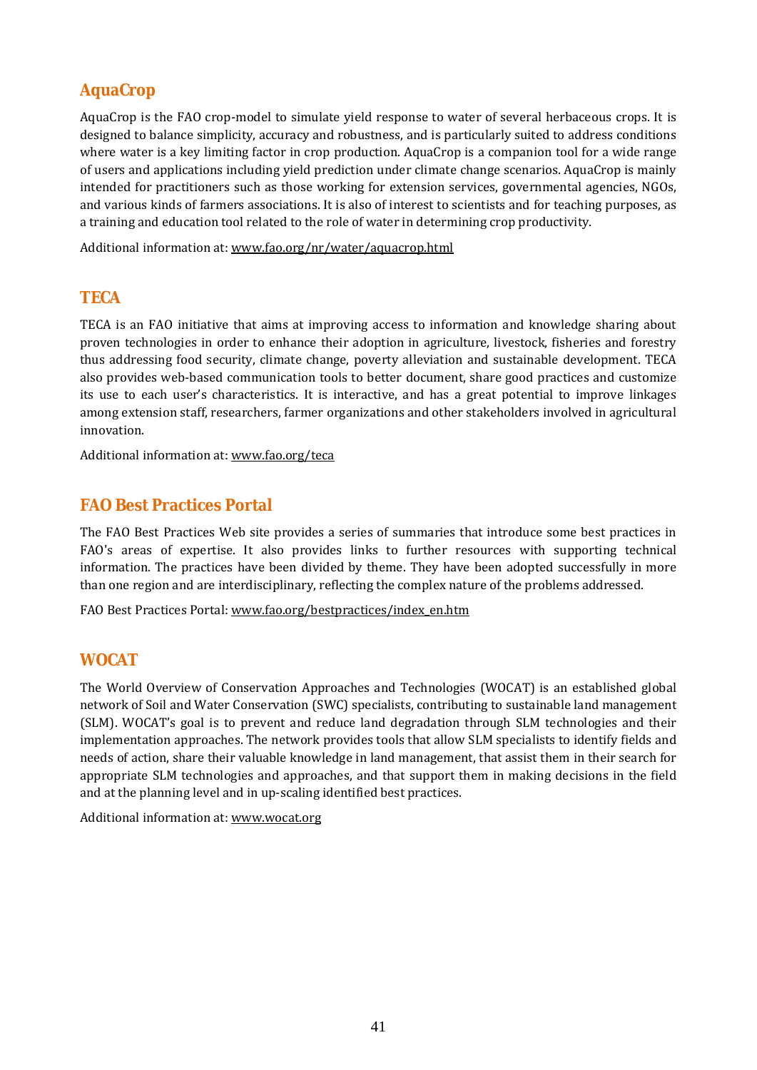## AquaCrop

AquaCrop is the FAO crop-model to simulate yield response to water of several herbaceous crops. It is designed to balance simplicity, accuracy and robustness, and is particularly suited to address conditions where water is a key limiting factor in crop production. AquaCrop is a companion tool for a wide range of users and applications including yield prediction under climate change scenarios. AquaCrop is mainly intended for practitioners such as those working for extension services, governmental agencies, NGOs, and various kinds of farmers associations. It is also of interest to scientists and for teaching purposes, as a training and education tool related to the role of water in determining crop productivity.

Additional information at: www.fao.org/nr/water/aquacrop.html

## TECA

TECA is an FAO initiative that aims at improving access to information and knowledge sharing about proven technologies in order to enhance their adoption in agriculture, livestock, fisheries and forestry thus addressing food security, climate change, poverty alleviation and sustainable development. TECA also provides web-based communication tools to better document, share good practices and customize its use to each user's characteristics. It is interactive, and has a great potential to improve linkages among extension staff, researchers, farmer organizations and other stakeholders involved in agricultural innovation.

Additional information at: www.fao.org/teca

## FAO Best Practices Portal

The FAO Best Practices Web site provides a series of summaries that introduce some best practices in FAO's areas of expertise. It also provides links to further resources with supporting technical information. The practices have been divided by theme. They have been adopted successfully in more than one region and are interdisciplinary, reflecting the complex nature of the problems addressed.

FAO Best Practices Portal: www.fao.org/bestpractices/index_en.htm

## WOCAT

The World Overview of Conservation Approaches and Technologies (WOCAT) is an established global network of Soil and Water Conservation (SWC) specialists, contributing to sustainable land management (SLM). WOCAT's goal is to prevent and reduce land degradation through SLM technologies and their implementation approaches. The network provides tools that allow SLM specialists to identify fields and needs of action, share their valuable knowledge in land management, that assist them in their search for appropriate SLM technologies and approaches, and that support them in making decisions in the field and at the planning level and in up-scaling identified best practices.

Additional information at: www.wocat.org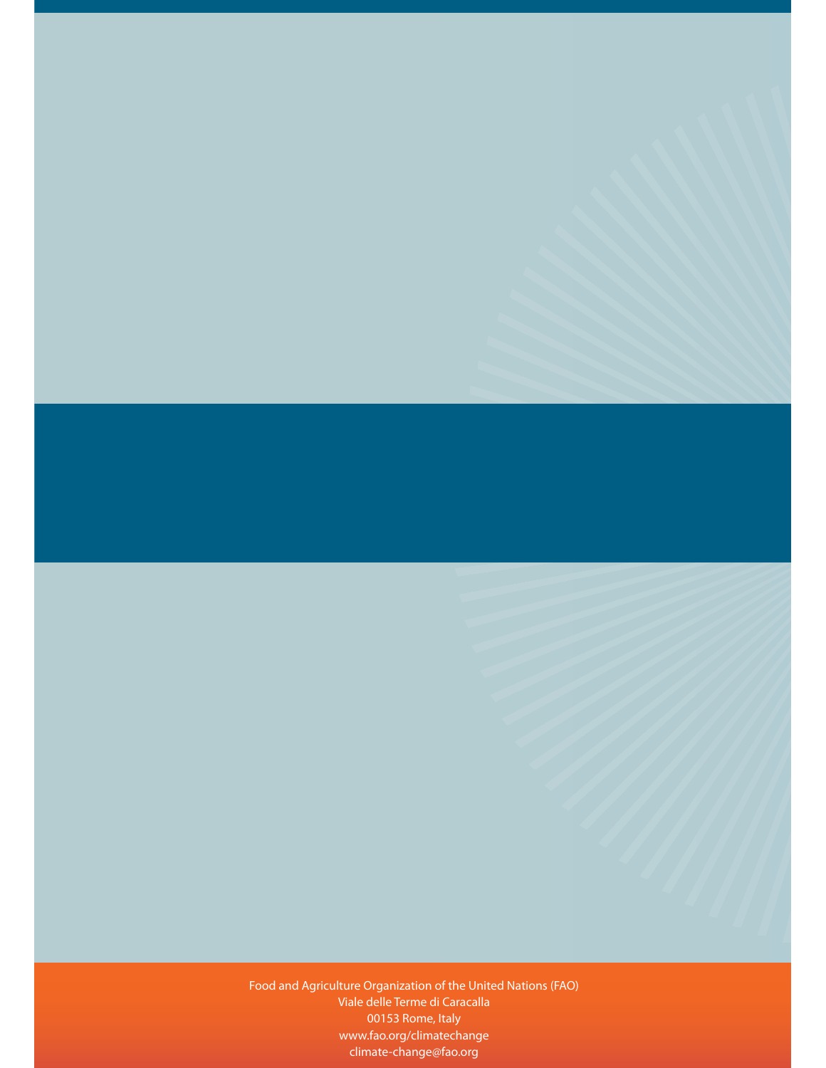Food and Agriculture Organization of the United Nations (FAO)
Viale delle Terme di Caracalla
00153 Rome, Italy
www.fao.org/climatechange
climate-change@fao.org